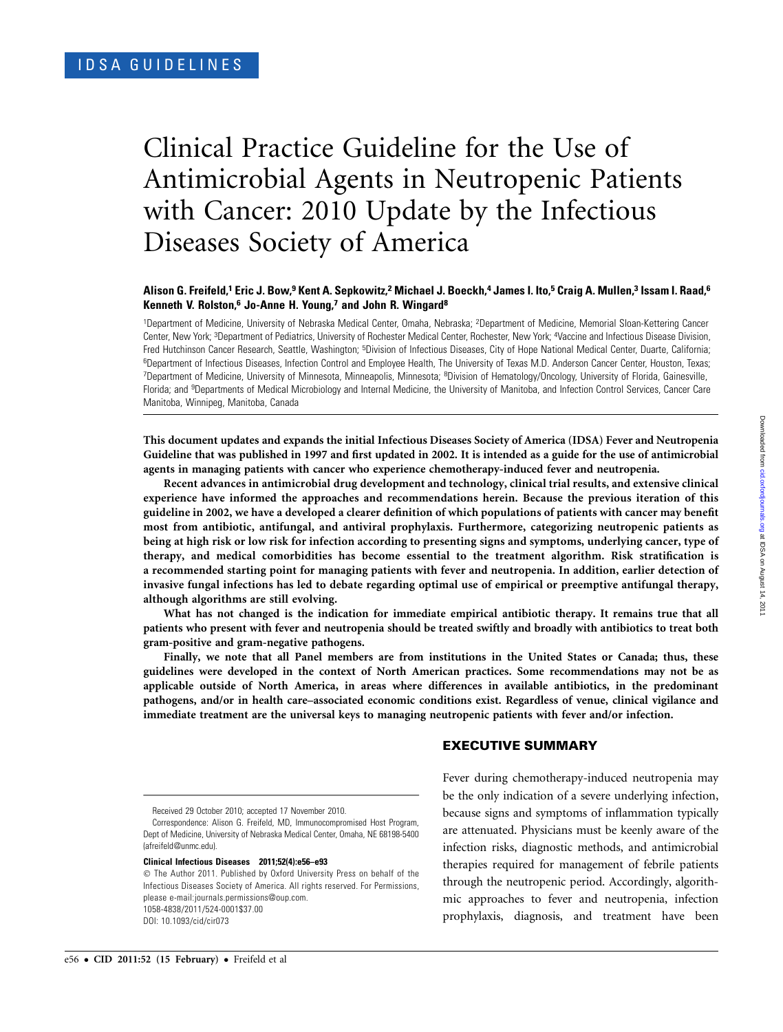IDSA GUIDELINES

# Clinical Practice Guideline for the Use of Antimicrobial Agents in Neutropenic Patients with Cancer: 2010 Update by the Infectious Diseases Society of America

**Alison G. Freifeld,[1] Eric J. Bow,[9] Kent A. Sepkowitz,[2] Michael J. Boeckh,[4] James I. Ito,[5] Craig A. Mullen,[3] Issam I. Raad,[6] Kenneth V. Rolston,[6] Jo-Anne H. Young,[7] and John R. Wingard[8]**

[1]Department of Medicine, University of Nebraska Medical Center, Omaha, Nebraska; [2]Department of Medicine, Memorial Sloan-Kettering Cancer Center, New York; [3]Department of Pediatrics, University of Rochester Medical Center, Rochester, New York; [4]Vaccine and Infectious Disease Division, Fred Hutchinson Cancer Research, Seattle, Washington; [5]Division of Infectious Diseases, City of Hope National Medical Center, Duarte, California; [6]Department of Infectious Diseases, Infection Control and Employee Health, The University of Texas M.D. Anderson Cancer Center, Houston, Texas; [7]Department of Medicine, University of Minnesota, Minneapolis, Minnesota; [8]Division of Hematology/Oncology, University of Florida, Gainesville, Florida; and [9]Departments of Medical Microbiology and Internal Medicine, the University of Manitoba, and Infection Control Services, Cancer Care Manitoba, Winnipeg, Manitoba, Canada

**This document updates and expands the initial Infectious Diseases Society of America (IDSA) Fever and Neutropenia Guideline that was published in 1997 and first updated in 2002. It is intended as a guide for the use of antimicrobial agents in managing patients with cancer who experience chemotherapy-induced fever and neutropenia.**

**Recent advances in antimicrobial drug development and technology, clinical trial results, and extensive clinical experience have informed the approaches and recommendations herein. Because the previous iteration of this guideline in 2002, we have a developed a clearer definition of which populations of patients with cancer may benefit most from antibiotic, antifungal, and antiviral prophylaxis. Furthermore, categorizing neutropenic patients as being at high risk or low risk for infection according to presenting signs and symptoms, underlying cancer, type of therapy, and medical comorbidities has become essential to the treatment algorithm. Risk stratification is a recommended starting point for managing patients with fever and neutropenia. In addition, earlier detection of invasive fungal infections has led to debate regarding optimal use of empirical or preemptive antifungal therapy, although algorithms are still evolving.**

**What has not changed is the indication for immediate empirical antibiotic therapy. It remains true that all patients who present with fever and neutropenia should be treated swiftly and broadly with antibiotics to treat both gram-positive and gram-negative pathogens.**

**Finally, we note that all Panel members are from institutions in the United States or Canada; thus, these guidelines were developed in the context of North American practices. Some recommendations may not be as applicable outside of North America, in areas where differences in available antibiotics, in the predominant pathogens, and/or in health care–associated economic conditions exist. Regardless of venue, clinical vigilance and immediate treatment are the universal keys to managing neutropenic patients with fever and/or infection.**

## EXECUTIVE SUMMARY

Fever during chemotherapy-induced neutropenia may be the only indication of a severe underlying infection, because signs and symptoms of inflammation typically are attenuated. Physicians must be keenly aware of the infection risks, diagnostic methods, and antimicrobial therapies required for management of febrile patients through the neutropenic period. Accordingly, algorithmic approaches to fever and neutropenia, infection prophylaxis, diagnosis, and treatment have been

Received 29 October 2010; accepted 17 November 2010.

Correspondence: Alison G. Freifeld, MD, Immunocompromised Host Program, Dept of Medicine, University of Nebraska Medical Center, Omaha, NE 68198-5400 (afreifeld@unmc.edu).

**Clinical Infectious Diseases 2011;52(4):e56–e93**

© The Author 2011. Published by Oxford University Press on behalf of the Infectious Diseases Society of America. All rights reserved. For Permissions, please e-mail:journals.permissions@oup.com.
1058-4838/2011/524-0001$37.00
DOI: 10.1093/cid/cir073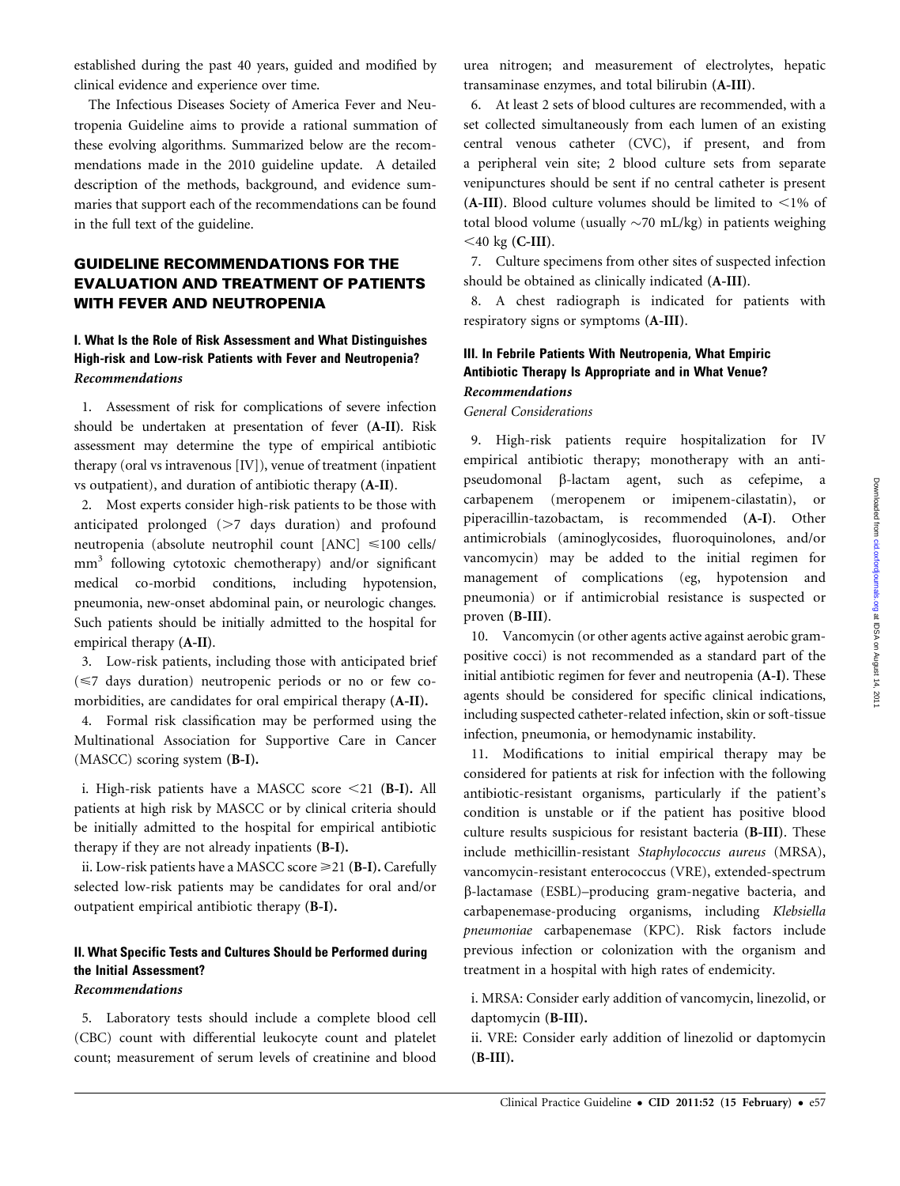established during the past 40 years, guided and modified by clinical evidence and experience over time.

The Infectious Diseases Society of America Fever and Neutropenia Guideline aims to provide a rational summation of these evolving algorithms. Summarized below are the recommendations made in the 2010 guideline update. A detailed description of the methods, background, and evidence summaries that support each of the recommendations can be found in the full text of the guideline.

## GUIDELINE RECOMMENDATIONS FOR THE EVALUATION AND TREATMENT OF PATIENTS WITH FEVER AND NEUTROPENIA

### I. What Is the Role of Risk Assessment and What Distinguishes High-risk and Low-risk Patients with Fever and Neutropenia?

***Recommendations***

1. Assessment of risk for complications of severe infection should be undertaken at presentation of fever (**A-II**). Risk assessment may determine the type of empirical antibiotic therapy (oral vs intravenous [IV]), venue of treatment (inpatient vs outpatient), and duration of antibiotic therapy (**A-II**).

2. Most experts consider high-risk patients to be those with anticipated prolonged (>7 days duration) and profound neutropenia (absolute neutrophil count [ANC] ≤100 cells/$mm^3$ following cytotoxic chemotherapy) and/or significant medical co-morbid conditions, including hypotension, pneumonia, new-onset abdominal pain, or neurologic changes. Such patients should be initially admitted to the hospital for empirical therapy (**A-II**).

3. Low-risk patients, including those with anticipated brief (≤7 days duration) neutropenic periods or no or few co-morbidities, are candidates for oral empirical therapy (**A-II**).

4. Formal risk classification may be performed using the Multinational Association for Supportive Care in Cancer (MASCC) scoring system (**B-I**).

i. High-risk patients have a MASCC score <21 (**B-I**). All patients at high risk by MASCC or by clinical criteria should be initially admitted to the hospital for empirical antibiotic therapy if they are not already inpatients (**B-I**).

ii. Low-risk patients have a MASCC score ≥21 (**B-I**). Carefully selected low-risk patients may be candidates for oral and/or outpatient empirical antibiotic therapy (**B-I**).

### II. What Specific Tests and Cultures Should be Performed during the Initial Assessment?

***Recommendations***

5. Laboratory tests should include a complete blood cell (CBC) count with differential leukocyte count and platelet count; measurement of serum levels of creatinine and blood urea nitrogen; and measurement of electrolytes, hepatic transaminase enzymes, and total bilirubin (**A-III**).

6. At least 2 sets of blood cultures are recommended, with a set collected simultaneously from each lumen of an existing central venous catheter (CVC), if present, and from a peripheral vein site; 2 blood culture sets from separate venipunctures should be sent if no central catheter is present (**A-III**). Blood culture volumes should be limited to <1% of total blood volume (usually ~70 mL/kg) in patients weighing <40 kg (**C-III**).

7. Culture specimens from other sites of suspected infection should be obtained as clinically indicated (**A-III**).

8. A chest radiograph is indicated for patients with respiratory signs or symptoms (**A-III**).

### III. In Febrile Patients With Neutropenia, What Empiric Antibiotic Therapy Is Appropriate and in What Venue?

***Recommendations***

*General Considerations*

9. High-risk patients require hospitalization for IV empirical antibiotic therapy; monotherapy with an anti-pseudomonal β-lactam agent, such as cefepime, a carbapenem (meropenem or imipenem-cilastatin), or piperacillin-tazobactam, is recommended (**A-I**). Other antimicrobials (aminoglycosides, fluoroquinolones, and/or vancomycin) may be added to the initial regimen for management of complications (eg, hypotension and pneumonia) or if antimicrobial resistance is suspected or proven (**B-III**).

10. Vancomycin (or other agents active against aerobic gram-positive cocci) is not recommended as a standard part of the initial antibiotic regimen for fever and neutropenia (**A-I**). These agents should be considered for specific clinical indications, including suspected catheter-related infection, skin or soft-tissue infection, pneumonia, or hemodynamic instability.

11. Modifications to initial empirical therapy may be considered for patients at risk for infection with the following antibiotic-resistant organisms, particularly if the patient's condition is unstable or if the patient has positive blood culture results suspicious for resistant bacteria (**B-III**). These include methicillin-resistant *Staphylococcus aureus* (MRSA), vancomycin-resistant enterococcus (VRE), extended-spectrum β-lactamase (ESBL)–producing gram-negative bacteria, and carbapenemase-producing organisms, including *Klebsiella pneumoniae* carbapenemase (KPC). Risk factors include previous infection or colonization with the organism and treatment in a hospital with high rates of endemicity.

i. MRSA: Consider early addition of vancomycin, linezolid, or daptomycin (**B-III**).

ii. VRE: Consider early addition of linezolid or daptomycin (**B-III**).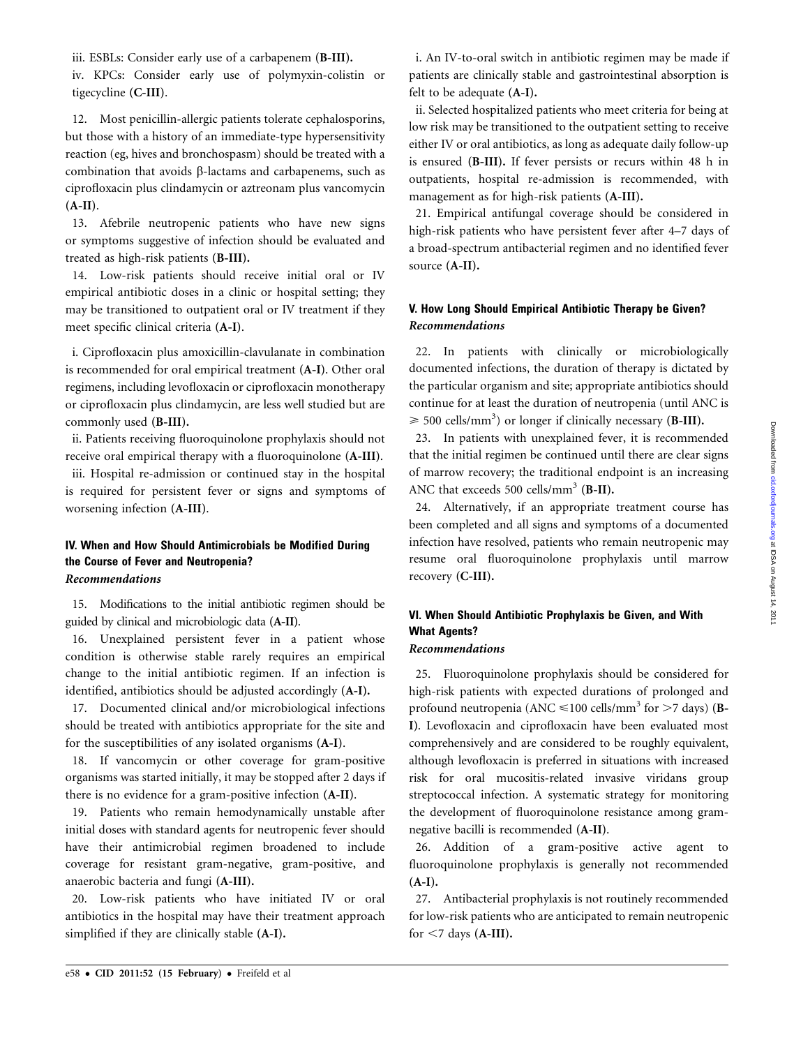iii. ESBLs: Consider early use of a carbapenem (**B-III**).

iv. KPCs: Consider early use of polymyxin-colistin or tigecycline (**C-III**).

12. Most penicillin-allergic patients tolerate cephalosporins, but those with a history of an immediate-type hypersensitivity reaction (eg, hives and bronchospasm) should be treated with a combination that avoids β-lactams and carbapenems, such as ciprofloxacin plus clindamycin or aztreonam plus vancomycin (**A-II**).

13. Afebrile neutropenic patients who have new signs or symptoms suggestive of infection should be evaluated and treated as high-risk patients (**B-III**).

14. Low-risk patients should receive initial oral or IV empirical antibiotic doses in a clinic or hospital setting; they may be transitioned to outpatient oral or IV treatment if they meet specific clinical criteria (**A-I**).

i. Ciprofloxacin plus amoxicillin-clavulanate in combination is recommended for oral empirical treatment (**A-I**). Other oral regimens, including levofloxacin or ciprofloxacin monotherapy or ciprofloxacin plus clindamycin, are less well studied but are commonly used (**B-III**).

ii. Patients receiving fluoroquinolone prophylaxis should not receive oral empirical therapy with a fluoroquinolone (**A-III**).

iii. Hospital re-admission or continued stay in the hospital is required for persistent fever or signs and symptoms of worsening infection (**A-III**).

## IV. When and How Should Antimicrobials be Modified During the Course of Fever and Neutropenia?

***Recommendations***

15. Modifications to the initial antibiotic regimen should be guided by clinical and microbiologic data (**A-II**).

16. Unexplained persistent fever in a patient whose condition is otherwise stable rarely requires an empirical change to the initial antibiotic regimen. If an infection is identified, antibiotics should be adjusted accordingly (**A-I**).

17. Documented clinical and/or microbiological infections should be treated with antibiotics appropriate for the site and for the susceptibilities of any isolated organisms (**A-I**).

18. If vancomycin or other coverage for gram-positive organisms was started initially, it may be stopped after 2 days if there is no evidence for a gram-positive infection (**A-II**).

19. Patients who remain hemodynamically unstable after initial doses with standard agents for neutropenic fever should have their antimicrobial regimen broadened to include coverage for resistant gram-negative, gram-positive, and anaerobic bacteria and fungi (**A-III**).

20. Low-risk patients who have initiated IV or oral antibiotics in the hospital may have their treatment approach simplified if they are clinically stable (**A-I**).

i. An IV-to-oral switch in antibiotic regimen may be made if patients are clinically stable and gastrointestinal absorption is felt to be adequate (**A-I**).

ii. Selected hospitalized patients who meet criteria for being at low risk may be transitioned to the outpatient setting to receive either IV or oral antibiotics, as long as adequate daily follow-up is ensured (**B-III**). If fever persists or recurs within 48 h in outpatients, hospital re-admission is recommended, with management as for high-risk patients (**A-III**).

21. Empirical antifungal coverage should be considered in high-risk patients who have persistent fever after 4–7 days of a broad-spectrum antibacterial regimen and no identified fever source (**A-II**).

## V. How Long Should Empirical Antibiotic Therapy be Given?

***Recommendations***

22. In patients with clinically or microbiologically documented infections, the duration of therapy is dictated by the particular organism and site; appropriate antibiotics should continue for at least the duration of neutropenia (until ANC is $\geq$ 500 cells/mm$^3$) or longer if clinically necessary (**B-III**).

23. In patients with unexplained fever, it is recommended that the initial regimen be continued until there are clear signs of marrow recovery; the traditional endpoint is an increasing ANC that exceeds 500 cells/mm$^3$ (**B-II**).

24. Alternatively, if an appropriate treatment course has been completed and all signs and symptoms of a documented infection have resolved, patients who remain neutropenic may resume oral fluoroquinolone prophylaxis until marrow recovery (**C-III**).

## VI. When Should Antibiotic Prophylaxis be Given, and With What Agents?

***Recommendations***

25. Fluoroquinolone prophylaxis should be considered for high-risk patients with expected durations of prolonged and profound neutropenia (ANC $\leq$100 cells/mm$^3$ for $>$7 days) (**B-I**). Levofloxacin and ciprofloxacin have been evaluated most comprehensively and are considered to be roughly equivalent, although levofloxacin is preferred in situations with increased risk for oral mucositis-related invasive viridans group streptococcal infection. A systematic strategy for monitoring the development of fluoroquinolone resistance among gram-negative bacilli is recommended (**A-II**).

26. Addition of a gram-positive active agent to fluoroquinolone prophylaxis is generally not recommended (**A-I**).

27. Antibacterial prophylaxis is not routinely recommended for low-risk patients who are anticipated to remain neutropenic for $<$7 days (**A-III**).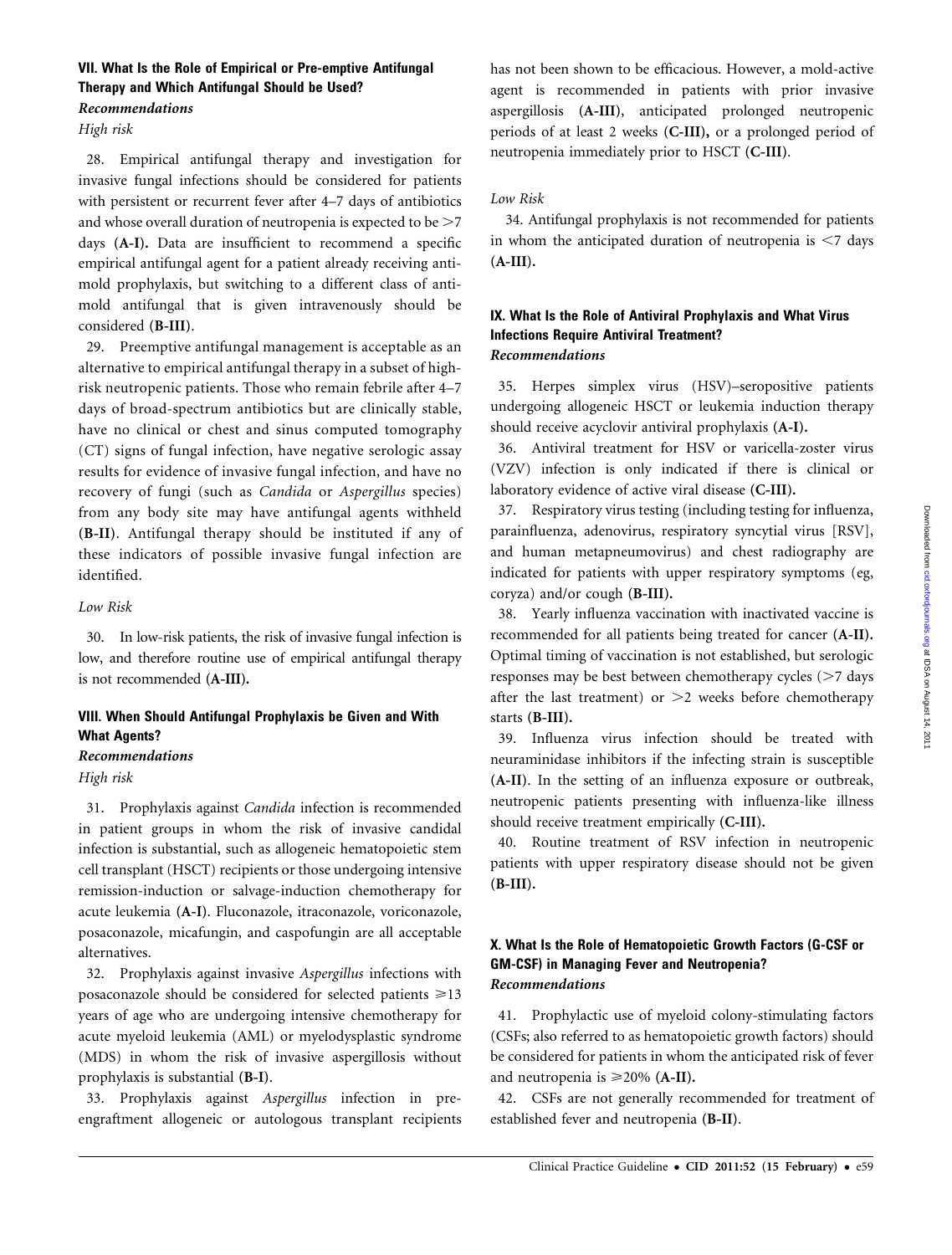### VII. What Is the Role of Empirical or Pre-emptive Antifungal Therapy and Which Antifungal Should be Used?

#### *Recommendations*

*High risk*

28. Empirical antifungal therapy and investigation for invasive fungal infections should be considered for patients with persistent or recurrent fever after 4–7 days of antibiotics and whose overall duration of neutropenia is expected to be >7 days **(A-I).** Data are insufficient to recommend a specific empirical antifungal agent for a patient already receiving anti-mold prophylaxis, but switching to a different class of anti-mold antifungal that is given intravenously should be considered **(B-III)**.

29. Preemptive antifungal management is acceptable as an alternative to empirical antifungal therapy in a subset of high-risk neutropenic patients. Those who remain febrile after 4–7 days of broad-spectrum antibiotics but are clinically stable, have no clinical or chest and sinus computed tomography (CT) signs of fungal infection, have negative serologic assay results for evidence of invasive fungal infection, and have no recovery of fungi (such as *Candida* or *Aspergillus* species) from any body site may have antifungal agents withheld **(B-II)**. Antifungal therapy should be instituted if any of these indicators of possible invasive fungal infection are identified.

*Low Risk*

30. In low-risk patients, the risk of invasive fungal infection is low, and therefore routine use of empirical antifungal therapy is not recommended **(A-III).**

### VIII. When Should Antifungal Prophylaxis be Given and With What Agents?

#### *Recommendations*

*High risk*

31. Prophylaxis against *Candida* infection is recommended in patient groups in whom the risk of invasive candidal infection is substantial, such as allogeneic hematopoietic stem cell transplant (HSCT) recipients or those undergoing intensive remission-induction or salvage-induction chemotherapy for acute leukemia **(A-I)**. Fluconazole, itraconazole, voriconazole, posaconazole, micafungin, and caspofungin are all acceptable alternatives.

32. Prophylaxis against invasive *Aspergillus* infections with posaconazole should be considered for selected patients ⩾13 years of age who are undergoing intensive chemotherapy for acute myeloid leukemia (AML) or myelodysplastic syndrome (MDS) in whom the risk of invasive aspergillosis without prophylaxis is substantial **(B-I)**.

33. Prophylaxis against *Aspergillus* infection in pre-engraftment allogeneic or autologous transplant recipients has not been shown to be efficacious. However, a mold-active agent is recommended in patients with prior invasive aspergillosis **(A-III)**, anticipated prolonged neutropenic periods of at least 2 weeks **(C-III),** or a prolonged period of neutropenia immediately prior to HSCT **(C-III)**.

*Low Risk*

34. Antifungal prophylaxis is not recommended for patients in whom the anticipated duration of neutropenia is <7 days **(A-III).**

### IX. What Is the Role of Antiviral Prophylaxis and What Virus Infections Require Antiviral Treatment?

#### *Recommendations*

35. Herpes simplex virus (HSV)–seropositive patients undergoing allogeneic HSCT or leukemia induction therapy should receive acyclovir antiviral prophylaxis **(A-I).**

36. Antiviral treatment for HSV or varicella-zoster virus (VZV) infection is only indicated if there is clinical or laboratory evidence of active viral disease **(C-III).**

37. Respiratory virus testing (including testing for influenza, parainfluenza, adenovirus, respiratory syncytial virus [RSV], and human metapneumovirus) and chest radiography are indicated for patients with upper respiratory symptoms (eg, coryza) and/or cough **(B-III).**

38. Yearly influenza vaccination with inactivated vaccine is recommended for all patients being treated for cancer **(A-II).** Optimal timing of vaccination is not established, but serologic responses may be best between chemotherapy cycles (>7 days after the last treatment) or >2 weeks before chemotherapy starts **(B-III).**

39. Influenza virus infection should be treated with neuraminidase inhibitors if the infecting strain is susceptible **(A-II)**. In the setting of an influenza exposure or outbreak, neutropenic patients presenting with influenza-like illness should receive treatment empirically **(C-III).**

40. Routine treatment of RSV infection in neutropenic patients with upper respiratory disease should not be given **(B-III).**

### X. What Is the Role of Hematopoietic Growth Factors (G-CSF or GM-CSF) in Managing Fever and Neutropenia?

#### *Recommendations*

41. Prophylactic use of myeloid colony-stimulating factors (CSFs; also referred to as hematopoietic growth factors) should be considered for patients in whom the anticipated risk of fever and neutropenia is ⩾20% **(A-II).**

42. CSFs are not generally recommended for treatment of established fever and neutropenia **(B-II)**.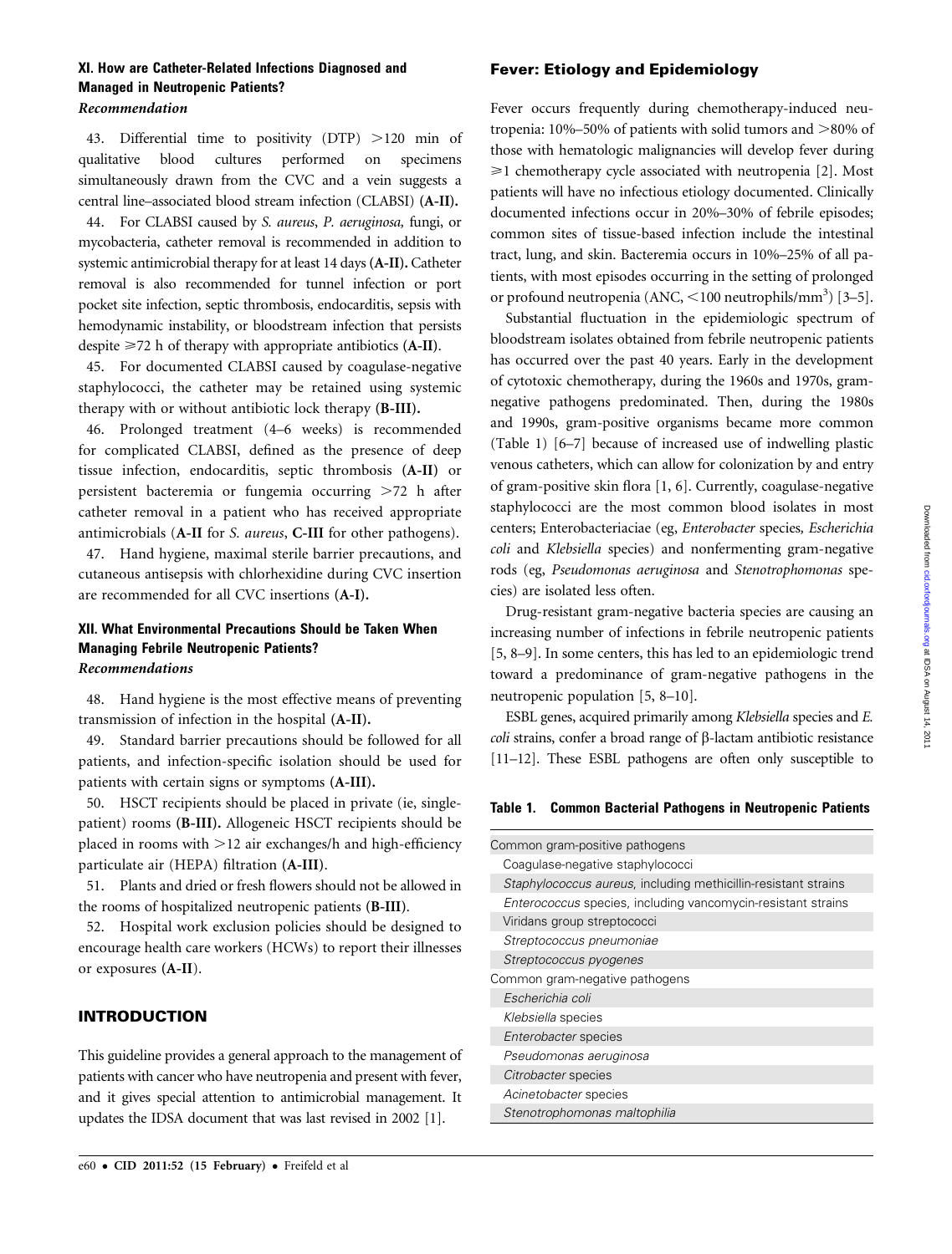### XI. How are Catheter-Related Infections Diagnosed and Managed in Neutropenic Patients?

*Recommendation*

43. Differential time to positivity (DTP) >120 min of qualitative blood cultures performed on specimens simultaneously drawn from the CVC and a vein suggests a central line–associated blood stream infection (CLABSI) (**A-II**).

44. For CLABSI caused by *S. aureus*, *P. aeruginosa,* fungi, or mycobacteria, catheter removal is recommended in addition to systemic antimicrobial therapy for at least 14 days (**A-II**). Catheter removal is also recommended for tunnel infection or port pocket site infection, septic thrombosis, endocarditis, sepsis with hemodynamic instability, or bloodstream infection that persists despite ≥72 h of therapy with appropriate antibiotics (**A-II**).

45. For documented CLABSI caused by coagulase-negative staphylococci, the catheter may be retained using systemic therapy with or without antibiotic lock therapy (**B-III**).

46. Prolonged treatment (4–6 weeks) is recommended for complicated CLABSI, defined as the presence of deep tissue infection, endocarditis, septic thrombosis (**A-II**) or persistent bacteremia or fungemia occurring >72 h after catheter removal in a patient who has received appropriate antimicrobials (**A-II** for *S. aureus*, **C-III** for other pathogens).

47. Hand hygiene, maximal sterile barrier precautions, and cutaneous antisepsis with chlorhexidine during CVC insertion are recommended for all CVC insertions (**A-I**).

### XII. What Environmental Precautions Should be Taken When Managing Febrile Neutropenic Patients?

*Recommendations*

48. Hand hygiene is the most effective means of preventing transmission of infection in the hospital (**A-II**).

49. Standard barrier precautions should be followed for all patients, and infection-specific isolation should be used for patients with certain signs or symptoms (**A-III**).

50. HSCT recipients should be placed in private (ie, single-patient) rooms (**B-III**). Allogeneic HSCT recipients should be placed in rooms with >12 air exchanges/h and high-efficiency particulate air (HEPA) filtration (**A-III**).

51. Plants and dried or fresh flowers should not be allowed in the rooms of hospitalized neutropenic patients (**B-III**).

52. Hospital work exclusion policies should be designed to encourage health care workers (HCWs) to report their illnesses or exposures (**A-II**).

## INTRODUCTION

This guideline provides a general approach to the management of patients with cancer who have neutropenia and present with fever, and it gives special attention to antimicrobial management. It updates the IDSA document that was last revised in 2002 [1].

### Fever: Etiology and Epidemiology

Fever occurs frequently during chemotherapy-induced neutropenia: 10%–50% of patients with solid tumors and >80% of those with hematologic malignancies will develop fever during ≥1 chemotherapy cycle associated with neutropenia [2]. Most patients will have no infectious etiology documented. Clinically documented infections occur in 20%–30% of febrile episodes; common sites of tissue-based infection include the intestinal tract, lung, and skin. Bacteremia occurs in 10%–25% of all patients, with most episodes occurring in the setting of prolonged or profound neutropenia (ANC, <100 neutrophils/mm$^3$) [3–5].

Substantial fluctuation in the epidemiologic spectrum of bloodstream isolates obtained from febrile neutropenic patients has occurred over the past 40 years. Early in the development of cytotoxic chemotherapy, during the 1960s and 1970s, gram-negative pathogens predominated. Then, during the 1980s and 1990s, gram-positive organisms became more common (Table 1) [6–7] because of increased use of indwelling plastic venous catheters, which can allow for colonization by and entry of gram-positive skin flora [1, 6]. Currently, coagulase-negative staphylococci are the most common blood isolates in most centers; Enterobacteriaceae (eg, *Enterobacter* species, *Escherichia coli* and *Klebsiella* species) and nonfermenting gram-negative rods (eg, *Pseudomonas aeruginosa* and *Stenotrophomonas* species) are isolated less often.

Drug-resistant gram-negative bacteria species are causing an increasing number of infections in febrile neutropenic patients [5, 8–9]. In some centers, this has led to an epidemiologic trend toward a predominance of gram-negative pathogens in the neutropenic population [5, 8–10].

ESBL genes, acquired primarily among *Klebsiella* species and *E. coli* strains, confer a broad range of β-lactam antibiotic resistance [11–12]. These ESBL pathogens are often only susceptible to

**Table 1. Common Bacterial Pathogens in Neutropenic Patients**

| |
|---|
| Common gram-positive pathogens |
| Coagulase-negative staphylococci |
| *Staphylococcus aureus*, including methicillin-resistant strains |
| *Enterococcus* species, including vancomycin-resistant strains |
| Viridans group streptococci |
| *Streptococcus pneumoniae* |
| *Streptococcus pyogenes* |
| Common gram-negative pathogens |
| *Escherichia coli* |
| *Klebsiella* species |
| *Enterobacter* species |
| *Pseudomonas aeruginosa* |
| *Citrobacter* species |
| *Acinetobacter* species |
| *Stenotrophomonas maltophilia* |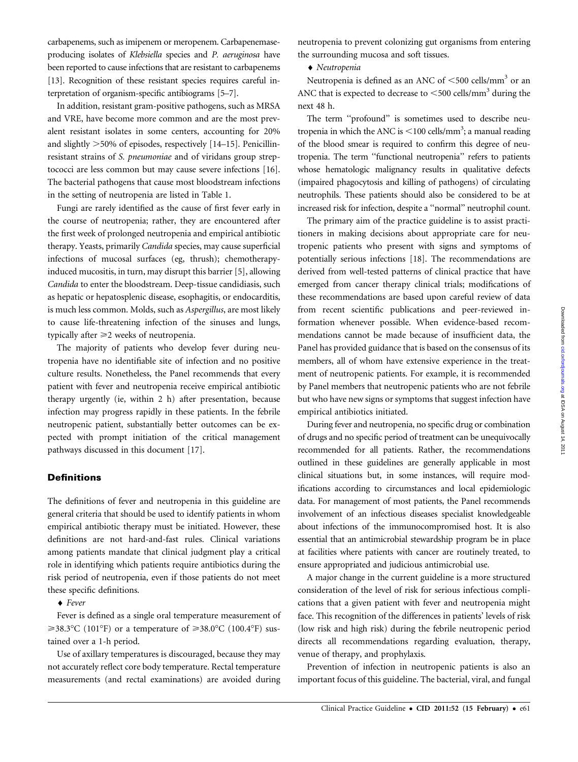carbapenems, such as imipenem or meropenem. Carbapenemase-producing isolates of *Klebsiella* species and *P. aeruginosa* have been reported to cause infections that are resistant to carbapenems [13]. Recognition of these resistant species requires careful interpretation of organism-specific antibiograms [5–7].

In addition, resistant gram-positive pathogens, such as MRSA and VRE, have become more common and are the most prevalent resistant isolates in some centers, accounting for 20% and slightly >50% of episodes, respectively [14–15]. Penicillin-resistant strains of *S. pneumoniae* and of viridans group streptococci are less common but may cause severe infections [16]. The bacterial pathogens that cause most bloodstream infections in the setting of neutropenia are listed in Table 1.

Fungi are rarely identified as the cause of first fever early in the course of neutropenia; rather, they are encountered after the first week of prolonged neutropenia and empirical antibiotic therapy. Yeasts, primarily *Candida* species, may cause superficial infections of mucosal surfaces (eg, thrush); chemotherapy-induced mucositis, in turn, may disrupt this barrier [5], allowing *Candida* to enter the bloodstream. Deep-tissue candidiasis, such as hepatic or hepatosplenic disease, esophagitis, or endocarditis, is much less common. Molds, such as *Aspergillus*, are most likely to cause life-threatening infection of the sinuses and lungs, typically after ≥2 weeks of neutropenia.

The majority of patients who develop fever during neutropenia have no identifiable site of infection and no positive culture results. Nonetheless, the Panel recommends that every patient with fever and neutropenia receive empirical antibiotic therapy urgently (ie, within 2 h) after presentation, because infection may progress rapidly in these patients. In the febrile neutropenic patient, substantially better outcomes can be expected with prompt initiation of the critical management pathways discussed in this document [17].

## Definitions

The definitions of fever and neutropenia in this guideline are general criteria that should be used to identify patients in whom empirical antibiotic therapy must be initiated. However, these definitions are not hard-and-fast rules. Clinical variations among patients mandate that clinical judgment play a critical role in identifying which patients require antibiotics during the risk period of neutropenia, even if those patients do not meet these specific definitions.

♦ *Fever*

Fever is defined as a single oral temperature measurement of ≥38.3°C (101°F) or a temperature of ≥38.0°C (100.4°F) sustained over a 1-h period.

Use of axillary temperatures is discouraged, because they may not accurately reflect core body temperature. Rectal temperature measurements (and rectal examinations) are avoided during neutropenia to prevent colonizing gut organisms from entering the surrounding mucosa and soft tissues.

♦ *Neutropenia*

Neutropenia is defined as an ANC of <500 cells/mm$^3$ or an ANC that is expected to decrease to <500 cells/mm$^3$ during the next 48 h.

The term "profound" is sometimes used to describe neutropenia in which the ANC is <100 cells/mm$^3$; a manual reading of the blood smear is required to confirm this degree of neutropenia. The term "functional neutropenia" refers to patients whose hematologic malignancy results in qualitative defects (impaired phagocytosis and killing of pathogens) of circulating neutrophils. These patients should also be considered to be at increased risk for infection, despite a "normal" neutrophil count.

The primary aim of the practice guideline is to assist practitioners in making decisions about appropriate care for neutropenic patients who present with signs and symptoms of potentially serious infections [18]. The recommendations are derived from well-tested patterns of clinical practice that have emerged from cancer therapy clinical trials; modifications of these recommendations are based upon careful review of data from recent scientific publications and peer-reviewed information whenever possible. When evidence-based recommendations cannot be made because of insufficient data, the Panel has provided guidance that is based on the consensus of its members, all of whom have extensive experience in the treatment of neutropenic patients. For example, it is recommended by Panel members that neutropenic patients who are not febrile but who have new signs or symptoms that suggest infection have empirical antibiotics initiated.

During fever and neutropenia, no specific drug or combination of drugs and no specific period of treatment can be unequivocally recommended for all patients. Rather, the recommendations outlined in these guidelines are generally applicable in most clinical situations but, in some instances, will require modifications according to circumstances and local epidemiologic data. For management of most patients, the Panel recommends involvement of an infectious diseases specialist knowledgeable about infections of the immunocompromised host. It is also essential that an antimicrobial stewardship program be in place at facilities where patients with cancer are routinely treated, to ensure appropriated and judicious antimicrobial use.

A major change in the current guideline is a more structured consideration of the level of risk for serious infectious complications that a given patient with fever and neutropenia might face. This recognition of the differences in patients' levels of risk (low risk and high risk) during the febrile neutropenic period directs all recommendations regarding evaluation, therapy, venue of therapy, and prophylaxis.

Prevention of infection in neutropenic patients is also an important focus of this guideline. The bacterial, viral, and fungal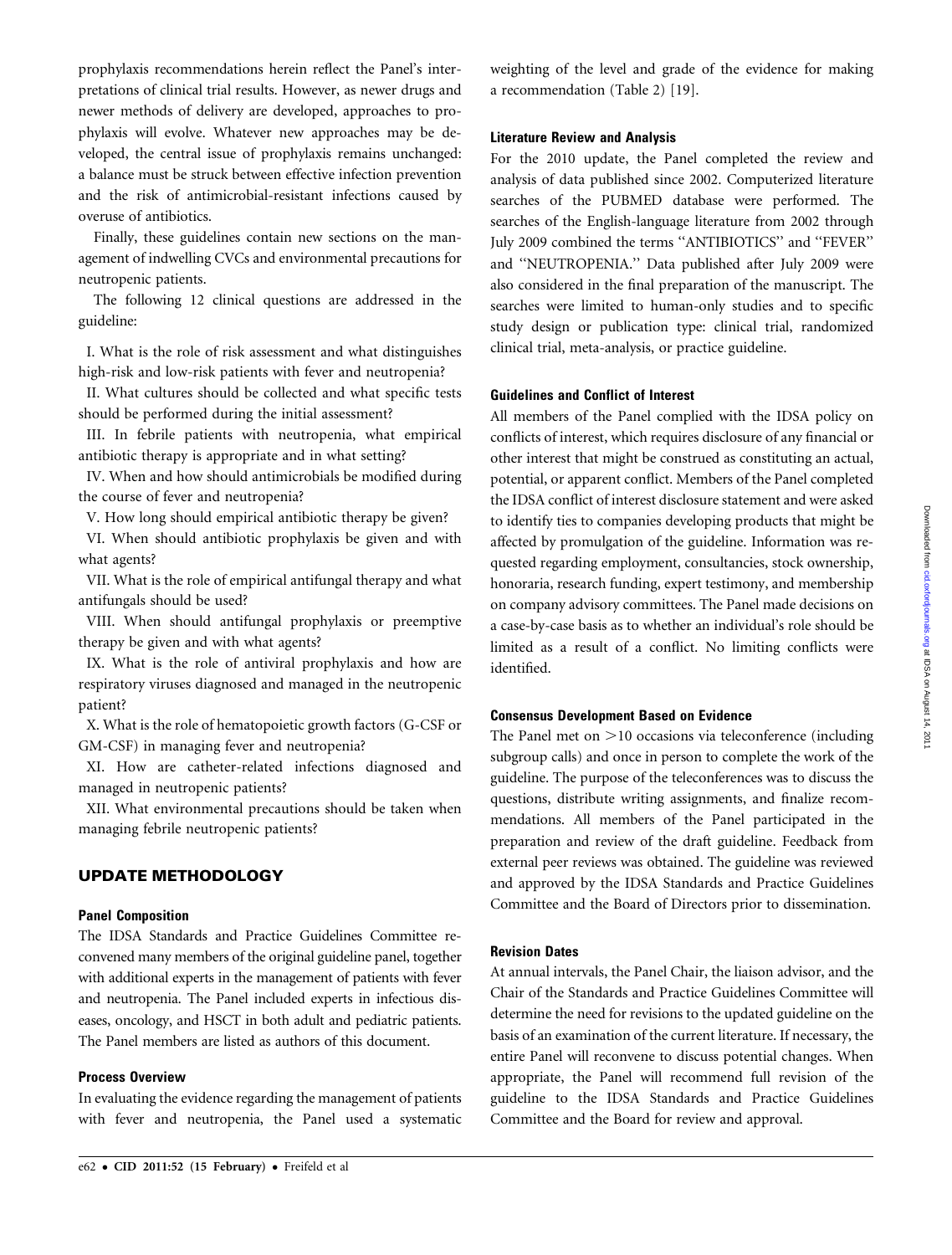prophylaxis recommendations herein reflect the Panel's interpretations of clinical trial results. However, as newer drugs and newer methods of delivery are developed, approaches to prophylaxis will evolve. Whatever new approaches may be developed, the central issue of prophylaxis remains unchanged: a balance must be struck between effective infection prevention and the risk of antimicrobial-resistant infections caused by overuse of antibiotics.

Finally, these guidelines contain new sections on the management of indwelling CVCs and environmental precautions for neutropenic patients.

The following 12 clinical questions are addressed in the guideline:

I. What is the role of risk assessment and what distinguishes high-risk and low-risk patients with fever and neutropenia?

II. What cultures should be collected and what specific tests should be performed during the initial assessment?

III. In febrile patients with neutropenia, what empirical antibiotic therapy is appropriate and in what setting?

IV. When and how should antimicrobials be modified during the course of fever and neutropenia?

V. How long should empirical antibiotic therapy be given?

VI. When should antibiotic prophylaxis be given and with what agents?

VII. What is the role of empirical antifungal therapy and what antifungals should be used?

VIII. When should antifungal prophylaxis or preemptive therapy be given and with what agents?

IX. What is the role of antiviral prophylaxis and how are respiratory viruses diagnosed and managed in the neutropenic patient?

X. What is the role of hematopoietic growth factors (G-CSF or GM-CSF) in managing fever and neutropenia?

XI. How are catheter-related infections diagnosed and managed in neutropenic patients?

XII. What environmental precautions should be taken when managing febrile neutropenic patients?

## UPDATE METHODOLOGY

### Panel Composition

The IDSA Standards and Practice Guidelines Committee reconvened many members of the original guideline panel, together with additional experts in the management of patients with fever and neutropenia. The Panel included experts in infectious diseases, oncology, and HSCT in both adult and pediatric patients. The Panel members are listed as authors of this document.

### Process Overview

In evaluating the evidence regarding the management of patients with fever and neutropenia, the Panel used a systematic weighting of the level and grade of the evidence for making a recommendation (Table 2) [19].

### Literature Review and Analysis

For the 2010 update, the Panel completed the review and analysis of data published since 2002. Computerized literature searches of the PUBMED database were performed. The searches of the English-language literature from 2002 through July 2009 combined the terms ''ANTIBIOTICS'' and ''FEVER'' and ''NEUTROPENIA.'' Data published after July 2009 were also considered in the final preparation of the manuscript. The searches were limited to human-only studies and to specific study design or publication type: clinical trial, randomized clinical trial, meta-analysis, or practice guideline.

### Guidelines and Conflict of Interest

All members of the Panel complied with the IDSA policy on conflicts of interest, which requires disclosure of any financial or other interest that might be construed as constituting an actual, potential, or apparent conflict. Members of the Panel completed the IDSA conflict of interest disclosure statement and were asked to identify ties to companies developing products that might be affected by promulgation of the guideline. Information was requested regarding employment, consultancies, stock ownership, honoraria, research funding, expert testimony, and membership on company advisory committees. The Panel made decisions on a case-by-case basis as to whether an individual's role should be limited as a result of a conflict. No limiting conflicts were identified.

### Consensus Development Based on Evidence

The Panel met on >10 occasions via teleconference (including subgroup calls) and once in person to complete the work of the guideline. The purpose of the teleconferences was to discuss the questions, distribute writing assignments, and finalize recommendations. All members of the Panel participated in the preparation and review of the draft guideline. Feedback from external peer reviews was obtained. The guideline was reviewed and approved by the IDSA Standards and Practice Guidelines Committee and the Board of Directors prior to dissemination.

### Revision Dates

At annual intervals, the Panel Chair, the liaison advisor, and the Chair of the Standards and Practice Guidelines Committee will determine the need for revisions to the updated guideline on the basis of an examination of the current literature. If necessary, the entire Panel will reconvene to discuss potential changes. When appropriate, the Panel will recommend full revision of the guideline to the IDSA Standards and Practice Guidelines Committee and the Board for review and approval.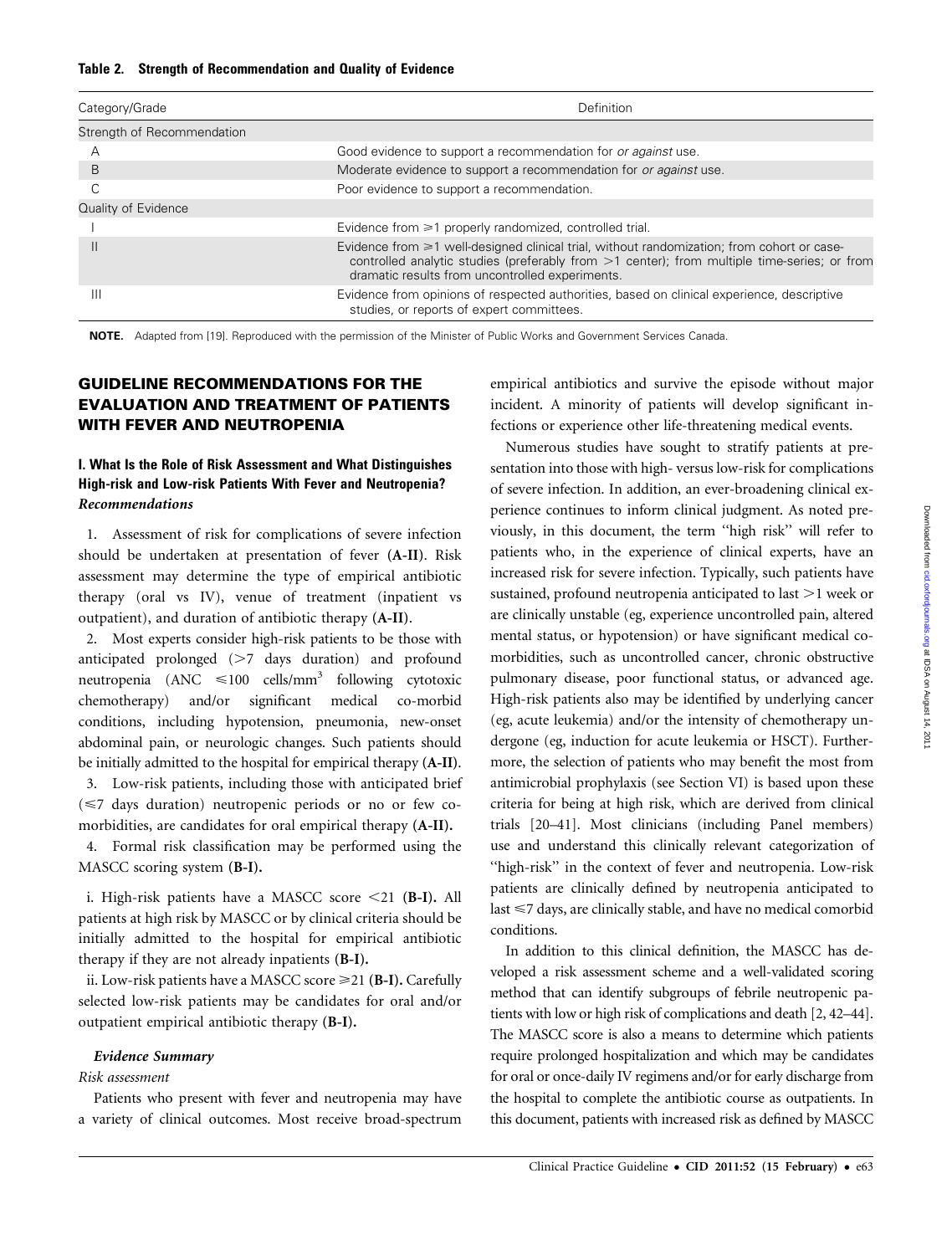**Table 2. Strength of Recommendation and Quality of Evidence**

| Category/Grade | Definition |
|---|---|
| Strength of Recommendation | |
| A | Good evidence to support a recommendation for *or against* use. |
| B | Moderate evidence to support a recommendation for *or against* use. |
| C | Poor evidence to support a recommendation. |
| Quality of Evidence | |
| I | Evidence from ⩾1 properly randomized, controlled trial. |
| II | Evidence from ⩾1 well-designed clinical trial, without randomization; from cohort or case-controlled analytic studies (preferably from >1 center); from multiple time-series; or from dramatic results from uncontrolled experiments. |
| III | Evidence from opinions of respected authorities, based on clinical experience, descriptive studies, or reports of expert committees. |

**NOTE.** Adapted from [19]. Reproduced with the permission of the Minister of Public Works and Government Services Canada.

## GUIDELINE RECOMMENDATIONS FOR THE EVALUATION AND TREATMENT OF PATIENTS WITH FEVER AND NEUTROPENIA

### I. What Is the Role of Risk Assessment and What Distinguishes High-risk and Low-risk Patients With Fever and Neutropenia?

***Recommendations***

1. Assessment of risk for complications of severe infection should be undertaken at presentation of fever (**A-II**). Risk assessment may determine the type of empirical antibiotic therapy (oral vs IV), venue of treatment (inpatient vs outpatient), and duration of antibiotic therapy (**A-II**).

2. Most experts consider high-risk patients to be those with anticipated prolonged (>7 days duration) and profound neutropenia (ANC ⩽100 cells/mm$^3$ following cytotoxic chemotherapy) and/or significant medical co-morbid conditions, including hypotension, pneumonia, new-onset abdominal pain, or neurologic changes. Such patients should be initially admitted to the hospital for empirical therapy (**A-II**).

3. Low-risk patients, including those with anticipated brief (⩽7 days duration) neutropenic periods or no or few co-morbidities, are candidates for oral empirical therapy (**A-II**).

4. Formal risk classification may be performed using the MASCC scoring system (**B-I**).

i. High-risk patients have a MASCC score <21 (**B-I**). All patients at high risk by MASCC or by clinical criteria should be initially admitted to the hospital for empirical antibiotic therapy if they are not already inpatients (**B-I**).

ii. Low-risk patients have a MASCC score ⩾21 (**B-I**). Carefully selected low-risk patients may be candidates for oral and/or outpatient empirical antibiotic therapy (**B-I**).

***Evidence Summary***

*Risk assessment*

Patients who present with fever and neutropenia may have a variety of clinical outcomes. Most receive broad-spectrum empirical antibiotics and survive the episode without major incident. A minority of patients will develop significant infections or experience other life-threatening medical events.

Numerous studies have sought to stratify patients at presentation into those with high- versus low-risk for complications of severe infection. In addition, an ever-broadening clinical experience continues to inform clinical judgment. As noted previously, in this document, the term "high risk" will refer to patients who, in the experience of clinical experts, have an increased risk for severe infection. Typically, such patients have sustained, profound neutropenia anticipated to last >1 week or are clinically unstable (eg, experience uncontrolled pain, altered mental status, or hypotension) or have significant medical co-morbidities, such as uncontrolled cancer, chronic obstructive pulmonary disease, poor functional status, or advanced age. High-risk patients also may be identified by underlying cancer (eg, acute leukemia) and/or the intensity of chemotherapy undergone (eg, induction for acute leukemia or HSCT). Furthermore, the selection of patients who may benefit the most from antimicrobial prophylaxis (see Section VI) is based upon these criteria for being at high risk, which are derived from clinical trials [20–41]. Most clinicians (including Panel members) use and understand this clinically relevant categorization of "high-risk" in the context of fever and neutropenia. Low-risk patients are clinically defined by neutropenia anticipated to last ⩽7 days, are clinically stable, and have no medical comorbid conditions.

In addition to this clinical definition, the MASCC has developed a risk assessment scheme and a well-validated scoring method that can identify subgroups of febrile neutropenic patients with low or high risk of complications and death [2, 42–44]. The MASCC score is also a means to determine which patients require prolonged hospitalization and which may be candidates for oral or once-daily IV regimens and/or for early discharge from the hospital to complete the antibiotic course as outpatients. In this document, patients with increased risk as defined by MASCC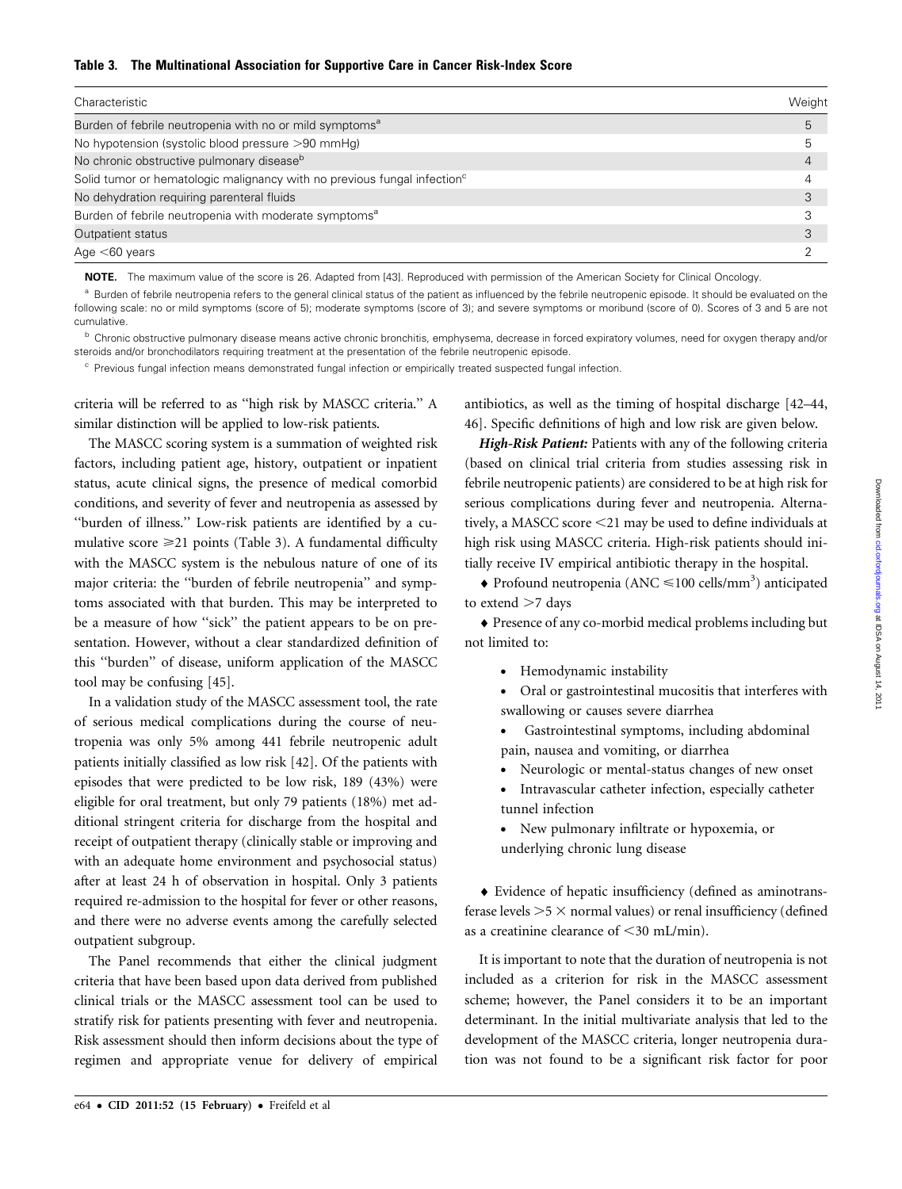**Table 3. The Multinational Association for Supportive Care in Cancer Risk-Index Score**

| Characteristic | Weight |
|---|---|
| Burden of febrile neutropenia with no or mild symptoms[a] | 5 |
| No hypotension (systolic blood pressure >90 mmHg) | 5 |
| No chronic obstructive pulmonary disease[b] | 4 |
| Solid tumor or hematologic malignancy with no previous fungal infection[c] | 4 |
| No dehydration requiring parenteral fluids | 3 |
| Burden of febrile neutropenia with moderate symptoms[a] | 3 |
| Outpatient status | 3 |
| Age <60 years | 2 |

**NOTE.** The maximum value of the score is 26. Adapted from [43]. Reproduced with permission of the American Society for Clinical Oncology.

[a] Burden of febrile neutropenia refers to the general clinical status of the patient as influenced by the febrile neutropenic episode. It should be evaluated on the following scale: no or mild symptoms (score of 5); moderate symptoms (score of 3); and severe symptoms or moribund (score of 0). Scores of 3 and 5 are not cumulative.

[b] Chronic obstructive pulmonary disease means active chronic bronchitis, emphysema, decrease in forced expiratory volumes, need for oxygen therapy and/or steroids and/or bronchodilators requiring treatment at the presentation of the febrile neutropenic episode.

[c] Previous fungal infection means demonstrated fungal infection or empirically treated suspected fungal infection.

criteria will be referred to as "high risk by MASCC criteria." A similar distinction will be applied to low-risk patients.

The MASCC scoring system is a summation of weighted risk factors, including patient age, history, outpatient or inpatient status, acute clinical signs, the presence of medical comorbid conditions, and severity of fever and neutropenia as assessed by "burden of illness." Low-risk patients are identified by a cumulative score ⩾21 points (Table 3). A fundamental difficulty with the MASCC system is the nebulous nature of one of its major criteria: the "burden of febrile neutropenia" and symptoms associated with that burden. This may be interpreted to be a measure of how "sick" the patient appears to be on presentation. However, without a clear standardized definition of this "burden" of disease, uniform application of the MASCC tool may be confusing [45].

In a validation study of the MASCC assessment tool, the rate of serious medical complications during the course of neutropenia was only 5% among 441 febrile neutropenic adult patients initially classified as low risk [42]. Of the patients with episodes that were predicted to be low risk, 189 (43%) were eligible for oral treatment, but only 79 patients (18%) met additional stringent criteria for discharge from the hospital and receipt of outpatient therapy (clinically stable or improving and with an adequate home environment and psychosocial status) after at least 24 h of observation in hospital. Only 3 patients required re-admission to the hospital for fever or other reasons, and there were no adverse events among the carefully selected outpatient subgroup.

The Panel recommends that either the clinical judgment criteria that have been based upon data derived from published clinical trials or the MASCC assessment tool can be used to stratify risk for patients presenting with fever and neutropenia. Risk assessment should then inform decisions about the type of regimen and appropriate venue for delivery of empirical antibiotics, as well as the timing of hospital discharge [42–44, 46]. Specific definitions of high and low risk are given below.

***High-Risk Patient:*** Patients with any of the following criteria (based on clinical trial criteria from studies assessing risk in febrile neutropenic patients) are considered to be at high risk for serious complications during fever and neutropenia. Alternatively, a MASCC score <21 may be used to define individuals at high risk using MASCC criteria. High-risk patients should initially receive IV empirical antibiotic therapy in the hospital.

♦ Profound neutropenia (ANC ⩽100 cells/mm$^3$) anticipated to extend >7 days

♦ Presence of any co-morbid medical problems including but not limited to:

- Hemodynamic instability
- Oral or gastrointestinal mucositis that interferes with swallowing or causes severe diarrhea
- Gastrointestinal symptoms, including abdominal pain, nausea and vomiting, or diarrhea
- Neurologic or mental-status changes of new onset
- Intravascular catheter infection, especially catheter tunnel infection
- New pulmonary infiltrate or hypoxemia, or underlying chronic lung disease

♦ Evidence of hepatic insufficiency (defined as aminotransferase levels >5 × normal values) or renal insufficiency (defined as a creatinine clearance of <30 mL/min).

It is important to note that the duration of neutropenia is not included as a criterion for risk in the MASCC assessment scheme; however, the Panel considers it to be an important determinant. In the initial multivariate analysis that led to the development of the MASCC criteria, longer neutropenia duration was not found to be a significant risk factor for poor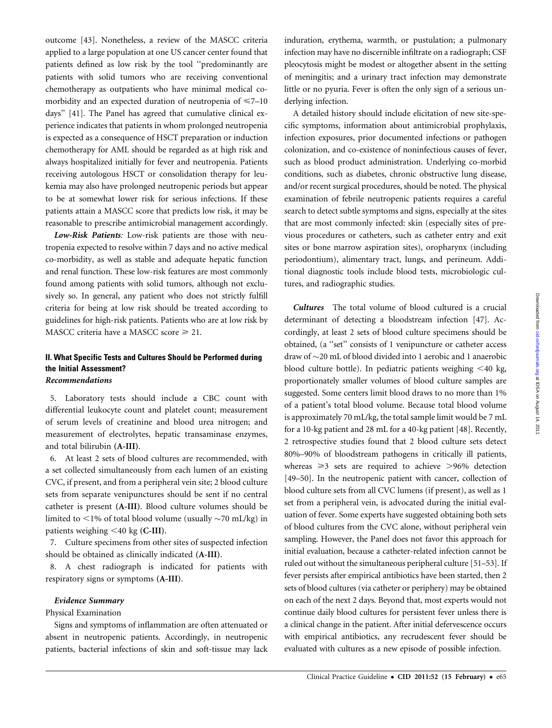outcome [43]. Nonetheless, a review of the MASCC criteria applied to a large population at one US cancer center found that patients defined as low risk by the tool ''predominantly are patients with solid tumors who are receiving conventional chemotherapy as outpatients who have minimal medical comorbidity and an expected duration of neutropenia of ≤7–10 days'' [41]. The Panel has agreed that cumulative clinical experience indicates that patients in whom prolonged neutropenia is expected as a consequence of HSCT preparation or induction chemotherapy for AML should be regarded as at high risk and always hospitalized initially for fever and neutropenia. Patients receiving autologous HSCT or consolidation therapy for leukemia may also have prolonged neutropenic periods but appear to be at somewhat lower risk for serious infections. If these patients attain a MASCC score that predicts low risk, it may be reasonable to prescribe antimicrobial management accordingly.

***Low-Risk Patients:*** Low-risk patients are those with neutropenia expected to resolve within 7 days and no active medical co-morbidity, as well as stable and adequate hepatic function and renal function. These low-risk features are most commonly found among patients with solid tumors, although not exclusively so. In general, any patient who does not strictly fulfill criteria for being at low risk should be treated according to guidelines for high-risk patients. Patients who are at low risk by MASCC criteria have a MASCC score ≥ 21.

## II. What Specific Tests and Cultures Should be Performed during the Initial Assessment?

### *Recommendations*

5. Laboratory tests should include a CBC count with differential leukocyte count and platelet count; measurement of serum levels of creatinine and blood urea nitrogen; and measurement of electrolytes, hepatic transaminase enzymes, and total bilirubin (**A-III**).

6. At least 2 sets of blood cultures are recommended, with a set collected simultaneously from each lumen of an existing CVC, if present, and from a peripheral vein site; 2 blood culture sets from separate venipunctures should be sent if no central catheter is present (**A-III**). Blood culture volumes should be limited to <1% of total blood volume (usually ~70 mL/kg) in patients weighing <40 kg (**C-III**).

7. Culture specimens from other sites of suspected infection should be obtained as clinically indicated (**A-III**).

8. A chest radiograph is indicated for patients with respiratory signs or symptoms (**A-III**).

### *Evidence Summary*

Physical Examination

Signs and symptoms of inflammation are often attenuated or absent in neutropenic patients. Accordingly, in neutropenic patients, bacterial infections of skin and soft-tissue may lack induration, erythema, warmth, or pustulation; a pulmonary infection may have no discernible infiltrate on a radiograph; CSF pleocytosis might be modest or altogether absent in the setting of meningitis; and a urinary tract infection may demonstrate little or no pyuria. Fever is often the only sign of a serious underlying infection.

A detailed history should include elicitation of new site-specific symptoms, information about antimicrobial prophylaxis, infection exposures, prior documented infections or pathogen colonization, and co-existence of noninfectious causes of fever, such as blood product administration. Underlying co-morbid conditions, such as diabetes, chronic obstructive lung disease, and/or recent surgical procedures, should be noted. The physical examination of febrile neutropenic patients requires a careful search to detect subtle symptoms and signs, especially at the sites that are most commonly infected: skin (especially sites of previous procedures or catheters, such as catheter entry and exit sites or bone marrow aspiration sites), oropharynx (including periodontium), alimentary tract, lungs, and perineum. Additional diagnostic tools include blood tests, microbiologic cultures, and radiographic studies.

***Cultures*** The total volume of blood cultured is a crucial determinant of detecting a bloodstream infection [47]. Accordingly, at least 2 sets of blood culture specimens should be obtained, (a ''set'' consists of 1 venipuncture or catheter access draw of ~20 mL of blood divided into 1 aerobic and 1 anaerobic blood culture bottle). In pediatric patients weighing <40 kg, proportionately smaller volumes of blood culture samples are suggested. Some centers limit blood draws to no more than 1% of a patient's total blood volume. Because total blood volume is approximately 70 mL/kg, the total sample limit would be 7 mL for a 10-kg patient and 28 mL for a 40-kg patient [48]. Recently, 2 retrospective studies found that 2 blood culture sets detect 80%–90% of bloodstream pathogens in critically ill patients, whereas ≥3 sets are required to achieve >96% detection [49–50]. In the neutropenic patient with cancer, collection of blood culture sets from all CVC lumens (if present), as well as 1 set from a peripheral vein, is advocated during the initial evaluation of fever. Some experts have suggested obtaining both sets of blood cultures from the CVC alone, without peripheral vein sampling. However, the Panel does not favor this approach for initial evaluation, because a catheter-related infection cannot be ruled out without the simultaneous peripheral culture [51–53]. If fever persists after empirical antibiotics have been started, then 2 sets of blood cultures (via catheter or periphery) may be obtained on each of the next 2 days. Beyond that, most experts would not continue daily blood cultures for persistent fever unless there is a clinical change in the patient. After initial defervescence occurs with empirical antibiotics, any recrudescent fever should be evaluated with cultures as a new episode of possible infection.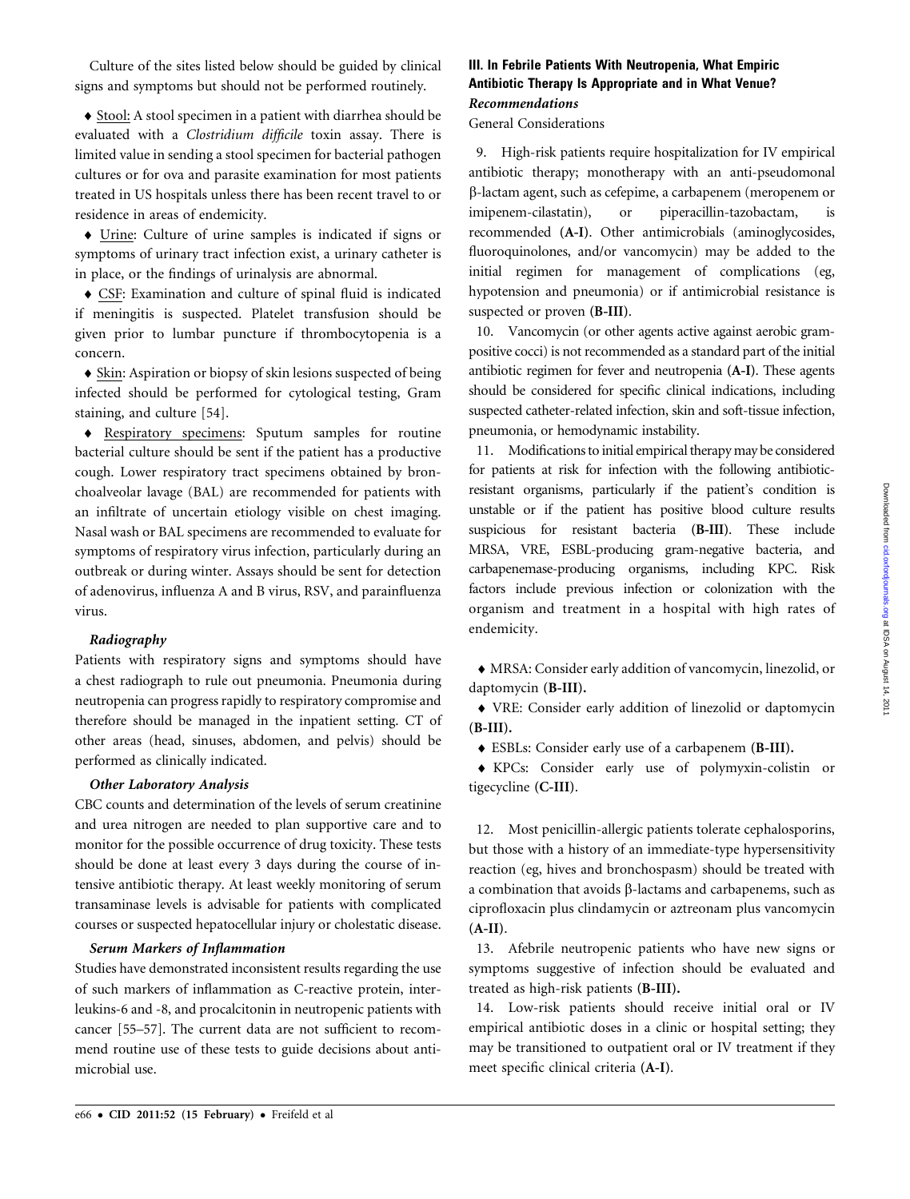Culture of the sites listed below should be guided by clinical signs and symptoms but should not be performed routinely.

- Stool: A stool specimen in a patient with diarrhea should be evaluated with a *Clostridium difficile* toxin assay. There is limited value in sending a stool specimen for bacterial pathogen cultures or for ova and parasite examination for most patients treated in US hospitals unless there has been recent travel to or residence in areas of endemicity.
- Urine: Culture of urine samples is indicated if signs or symptoms of urinary tract infection exist, a urinary catheter is in place, or the findings of urinalysis are abnormal.
- CSF: Examination and culture of spinal fluid is indicated if meningitis is suspected. Platelet transfusion should be given prior to lumbar puncture if thrombocytopenia is a concern.
- Skin: Aspiration or biopsy of skin lesions suspected of being infected should be performed for cytological testing, Gram staining, and culture [54].
- Respiratory specimens: Sputum samples for routine bacterial culture should be sent if the patient has a productive cough. Lower respiratory tract specimens obtained by bronchoalveolar lavage (BAL) are recommended for patients with an infiltrate of uncertain etiology visible on chest imaging. Nasal wash or BAL specimens are recommended to evaluate for symptoms of respiratory virus infection, particularly during an outbreak or during winter. Assays should be sent for detection of adenovirus, influenza A and B virus, RSV, and parainfluenza virus.

#### *Radiography*

Patients with respiratory signs and symptoms should have a chest radiograph to rule out pneumonia. Pneumonia during neutropenia can progress rapidly to respiratory compromise and therefore should be managed in the inpatient setting. CT of other areas (head, sinuses, abdomen, and pelvis) should be performed as clinically indicated.

#### *Other Laboratory Analysis*

CBC counts and determination of the levels of serum creatinine and urea nitrogen are needed to plan supportive care and to monitor for the possible occurrence of drug toxicity. These tests should be done at least every 3 days during the course of intensive antibiotic therapy. At least weekly monitoring of serum transaminase levels is advisable for patients with complicated courses or suspected hepatocellular injury or cholestatic disease.

#### *Serum Markers of Inflammation*

Studies have demonstrated inconsistent results regarding the use of such markers of inflammation as C-reactive protein, interleukins-6 and -8, and procalcitonin in neutropenic patients with cancer [55–57]. The current data are not sufficient to recommend routine use of these tests to guide decisions about antimicrobial use.

### III. In Febrile Patients With Neutropenia, What Empiric Antibiotic Therapy Is Appropriate and in What Venue?

#### *Recommendations*

General Considerations

9. High-risk patients require hospitalization for IV empirical antibiotic therapy; monotherapy with an anti-pseudomonal β-lactam agent, such as cefepime, a carbapenem (meropenem or imipenem-cilastatin), or piperacillin-tazobactam, is recommended (**A-I**). Other antimicrobials (aminoglycosides, fluoroquinolones, and/or vancomycin) may be added to the initial regimen for management of complications (eg, hypotension and pneumonia) or if antimicrobial resistance is suspected or proven (**B-III**).

10. Vancomycin (or other agents active against aerobic gram-positive cocci) is not recommended as a standard part of the initial antibiotic regimen for fever and neutropenia (**A-I**). These agents should be considered for specific clinical indications, including suspected catheter-related infection, skin and soft-tissue infection, pneumonia, or hemodynamic instability.

11. Modifications to initial empirical therapy may be considered for patients at risk for infection with the following antibiotic-resistant organisms, particularly if the patient's condition is unstable or if the patient has positive blood culture results suspicious for resistant bacteria (**B-III**). These include MRSA, VRE, ESBL-producing gram-negative bacteria, and carbapenemase-producing organisms, including KPC. Risk factors include previous infection or colonization with the organism and treatment in a hospital with high rates of endemicity.

- MRSA: Consider early addition of vancomycin, linezolid, or daptomycin (**B-III**).
- VRE: Consider early addition of linezolid or daptomycin (**B-III**).
- ESBLs: Consider early use of a carbapenem (**B-III**).
- KPCs: Consider early use of polymyxin-colistin or tigecycline (**C-III**).

12. Most penicillin-allergic patients tolerate cephalosporins, but those with a history of an immediate-type hypersensitivity reaction (eg, hives and bronchospasm) should be treated with a combination that avoids β-lactams and carbapenems, such as ciprofloxacin plus clindamycin or aztreonam plus vancomycin (**A-II**).

13. Afebrile neutropenic patients who have new signs or symptoms suggestive of infection should be evaluated and treated as high-risk patients (**B-III**).

14. Low-risk patients should receive initial oral or IV empirical antibiotic doses in a clinic or hospital setting; they may be transitioned to outpatient oral or IV treatment if they meet specific clinical criteria (**A-I**).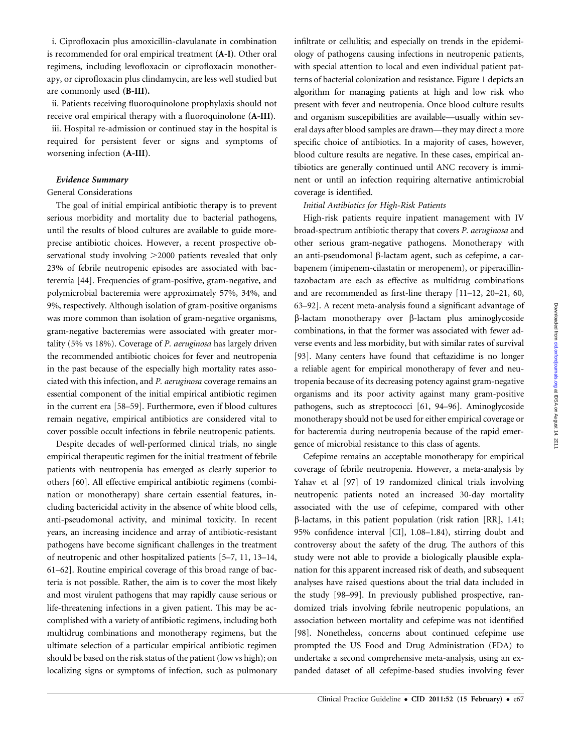i. Ciprofloxacin plus amoxicillin-clavulanate in combination is recommended for oral empirical treatment (**A-I**). Other oral regimens, including levofloxacin or ciprofloxacin monotherapy, or ciprofloxacin plus clindamycin, are less well studied but are commonly used (**B-III**).

ii. Patients receiving fluoroquinolone prophylaxis should not receive oral empirical therapy with a fluoroquinolone (**A-III**).

iii. Hospital re-admission or continued stay in the hospital is required for persistent fever or signs and symptoms of worsening infection (**A-III**).

### *Evidence Summary*

General Considerations

The goal of initial empirical antibiotic therapy is to prevent serious morbidity and mortality due to bacterial pathogens, until the results of blood cultures are available to guide more-precise antibiotic choices. However, a recent prospective observational study involving >2000 patients revealed that only 23% of febrile neutropenic episodes are associated with bacteremia [44]. Frequencies of gram-positive, gram-negative, and polymicrobial bacteremia were approximately 57%, 34%, and 9%, respectively. Although isolation of gram-positive organisms was more common than isolation of gram-negative organisms, gram-negative bacteremias were associated with greater mortality (5% vs 18%). Coverage of *P. aeruginosa* has largely driven the recommended antibiotic choices for fever and neutropenia in the past because of the especially high mortality rates associated with this infection, and *P. aeruginosa* coverage remains an essential component of the initial empirical antibiotic regimen in the current era [58–59]. Furthermore, even if blood cultures remain negative, empirical antibiotics are considered vital to cover possible occult infections in febrile neutropenic patients.

Despite decades of well-performed clinical trials, no single empirical therapeutic regimen for the initial treatment of febrile patients with neutropenia has emerged as clearly superior to others [60]. All effective empirical antibiotic regimens (combination or monotherapy) share certain essential features, including bactericidal activity in the absence of white blood cells, anti-pseudomonal activity, and minimal toxicity. In recent years, an increasing incidence and array of antibiotic-resistant pathogens have become significant challenges in the treatment of neutropenic and other hospitalized patients [5–7, 11, 13–14, 61–62]. Routine empirical coverage of this broad range of bacteria is not possible. Rather, the aim is to cover the most likely and most virulent pathogens that may rapidly cause serious or life-threatening infections in a given patient. This may be accomplished with a variety of antibiotic regimens, including both multidrug combinations and monotherapy regimens, but the ultimate selection of a particular empirical antibiotic regimen should be based on the risk status of the patient (low vs high); on localizing signs or symptoms of infection, such as pulmonary infiltrate or cellulitis; and especially on trends in the epidemiology of pathogens causing infections in neutropenic patients, with special attention to local and even individual patient patterns of bacterial colonization and resistance. Figure 1 depicts an algorithm for managing patients at high and low risk who present with fever and neutropenia. Once blood culture results and organism suscepibilities are available—usually within several days after blood samples are drawn—they may direct a more specific choice of antibiotics. In a majority of cases, however, blood culture results are negative. In these cases, empirical antibiotics are generally continued until ANC recovery is imminent or until an infection requiring alternative antimicrobial coverage is identified.

*Initial Antibiotics for High-Risk Patients*

High-risk patients require inpatient management with IV broad-spectrum antibiotic therapy that covers *P. aeruginosa* and other serious gram-negative pathogens. Monotherapy with an anti-pseudomonal β-lactam agent, such as cefepime, a carbapenem (imipenem-cilastatin or meropenem), or piperacillin-tazobactam are each as effective as multidrug combinations and are recommended as first-line therapy [11–12, 20–21, 60, 63–92]. A recent meta-analysis found a significant advantage of β-lactam monotherapy over β-lactam plus aminoglycoside combinations, in that the former was associated with fewer adverse events and less morbidity, but with similar rates of survival [93]. Many centers have found that ceftazidime is no longer a reliable agent for empirical monotherapy of fever and neutropenia because of its decreasing potency against gram-negative organisms and its poor activity against many gram-positive pathogens, such as streptococci [61, 94–96]. Aminoglycoside monotherapy should not be used for either empirical coverage or for bacteremia during neutropenia because of the rapid emergence of microbial resistance to this class of agents.

Cefepime remains an acceptable monotherapy for empirical coverage of febrile neutropenia. However, a meta-analysis by Yahav et al [97] of 19 randomized clinical trials involving neutropenic patients noted an increased 30-day mortality associated with the use of cefepime, compared with other β-lactams, in this patient population (risk ration [RR], 1.41; 95% confidence interval [CI], 1.08–1.84), stirring doubt and controversy about the safety of the drug. The authors of this study were not able to provide a biologically plausible explanation for this apparent increased risk of death, and subsequent analyses have raised questions about the trial data included in the study [98–99]. In previously published prospective, randomized trials involving febrile neutropenic populations, an association between mortality and cefepime was not identified [98]. Nonetheless, concerns about continued cefepime use prompted the US Food and Drug Administration (FDA) to undertake a second comprehensive meta-analysis, using an expanded dataset of all cefepime-based studies involving fever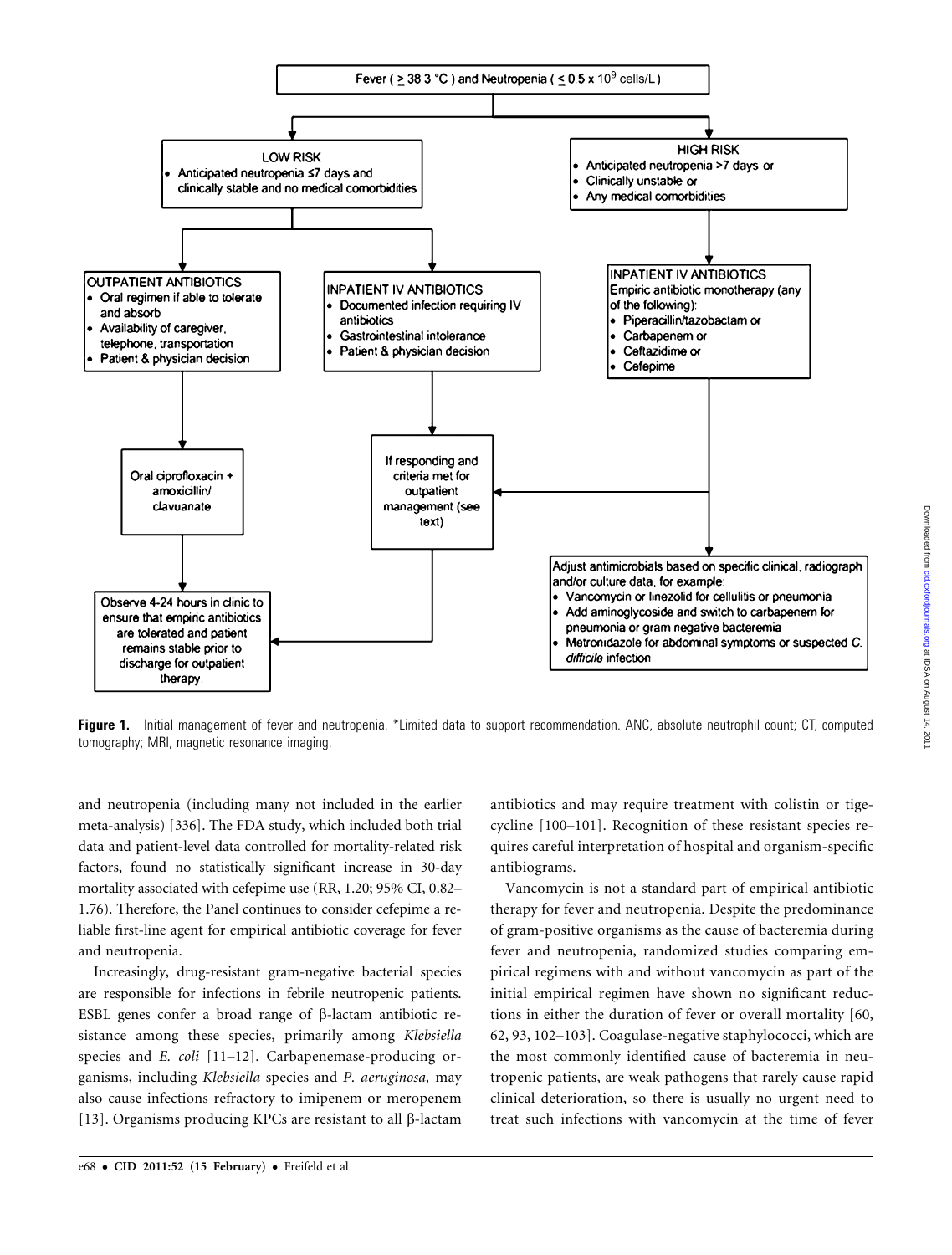**Fever ( ≥ 38.3 °C ) and Neutropenia ( ≤ 0.5 x $10^9$ cells/L )**

**LOW RISK**
- Anticipated neutropenia ≤7 days and clinically stable and no medical comorbidities

**OUTPATIENT ANTIBIOTICS**
- Oral regimen if able to tolerate and absorb
- Availability of caregiver, telephone, transportation
- Patient & physician decision

→ Oral ciprofloxacin + amoxicillin/ clavuanate

→ Observe 4-24 hours in clinic to ensure that empiric antibiotics are tolerated and patient remains stable prior to discharge for outpatient therapy.

**INPATIENT IV ANTIBIOTICS**
- Documented infection requiring IV antibiotics
- Gastrointestinal intolerance
- Patient & physician decision

→ If responding and criteria met for outpatient management (see text)

**HIGH RISK**
- Anticipated neutropenia >7 days or
- Clinically unstable or
- Any medical comorbidities

**INPATIENT IV ANTIBIOTICS**
Empiric antibiotic monotherapy (any of the following):
- Piperacillin/tazobactam or
- Carbapenem or
- Ceftazidime or
- Cefepime

→ Adjust antimicrobials based on specific clinical, radiograph and/or culture data, for example:
- Vancomycin or linezolid for cellulitis or pneumonia
- Add aminoglycoside and switch to carbapenem for pneumonia or gram negative bacteremia
- Metronidazole for abdominal symptoms or suspected *C. difficile* infection

**Figure 1.** Initial management of fever and neutropenia. *Limited data to support recommendation. ANC, absolute neutrophil count; CT, computed tomography; MRI, magnetic resonance imaging.

and neutropenia (including many not included in the earlier meta-analysis) [336]. The FDA study, which included both trial data and patient-level data controlled for mortality-related risk factors, found no statistically significant increase in 30-day mortality associated with cefepime use (RR, 1.20; 95% CI, 0.82–1.76). Therefore, the Panel continues to consider cefepime a reliable first-line agent for empirical antibiotic coverage for fever and neutropenia.

Increasingly, drug-resistant gram-negative bacterial species are responsible for infections in febrile neutropenic patients. ESBL genes confer a broad range of β-lactam antibiotic resistance among these species, primarily among *Klebsiella* species and *E. coli* [11–12]. Carbapenemase-producing organisms, including *Klebsiella* species and *P. aeruginosa,* may also cause infections refractory to imipenem or meropenem [13]. Organisms producing KPCs are resistant to all β-lactam antibiotics and may require treatment with colistin or tigecycline [100–101]. Recognition of these resistant species requires careful interpretation of hospital and organism-specific antibiograms.

Vancomycin is not a standard part of empirical antibiotic therapy for fever and neutropenia. Despite the predominance of gram-positive organisms as the cause of bacteremia during fever and neutropenia, randomized studies comparing empirical regimens with and without vancomycin as part of the initial empirical regimen have shown no significant reductions in either the duration of fever or overall mortality [60, 62, 93, 102–103]. Coagulase-negative staphylococci, which are the most commonly identified cause of bacteremia in neutropenic patients, are weak pathogens that rarely cause rapid clinical deterioration, so there is usually no urgent need to treat such infections with vancomycin at the time of fever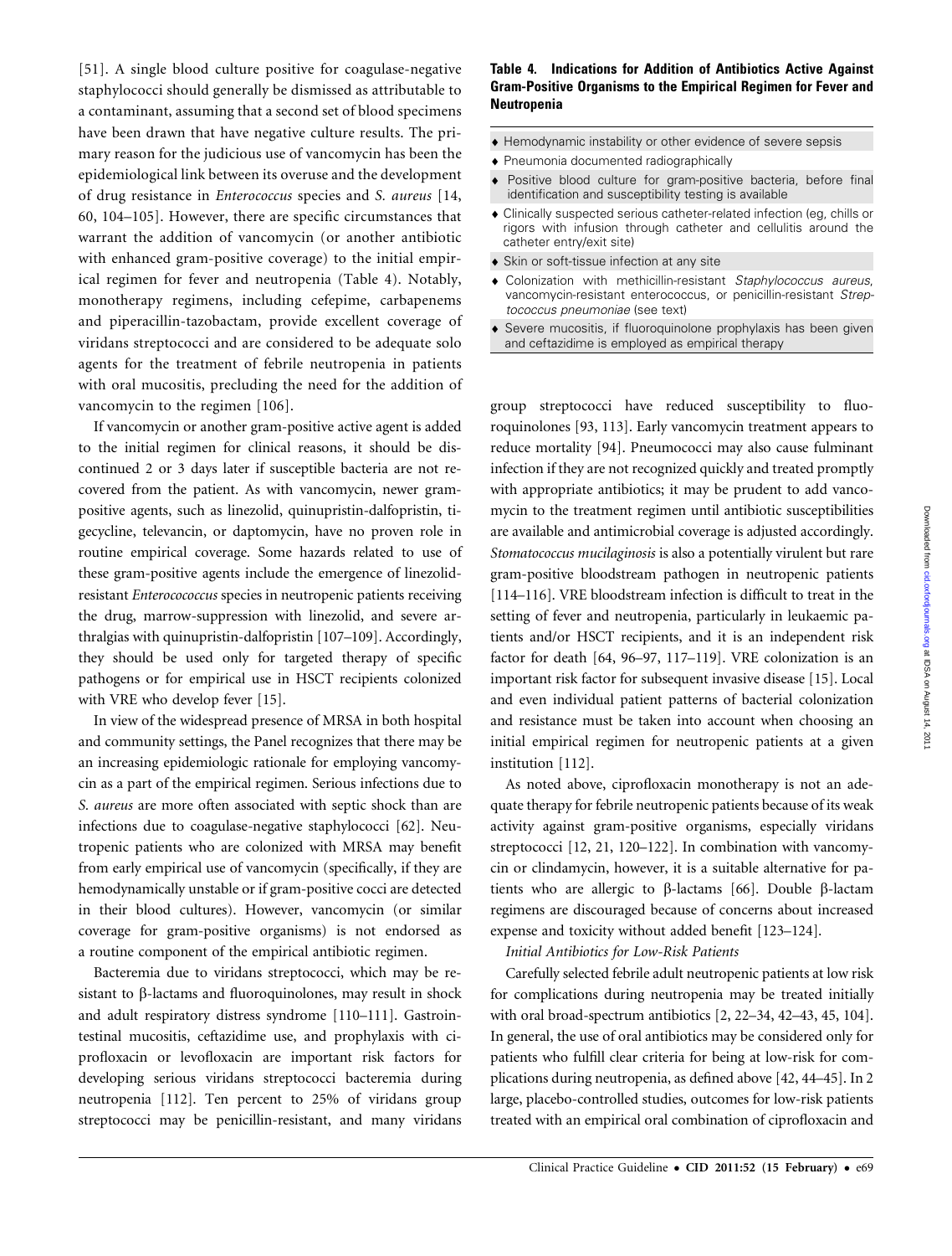[51]. A single blood culture positive for coagulase-negative staphylococci should generally be dismissed as attributable to a contaminant, assuming that a second set of blood specimens have been drawn that have negative culture results. The primary reason for the judicious use of vancomycin has been the epidemiological link between its overuse and the development of drug resistance in *Enterococcus* species and *S. aureus* [14, 60, 104–105]. However, there are specific circumstances that warrant the addition of vancomycin (or another antibiotic with enhanced gram-positive coverage) to the initial empirical regimen for fever and neutropenia (Table 4). Notably, monotherapy regimens, including cefepime, carbapenems and piperacillin-tazobactam, provide excellent coverage of viridans streptococci and are considered to be adequate solo agents for the treatment of febrile neutropenia in patients with oral mucositis, precluding the need for the addition of vancomycin to the regimen [106].

If vancomycin or another gram-positive active agent is added to the initial regimen for clinical reasons, it should be discontinued 2 or 3 days later if susceptible bacteria are not recovered from the patient. As with vancomycin, newer gram-positive agents, such as linezolid, quinupristin-dalfopristin, tigecycline, televancin, or daptomycin, have no proven role in routine empirical coverage. Some hazards related to use of these gram-positive agents include the emergence of linezolid-resistant *Enterocococcus* species in neutropenic patients receiving the drug, marrow-suppression with linezolid, and severe arthralgias with quinupristin-dalfopristin [107–109]. Accordingly, they should be used only for targeted therapy of specific pathogens or for empirical use in HSCT recipients colonized with VRE who develop fever [15].

In view of the widespread presence of MRSA in both hospital and community settings, the Panel recognizes that there may be an increasing epidemiologic rationale for employing vancomycin as a part of the empirical regimen. Serious infections due to *S. aureus* are more often associated with septic shock than are infections due to coagulase-negative staphylococci [62]. Neutropenic patients who are colonized with MRSA may benefit from early empirical use of vancomycin (specifically, if they are hemodynamically unstable or if gram-positive cocci are detected in their blood cultures). However, vancomycin (or similar coverage for gram-positive organisms) is not endorsed as a routine component of the empirical antibiotic regimen.

Bacteremia due to viridans streptococci, which may be resistant to β-lactams and fluoroquinolones, may result in shock and adult respiratory distress syndrome [110–111]. Gastrointestinal mucositis, ceftazidime use, and prophylaxis with ciprofloxacin or levofloxacin are important risk factors for developing serious viridans streptococci bacteremia during neutropenia [112]. Ten percent to 25% of viridans group streptococci may be penicillin-resistant, and many viridans group streptococci have reduced susceptibility to fluoroquinolones [93, 113]. Early vancomycin treatment appears to reduce mortality [94]. Pneumococci may also cause fulminant infection if they are not recognized quickly and treated promptly with appropriate antibiotics; it may be prudent to add vancomycin to the treatment regimen until antibiotic susceptibilities are available and antimicrobial coverage is adjusted accordingly. *Stomatococcus mucilaginosis* is also a potentially virulent but rare gram-positive bloodstream pathogen in neutropenic patients [114–116]. VRE bloodstream infection is difficult to treat in the setting of fever and neutropenia, particularly in leukaemic patients and/or HSCT recipients, and it is an independent risk factor for death [64, 96–97, 117–119]. VRE colonization is an important risk factor for subsequent invasive disease [15]. Local and even individual patient patterns of bacterial colonization and resistance must be taken into account when choosing an initial empirical regimen for neutropenic patients at a given institution [112].

As noted above, ciprofloxacin monotherapy is not an adequate therapy for febrile neutropenic patients because of its weak activity against gram-positive organisms, especially viridans streptococci [12, 21, 120–122]. In combination with vancomycin or clindamycin, however, it is a suitable alternative for patients who are allergic to β-lactams [66]. Double β-lactam regimens are discouraged because of concerns about increased expense and toxicity without added benefit [123–124].

**Table 4. Indications for Addition of Antibiotics Active Against Gram-Positive Organisms to the Empirical Regimen for Fever and Neutropenia**

- Hemodynamic instability or other evidence of severe sepsis
- Pneumonia documented radiographically
- Positive blood culture for gram-positive bacteria, before final identification and susceptibility testing is available
- Clinically suspected serious catheter-related infection (eg, chills or rigors with infusion through catheter and cellulitis around the catheter entry/exit site)
- Skin or soft-tissue infection at any site
- Colonization with methicillin-resistant *Staphylococcus aureus*, vancomycin-resistant enterococcus, or penicillin-resistant *Streptococcus pneumoniae* (see text)
- Severe mucositis, if fluoroquinolone prophylaxis has been given and ceftazidime is employed as empirical therapy

*Initial Antibiotics for Low-Risk Patients*

Carefully selected febrile adult neutropenic patients at low risk for complications during neutropenia may be treated initially with oral broad-spectrum antibiotics [2, 22–34, 42–43, 45, 104]. In general, the use of oral antibiotics may be considered only for patients who fulfill clear criteria for being at low-risk for complications during neutropenia, as defined above [42, 44–45]. In 2 large, placebo-controlled studies, outcomes for low-risk patients treated with an empirical oral combination of ciprofloxacin and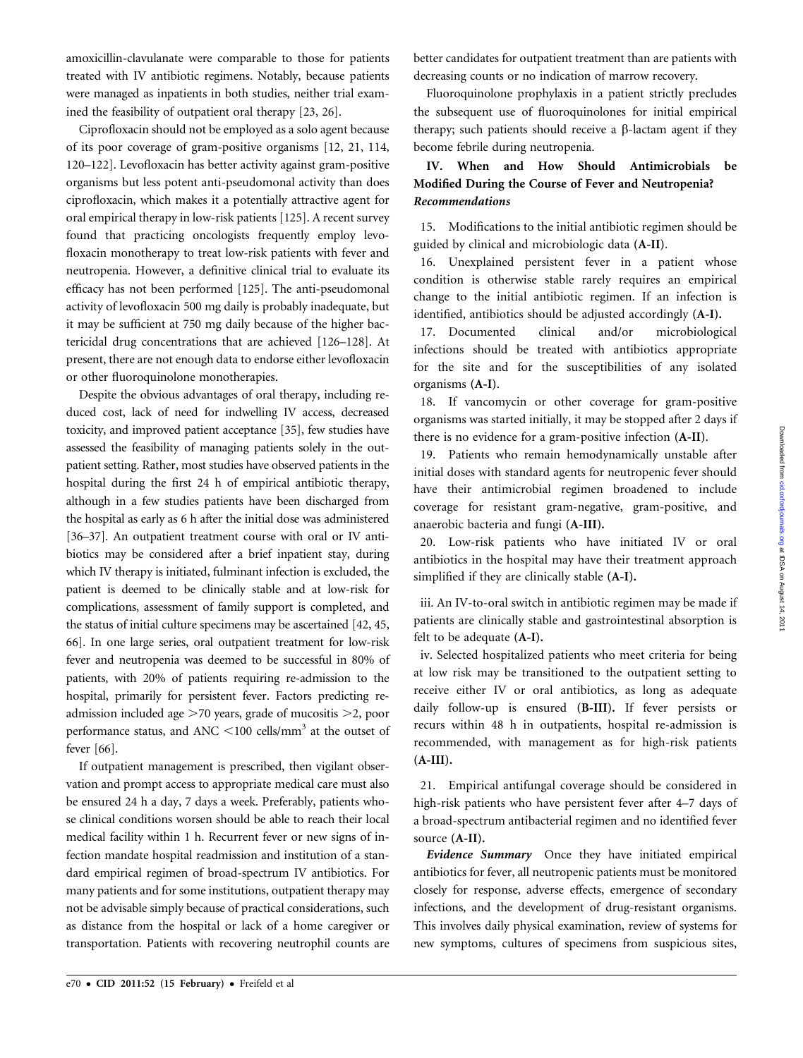amoxicillin-clavulanate were comparable to those for patients treated with IV antibiotic regimens. Notably, because patients were managed as inpatients in both studies, neither trial examined the feasibility of outpatient oral therapy [23, 26].

Ciprofloxacin should not be employed as a solo agent because of its poor coverage of gram-positive organisms [12, 21, 114, 120–122]. Levofloxacin has better activity against gram-positive organisms but less potent anti-pseudomonal activity than does ciprofloxacin, which makes it a potentially attractive agent for oral empirical therapy in low-risk patients [125]. A recent survey found that practicing oncologists frequently employ levofloxacin monotherapy to treat low-risk patients with fever and neutropenia. However, a definitive clinical trial to evaluate its efficacy has not been performed [125]. The anti-pseudomonal activity of levofloxacin 500 mg daily is probably inadequate, but it may be sufficient at 750 mg daily because of the higher bactericidal drug concentrations that are achieved [126–128]. At present, there are not enough data to endorse either levofloxacin or other fluoroquinolone monotherapies.

Despite the obvious advantages of oral therapy, including reduced cost, lack of need for indwelling IV access, decreased toxicity, and improved patient acceptance [35], few studies have assessed the feasibility of managing patients solely in the outpatient setting. Rather, most studies have observed patients in the hospital during the first 24 h of empirical antibiotic therapy, although in a few studies patients have been discharged from the hospital as early as 6 h after the initial dose was administered [36–37]. An outpatient treatment course with oral or IV antibiotics may be considered after a brief inpatient stay, during which IV therapy is initiated, fulminant infection is excluded, the patient is deemed to be clinically stable and at low-risk for complications, assessment of family support is completed, and the status of initial culture specimens may be ascertained [42, 45, 66]. In one large series, oral outpatient treatment for low-risk fever and neutropenia was deemed to be successful in 80% of patients, with 20% of patients requiring re-admission to the hospital, primarily for persistent fever. Factors predicting re-admission included age >70 years, grade of mucositis >2, poor performance status, and ANC <100 cells/mm$^3$ at the outset of fever [66].

If outpatient management is prescribed, then vigilant observation and prompt access to appropriate medical care must also be ensured 24 h a day, 7 days a week. Preferably, patients whose clinical conditions worsen should be able to reach their local medical facility within 1 h. Recurrent fever or new signs of infection mandate hospital readmission and institution of a standard empirical regimen of broad-spectrum IV antibiotics. For many patients and for some institutions, outpatient therapy may not be advisable simply because of practical considerations, such as distance from the hospital or lack of a home caregiver or transportation. Patients with recovering neutrophil counts are better candidates for outpatient treatment than are patients with decreasing counts or no indication of marrow recovery.

Fluoroquinolone prophylaxis in a patient strictly precludes the subsequent use of fluoroquinolones for initial empirical therapy; such patients should receive a β-lactam agent if they become febrile during neutropenia.

### IV. When and How Should Antimicrobials be Modified During the Course of Fever and Neutropenia?

#### *Recommendations*

15. Modifications to the initial antibiotic regimen should be guided by clinical and microbiologic data (**A-II**).

16. Unexplained persistent fever in a patient whose condition is otherwise stable rarely requires an empirical change to the initial antibiotic regimen. If an infection is identified, antibiotics should be adjusted accordingly (**A-I**).

17. Documented clinical and/or microbiological infections should be treated with antibiotics appropriate for the site and for the susceptibilities of any isolated organisms (**A-I**).

18. If vancomycin or other coverage for gram-positive organisms was started initially, it may be stopped after 2 days if there is no evidence for a gram-positive infection (**A-II**).

19. Patients who remain hemodynamically unstable after initial doses with standard agents for neutropenic fever should have their antimicrobial regimen broadened to include coverage for resistant gram-negative, gram-positive, and anaerobic bacteria and fungi (**A-III**).

20. Low-risk patients who have initiated IV or oral antibiotics in the hospital may have their treatment approach simplified if they are clinically stable (**A-I**).

iii. An IV-to-oral switch in antibiotic regimen may be made if patients are clinically stable and gastrointestinal absorption is felt to be adequate (**A-I**).

iv. Selected hospitalized patients who meet criteria for being at low risk may be transitioned to the outpatient setting to receive either IV or oral antibiotics, as long as adequate daily follow-up is ensured (**B-III**). If fever persists or recurs within 48 h in outpatients, hospital re-admission is recommended, with management as for high-risk patients (**A-III**).

21. Empirical antifungal coverage should be considered in high-risk patients who have persistent fever after 4–7 days of a broad-spectrum antibacterial regimen and no identified fever source (**A-II**).

***Evidence Summary*** Once they have initiated empirical antibiotics for fever, all neutropenic patients must be monitored closely for response, adverse effects, emergence of secondary infections, and the development of drug-resistant organisms. This involves daily physical examination, review of systems for new symptoms, cultures of specimens from suspicious sites,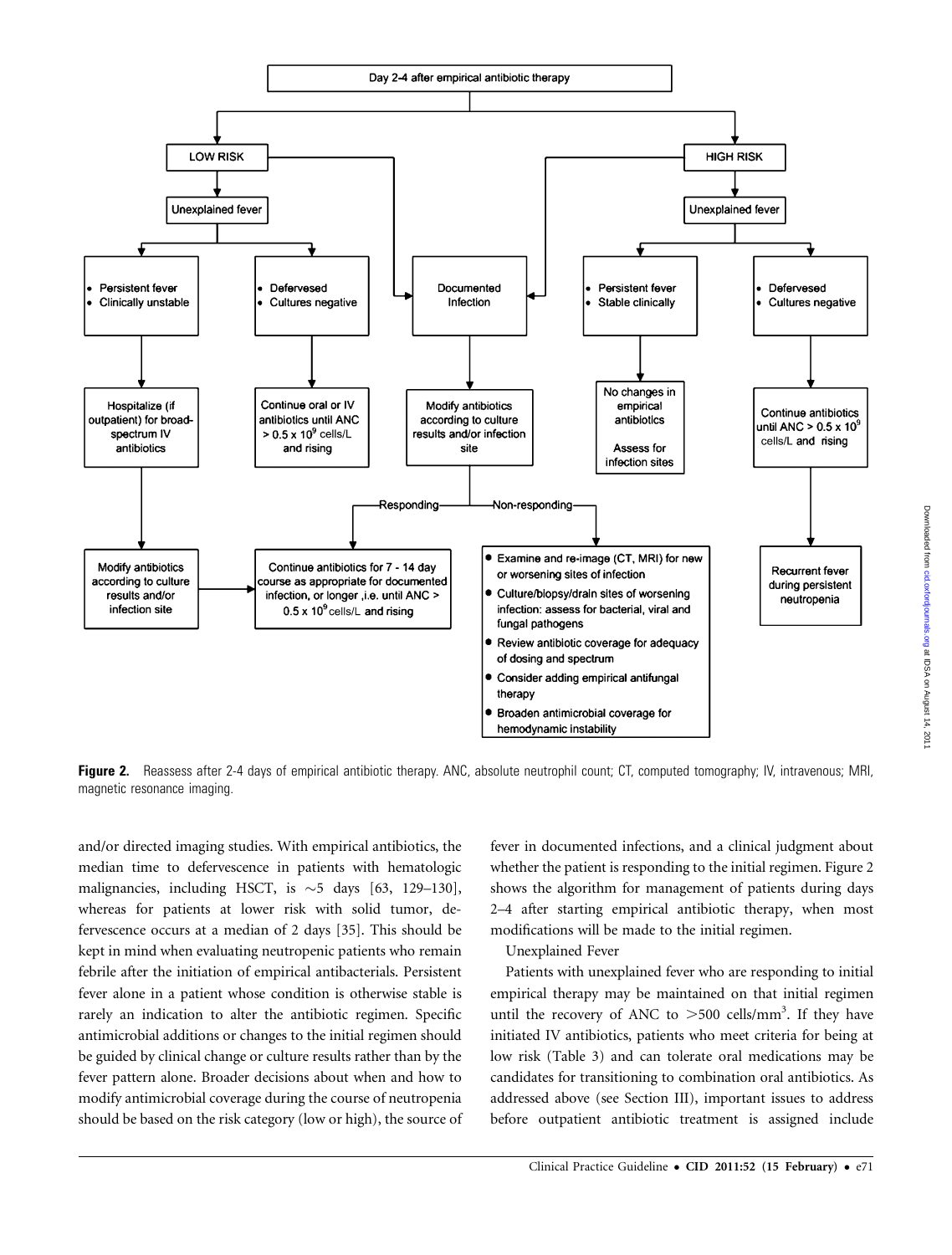Figure 2. Reassess after 2-4 days of empirical antibiotic therapy. ANC, absolute neutrophil count; CT, computed tomography; IV, intravenous; MRI, magnetic resonance imaging.

and/or directed imaging studies. With empirical antibiotics, the median time to defervescence in patients with hematologic malignancies, including HSCT, is ~5 days [63, 129–130], whereas for patients at lower risk with solid tumor, defervescence occurs at a median of 2 days [35]. This should be kept in mind when evaluating neutropenic patients who remain febrile after the initiation of empirical antibacterials. Persistent fever alone in a patient whose condition is otherwise stable is rarely an indication to alter the antibiotic regimen. Specific antimicrobial additions or changes to the initial regimen should be guided by clinical change or culture results rather than by the fever pattern alone. Broader decisions about when and how to modify antimicrobial coverage during the course of neutropenia should be based on the risk category (low or high), the source of fever in documented infections, and a clinical judgment about whether the patient is responding to the initial regimen. Figure 2 shows the algorithm for management of patients during days 2–4 after starting empirical antibiotic therapy, when most modifications will be made to the initial regimen.

Unexplained Fever

Patients with unexplained fever who are responding to initial empirical therapy may be maintained on that initial regimen until the recovery of ANC to >500 cells/mm$^3$. If they have initiated IV antibiotics, patients who meet criteria for being at low risk (Table 3) and can tolerate oral medications may be candidates for transitioning to combination oral antibiotics. As addressed above (see Section III), important issues to address before outpatient antibiotic treatment is assigned include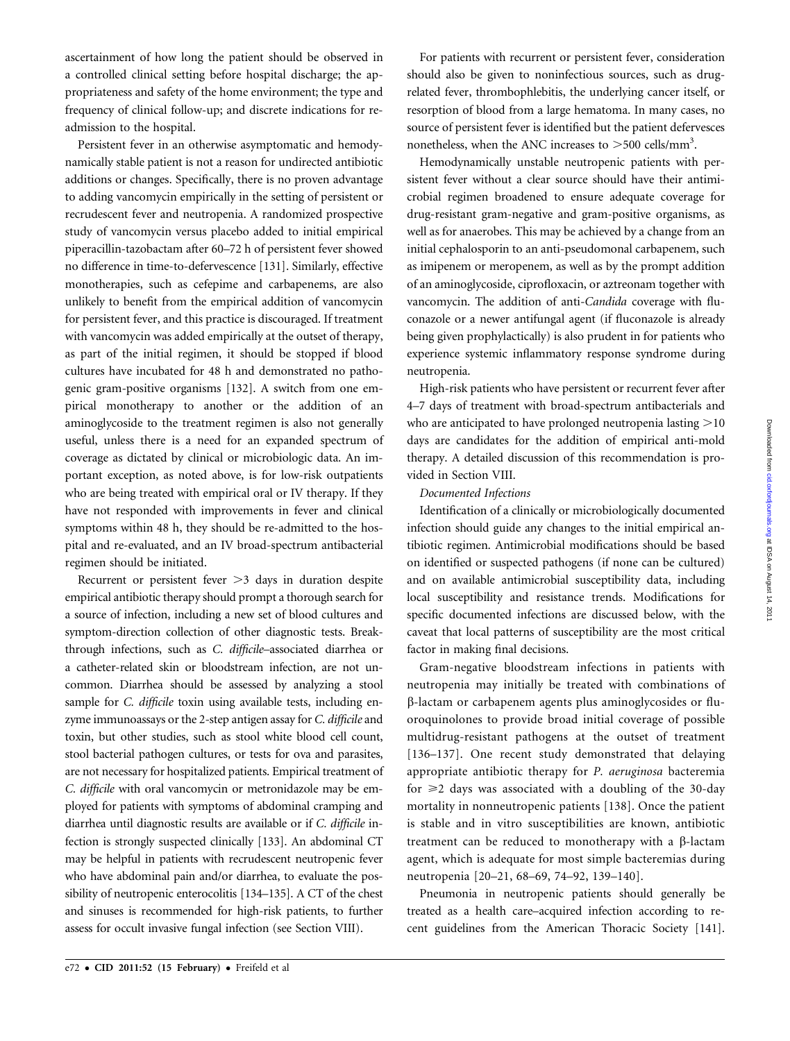ascertainment of how long the patient should be observed in a controlled clinical setting before hospital discharge; the appropriateness and safety of the home environment; the type and frequency of clinical follow-up; and discrete indications for readmission to the hospital.

Persistent fever in an otherwise asymptomatic and hemodynamically stable patient is not a reason for undirected antibiotic additions or changes. Specifically, there is no proven advantage to adding vancomycin empirically in the setting of persistent or recrudescent fever and neutropenia. A randomized prospective study of vancomycin versus placebo added to initial empirical piperacillin-tazobactam after 60–72 h of persistent fever showed no difference in time-to-defervescence [131]. Similarly, effective monotherapies, such as cefepime and carbapenems, are also unlikely to benefit from the empirical addition of vancomycin for persistent fever, and this practice is discouraged. If treatment with vancomycin was added empirically at the outset of therapy, as part of the initial regimen, it should be stopped if blood cultures have incubated for 48 h and demonstrated no pathogenic gram-positive organisms [132]. A switch from one empirical monotherapy to another or the addition of an aminoglycoside to the treatment regimen is also not generally useful, unless there is a need for an expanded spectrum of coverage as dictated by clinical or microbiologic data. An important exception, as noted above, is for low-risk outpatients who are being treated with empirical oral or IV therapy. If they have not responded with improvements in fever and clinical symptoms within 48 h, they should be re-admitted to the hospital and re-evaluated, and an IV broad-spectrum antibacterial regimen should be initiated.

Recurrent or persistent fever >3 days in duration despite empirical antibiotic therapy should prompt a thorough search for a source of infection, including a new set of blood cultures and symptom-direction collection of other diagnostic tests. Breakthrough infections, such as *C. difficile*–associated diarrhea or a catheter-related skin or bloodstream infection, are not uncommon. Diarrhea should be assessed by analyzing a stool sample for *C. difficile* toxin using available tests, including enzyme immunoassays or the 2-step antigen assay for *C. difficile* and toxin, but other studies, such as stool white blood cell count, stool bacterial pathogen cultures, or tests for ova and parasites, are not necessary for hospitalized patients. Empirical treatment of *C. difficile* with oral vancomycin or metronidazole may be employed for patients with symptoms of abdominal cramping and diarrhea until diagnostic results are available or if *C. difficile* infection is strongly suspected clinically [133]. An abdominal CT may be helpful in patients with recrudescent neutropenic fever who have abdominal pain and/or diarrhea, to evaluate the possibility of neutropenic enterocolitis [134–135]. A CT of the chest and sinuses is recommended for high-risk patients, to further assess for occult invasive fungal infection (see Section VIII).

For patients with recurrent or persistent fever, consideration should also be given to noninfectious sources, such as drug-related fever, thrombophlebitis, the underlying cancer itself, or resorption of blood from a large hematoma. In many cases, no source of persistent fever is identified but the patient defervesces nonetheless, when the ANC increases to >500 cells/mm$^3$.

Hemodynamically unstable neutropenic patients with persistent fever without a clear source should have their antimicrobial regimen broadened to ensure adequate coverage for drug-resistant gram-negative and gram-positive organisms, as well as for anaerobes. This may be achieved by a change from an initial cephalosporin to an anti-pseudomonal carbapenem, such as imipenem or meropenem, as well as by the prompt addition of an aminoglycoside, ciprofloxacin, or aztreonam together with vancomycin. The addition of anti-*Candida* coverage with fluconazole or a newer antifungal agent (if fluconazole is already being given prophylactically) is also prudent in for patients who experience systemic inflammatory response syndrome during neutropenia.

High-risk patients who have persistent or recurrent fever after 4–7 days of treatment with broad-spectrum antibacterials and who are anticipated to have prolonged neutropenia lasting >10 days are candidates for the addition of empirical anti-mold therapy. A detailed discussion of this recommendation is provided in Section VIII.

*Documented Infections*

Identification of a clinically or microbiologically documented infection should guide any changes to the initial empirical antibiotic regimen. Antimicrobial modifications should be based on identified or suspected pathogens (if none can be cultured) and on available antimicrobial susceptibility data, including local susceptibility and resistance trends. Modifications for specific documented infections are discussed below, with the caveat that local patterns of susceptibility are the most critical factor in making final decisions.

Gram-negative bloodstream infections in patients with neutropenia may initially be treated with combinations of β-lactam or carbapenem agents plus aminoglycosides or fluoroquinolones to provide broad initial coverage of possible multidrug-resistant pathogens at the outset of treatment [136–137]. One recent study demonstrated that delaying appropriate antibiotic therapy for *P. aeruginosa* bacteremia for ⩾2 days was associated with a doubling of the 30-day mortality in nonneutropenic patients [138]. Once the patient is stable and in vitro susceptibilities are known, antibiotic treatment can be reduced to monotherapy with a β-lactam agent, which is adequate for most simple bacteremias during neutropenia [20–21, 68–69, 74–92, 139–140].

Pneumonia in neutropenic patients should generally be treated as a health care–acquired infection according to recent guidelines from the American Thoracic Society [141].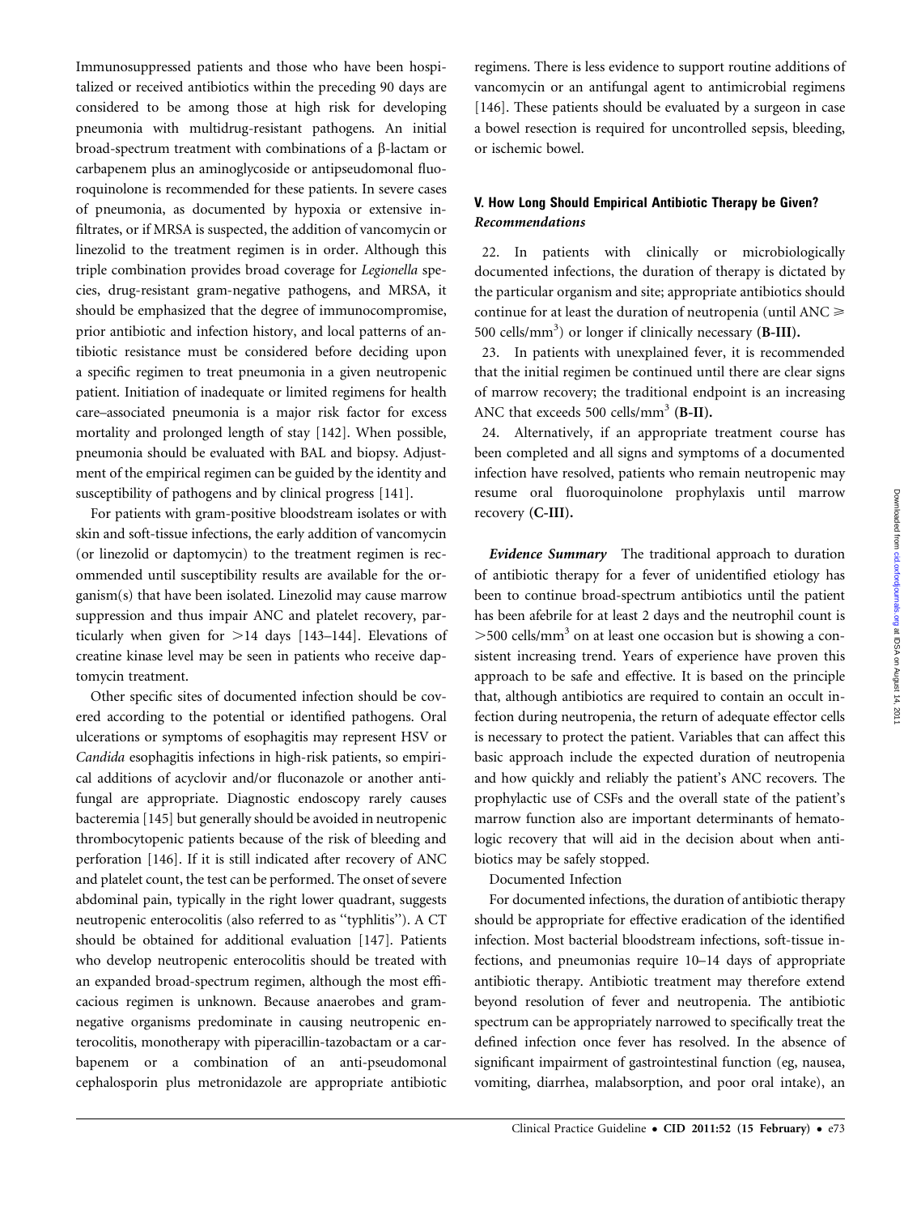Immunosuppressed patients and those who have been hospitalized or received antibiotics within the preceding 90 days are considered to be among those at high risk for developing pneumonia with multidrug-resistant pathogens. An initial broad-spectrum treatment with combinations of a β-lactam or carbapenem plus an aminoglycoside or antipseudomonal fluoroquinolone is recommended for these patients. In severe cases of pneumonia, as documented by hypoxia or extensive infiltrates, or if MRSA is suspected, the addition of vancomycin or linezolid to the treatment regimen is in order. Although this triple combination provides broad coverage for *Legionella* species, drug-resistant gram-negative pathogens, and MRSA, it should be emphasized that the degree of immunocompromise, prior antibiotic and infection history, and local patterns of antibiotic resistance must be considered before deciding upon a specific regimen to treat pneumonia in a given neutropenic patient. Initiation of inadequate or limited regimens for health care–associated pneumonia is a major risk factor for excess mortality and prolonged length of stay [142]. When possible, pneumonia should be evaluated with BAL and biopsy. Adjustment of the empirical regimen can be guided by the identity and susceptibility of pathogens and by clinical progress [141].

For patients with gram-positive bloodstream isolates or with skin and soft-tissue infections, the early addition of vancomycin (or linezolid or daptomycin) to the treatment regimen is recommended until susceptibility results are available for the organism(s) that have been isolated. Linezolid may cause marrow suppression and thus impair ANC and platelet recovery, particularly when given for >14 days [143–144]. Elevations of creatine kinase level may be seen in patients who receive daptomycin treatment.

Other specific sites of documented infection should be covered according to the potential or identified pathogens. Oral ulcerations or symptoms of esophagitis may represent HSV or *Candida* esophagitis infections in high-risk patients, so empirical additions of acyclovir and/or fluconazole or another antifungal are appropriate. Diagnostic endoscopy rarely causes bacteremia [145] but generally should be avoided in neutropenic thrombocytopenic patients because of the risk of bleeding and perforation [146]. If it is still indicated after recovery of ANC and platelet count, the test can be performed. The onset of severe abdominal pain, typically in the right lower quadrant, suggests neutropenic enterocolitis (also referred to as "typhlitis"). A CT should be obtained for additional evaluation [147]. Patients who develop neutropenic enterocolitis should be treated with an expanded broad-spectrum regimen, although the most efficacious regimen is unknown. Because anaerobes and gram-negative organisms predominate in causing neutropenic enterocolitis, monotherapy with piperacillin-tazobactam or a carbapenem or a combination of an anti-pseudomonal cephalosporin plus metronidazole are appropriate antibiotic regimens. There is less evidence to support routine additions of vancomycin or an antifungal agent to antimicrobial regimens [146]. These patients should be evaluated by a surgeon in case a bowel resection is required for uncontrolled sepsis, bleeding, or ischemic bowel.

### V. How Long Should Empirical Antibiotic Therapy be Given? *Recommendations*

22. In patients with clinically or microbiologically documented infections, the duration of therapy is dictated by the particular organism and site; appropriate antibiotics should continue for at least the duration of neutropenia (until ANC ≥ 500 cells/mm$^3$) or longer if clinically necessary (**B-III**).

23. In patients with unexplained fever, it is recommended that the initial regimen be continued until there are clear signs of marrow recovery; the traditional endpoint is an increasing ANC that exceeds 500 cells/mm$^3$ (**B-II**).

24. Alternatively, if an appropriate treatment course has been completed and all signs and symptoms of a documented infection have resolved, patients who remain neutropenic may resume oral fluoroquinolone prophylaxis until marrow recovery (**C-III**).

***Evidence Summary*** The traditional approach to duration of antibiotic therapy for a fever of unidentified etiology has been to continue broad-spectrum antibiotics until the patient has been afebrile for at least 2 days and the neutrophil count is >500 cells/mm$^3$ on at least one occasion but is showing a consistent increasing trend. Years of experience have proven this approach to be safe and effective. It is based on the principle that, although antibiotics are required to contain an occult infection during neutropenia, the return of adequate effector cells is necessary to protect the patient. Variables that can affect this basic approach include the expected duration of neutropenia and how quickly and reliably the patient's ANC recovers. The prophylactic use of CSFs and the overall state of the patient's marrow function also are important determinants of hematologic recovery that will aid in the decision about when antibiotics may be safely stopped.

Documented Infection

For documented infections, the duration of antibiotic therapy should be appropriate for effective eradication of the identified infection. Most bacterial bloodstream infections, soft-tissue infections, and pneumonias require 10–14 days of appropriate antibiotic therapy. Antibiotic treatment may therefore extend beyond resolution of fever and neutropenia. The antibiotic spectrum can be appropriately narrowed to specifically treat the defined infection once fever has resolved. In the absence of significant impairment of gastrointestinal function (eg, nausea, vomiting, diarrhea, malabsorption, and poor oral intake), an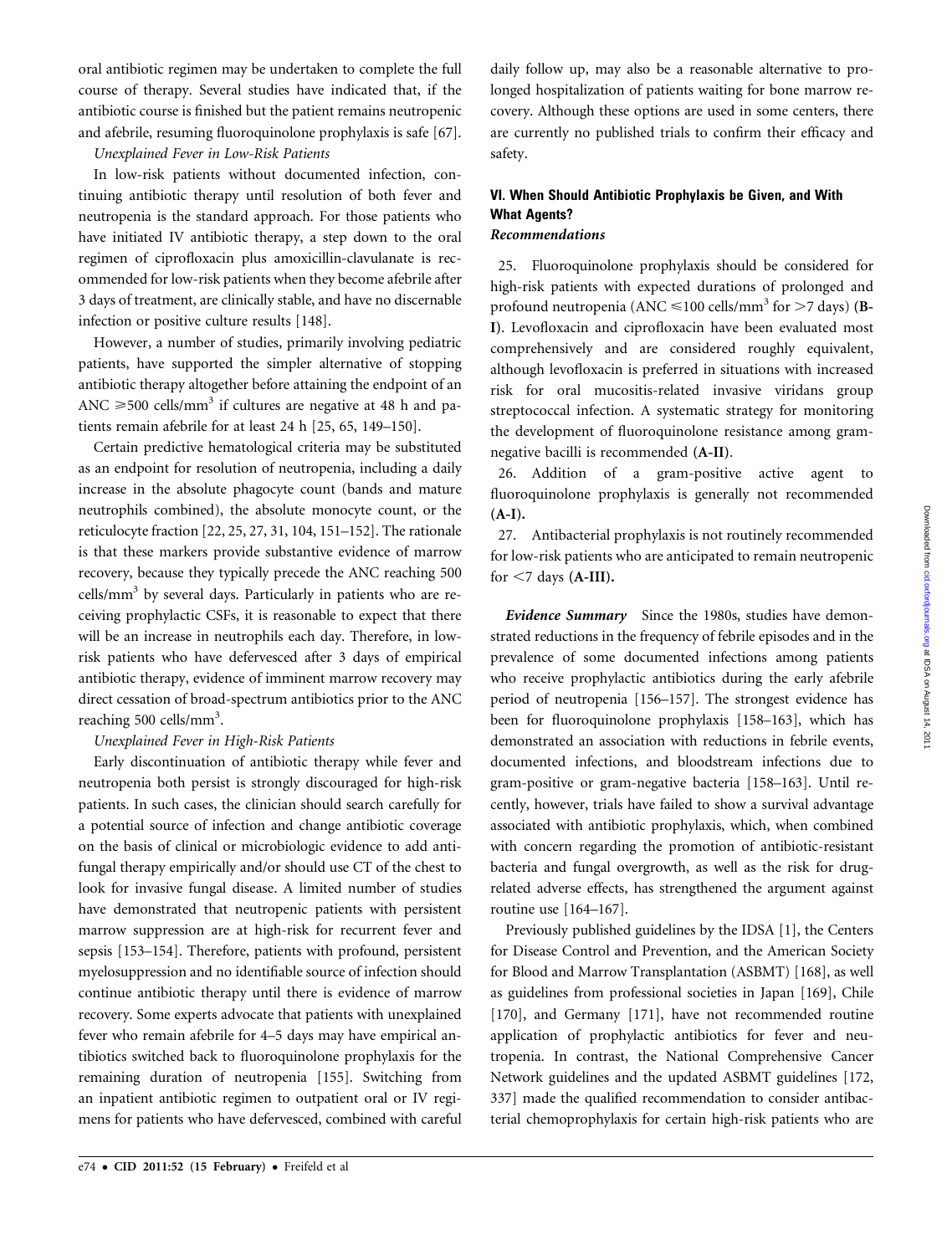oral antibiotic regimen may be undertaken to complete the full course of therapy. Several studies have indicated that, if the antibiotic course is finished but the patient remains neutropenic and afebrile, resuming fluoroquinolone prophylaxis is safe [67].

*Unexplained Fever in Low-Risk Patients*

In low-risk patients without documented infection, continuing antibiotic therapy until resolution of both fever and neutropenia is the standard approach. For those patients who have initiated IV antibiotic therapy, a step down to the oral regimen of ciprofloxacin plus amoxicillin-clavulanate is recommended for low-risk patients when they become afebrile after 3 days of treatment, are clinically stable, and have no discernable infection or positive culture results [148].

However, a number of studies, primarily involving pediatric patients, have supported the simpler alternative of stopping antibiotic therapy altogether before attaining the endpoint of an ANC $\geqslant$500 cells/mm$^3$ if cultures are negative at 48 h and patients remain afebrile for at least 24 h [25, 65, 149–150].

Certain predictive hematological criteria may be substituted as an endpoint for resolution of neutropenia, including a daily increase in the absolute phagocyte count (bands and mature neutrophils combined), the absolute monocyte count, or the reticulocyte fraction [22, 25, 27, 31, 104, 151–152]. The rationale is that these markers provide substantive evidence of marrow recovery, because they typically precede the ANC reaching 500 cells/mm$^3$ by several days. Particularly in patients who are receiving prophylactic CSFs, it is reasonable to expect that there will be an increase in neutrophils each day. Therefore, in low-risk patients who have defervesced after 3 days of empirical antibiotic therapy, evidence of imminent marrow recovery may direct cessation of broad-spectrum antibiotics prior to the ANC reaching 500 cells/mm$^3$.

*Unexplained Fever in High-Risk Patients*

Early discontinuation of antibiotic therapy while fever and neutropenia both persist is strongly discouraged for high-risk patients. In such cases, the clinician should search carefully for a potential source of infection and change antibiotic coverage on the basis of clinical or microbiologic evidence to add antifungal therapy empirically and/or should use CT of the chest to look for invasive fungal disease. A limited number of studies have demonstrated that neutropenic patients with persistent marrow suppression are at high-risk for recurrent fever and sepsis [153–154]. Therefore, patients with profound, persistent myelosuppression and no identifiable source of infection should continue antibiotic therapy until there is evidence of marrow recovery. Some experts advocate that patients with unexplained fever who remain afebrile for 4–5 days may have empirical antibiotics switched back to fluoroquinolone prophylaxis for the remaining duration of neutropenia [155]. Switching from an inpatient antibiotic regimen to outpatient oral or IV regimens for patients who have defervesced, combined with careful daily follow up, may also be a reasonable alternative to prolonged hospitalization of patients waiting for bone marrow recovery. Although these options are used in some centers, there are currently no published trials to confirm their efficacy and safety.

## VI. When Should Antibiotic Prophylaxis be Given, and With What Agents?

### *Recommendations*

25. Fluoroquinolone prophylaxis should be considered for high-risk patients with expected durations of prolonged and profound neutropenia (ANC $\leqslant$100 cells/mm$^3$ for >7 days) (**B-I**). Levofloxacin and ciprofloxacin have been evaluated most comprehensively and are considered roughly equivalent, although levofloxacin is preferred in situations with increased risk for oral mucositis-related invasive viridans group streptococcal infection. A systematic strategy for monitoring the development of fluoroquinolone resistance among gram-negative bacilli is recommended (**A-II**).

26. Addition of a gram-positive active agent to fluoroquinolone prophylaxis is generally not recommended (**A-I**).

27. Antibacterial prophylaxis is not routinely recommended for low-risk patients who are anticipated to remain neutropenic for <7 days (**A-III**).

***Evidence Summary*** Since the 1980s, studies have demonstrated reductions in the frequency of febrile episodes and in the prevalence of some documented infections among patients who receive prophylactic antibiotics during the early afebrile period of neutropenia [156–157]. The strongest evidence has been for fluoroquinolone prophylaxis [158–163], which has demonstrated an association with reductions in febrile events, documented infections, and bloodstream infections due to gram-positive or gram-negative bacteria [158–163]. Until recently, however, trials have failed to show a survival advantage associated with antibiotic prophylaxis, which, when combined with concern regarding the promotion of antibiotic-resistant bacteria and fungal overgrowth, as well as the risk for drug-related adverse effects, has strengthened the argument against routine use [164–167].

Previously published guidelines by the IDSA [1], the Centers for Disease Control and Prevention, and the American Society for Blood and Marrow Transplantation (ASBMT) [168], as well as guidelines from professional societies in Japan [169], Chile [170], and Germany [171], have not recommended routine application of prophylactic antibiotics for fever and neutropenia. In contrast, the National Comprehensive Cancer Network guidelines and the updated ASBMT guidelines [172, 337] made the qualified recommendation to consider antibacterial chemoprophylaxis for certain high-risk patients who are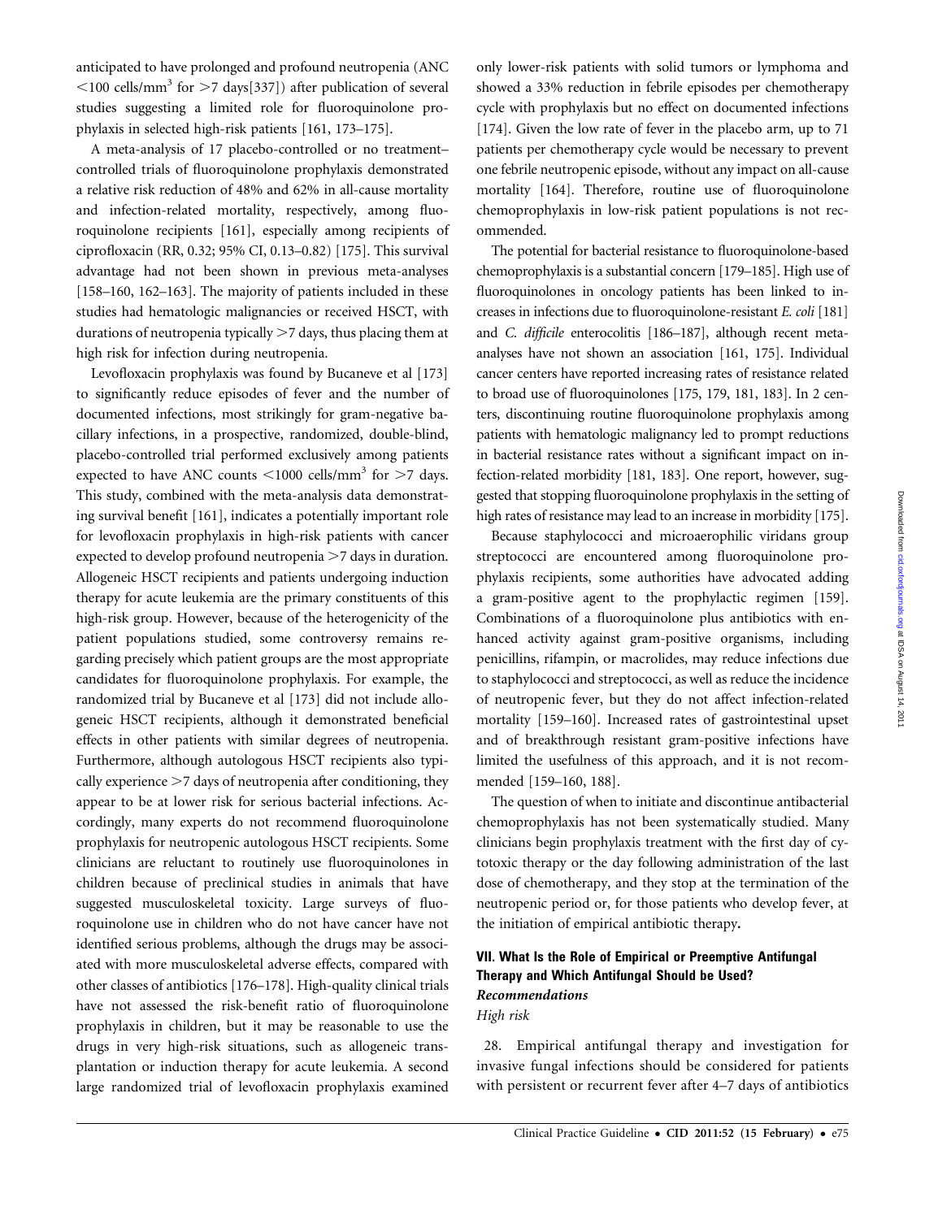anticipated to have prolonged and profound neutropenia (ANC $<$100 cells/mm$^3$ for $>$7 days[337]) after publication of several studies suggesting a limited role for fluoroquinolone prophylaxis in selected high-risk patients [161, 173–175].

A meta-analysis of 17 placebo-controlled or no treatment–controlled trials of fluoroquinolone prophylaxis demonstrated a relative risk reduction of 48% and 62% in all-cause mortality and infection-related mortality, respectively, among fluoroquinolone recipients [161], especially among recipients of ciprofloxacin (RR, 0.32; 95% CI, 0.13–0.82) [175]. This survival advantage had not been shown in previous meta-analyses [158–160, 162–163]. The majority of patients included in these studies had hematologic malignancies or received HSCT, with durations of neutropenia typically $>$7 days, thus placing them at high risk for infection during neutropenia.

Levofloxacin prophylaxis was found by Bucaneve et al [173] to significantly reduce episodes of fever and the number of documented infections, most strikingly for gram-negative bacillary infections, in a prospective, randomized, double-blind, placebo-controlled trial performed exclusively among patients expected to have ANC counts $<$1000 cells/mm$^3$ for $>$7 days. This study, combined with the meta-analysis data demonstrating survival benefit [161], indicates a potentially important role for levofloxacin prophylaxis in high-risk patients with cancer expected to develop profound neutropenia $>$7 days in duration. Allogeneic HSCT recipients and patients undergoing induction therapy for acute leukemia are the primary constituents of this high-risk group. However, because of the heterogenicity of the patient populations studied, some controversy remains regarding precisely which patient groups are the most appropriate candidates for fluoroquinolone prophylaxis. For example, the randomized trial by Bucaneve et al [173] did not include allogeneic HSCT recipients, although it demonstrated beneficial effects in other patients with similar degrees of neutropenia. Furthermore, although autologous HSCT recipients also typically experience $>$7 days of neutropenia after conditioning, they appear to be at lower risk for serious bacterial infections. Accordingly, many experts do not recommend fluoroquinolone prophylaxis for neutropenic autologous HSCT recipients. Some clinicians are reluctant to routinely use fluoroquinolones in children because of preclinical studies in animals that have suggested musculoskeletal toxicity. Large surveys of fluoroquinolone use in children who do not have cancer have not identified serious problems, although the drugs may be associated with more musculoskeletal adverse effects, compared with other classes of antibiotics [176–178]. High-quality clinical trials have not assessed the risk-benefit ratio of fluoroquinolone prophylaxis in children, but it may be reasonable to use the drugs in very high-risk situations, such as allogeneic transplantation or induction therapy for acute leukemia. A second large randomized trial of levofloxacin prophylaxis examined only lower-risk patients with solid tumors or lymphoma and showed a 33% reduction in febrile episodes per chemotherapy cycle with prophylaxis but no effect on documented infections [174]. Given the low rate of fever in the placebo arm, up to 71 patients per chemotherapy cycle would be necessary to prevent one febrile neutropenic episode, without any impact on all-cause mortality [164]. Therefore, routine use of fluoroquinolone chemoprophylaxis in low-risk patient populations is not recommended.

The potential for bacterial resistance to fluoroquinolone-based chemoprophylaxis is a substantial concern [179–185]. High use of fluoroquinolones in oncology patients has been linked to increases in infections due to fluoroquinolone-resistant *E. coli* [181] and *C. difficile* enterocolitis [186–187], although recent meta-analyses have not shown an association [161, 175]. Individual cancer centers have reported increasing rates of resistance related to broad use of fluoroquinolones [175, 179, 181, 183]. In 2 centers, discontinuing routine fluoroquinolone prophylaxis among patients with hematologic malignancy led to prompt reductions in bacterial resistance rates without a significant impact on infection-related morbidity [181, 183]. One report, however, suggested that stopping fluoroquinolone prophylaxis in the setting of high rates of resistance may lead to an increase in morbidity [175].

Because staphylococci and microaerophilic viridans group streptococci are encountered among fluoroquinolone prophylaxis recipients, some authorities have advocated adding a gram-positive agent to the prophylactic regimen [159]. Combinations of a fluoroquinolone plus antibiotics with enhanced activity against gram-positive organisms, including penicillins, rifampin, or macrolides, may reduce infections due to staphylococci and streptococci, as well as reduce the incidence of neutropenic fever, but they do not affect infection-related mortality [159–160]. Increased rates of gastrointestinal upset and of breakthrough resistant gram-positive infections have limited the usefulness of this approach, and it is not recommended [159–160, 188].

The question of when to initiate and discontinue antibacterial chemoprophylaxis has not been systematically studied. Many clinicians begin prophylaxis treatment with the first day of cytotoxic therapy or the day following administration of the last dose of chemotherapy, and they stop at the termination of the neutropenic period or, for those patients who develop fever, at the initiation of empirical antibiotic therapy.

## VII. What Is the Role of Empirical or Preemptive Antifungal Therapy and Which Antifungal Should be Used?

### *Recommendations*

*High risk*

28. Empirical antifungal therapy and investigation for invasive fungal infections should be considered for patients with persistent or recurrent fever after 4–7 days of antibiotics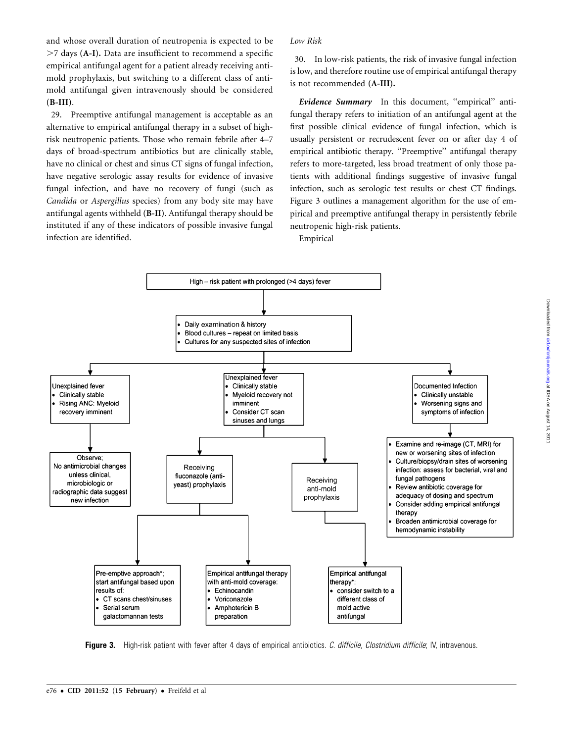and whose overall duration of neutropenia is expected to be >7 days **(A-I).** Data are insufficient to recommend a specific empirical antifungal agent for a patient already receiving antimold prophylaxis, but switching to a different class of antimold antifungal given intravenously should be considered **(B-III)**.

29. Preemptive antifungal management is acceptable as an alternative to empirical antifungal therapy in a subset of high-risk neutropenic patients. Those who remain febrile after 4–7 days of broad-spectrum antibiotics but are clinically stable, have no clinical or chest and sinus CT signs of fungal infection, have negative serologic assay results for evidence of invasive fungal infection, and have no recovery of fungi (such as *Candida* or *Aspergillus* species) from any body site may have antifungal agents withheld **(B-II)**. Antifungal therapy should be instituted if any of these indicators of possible invasive fungal infection are identified.

*Low Risk*

30. In low-risk patients, the risk of invasive fungal infection is low, and therefore routine use of empirical antifungal therapy is not recommended **(A-III).**

***Evidence Summary*** In this document, ''empirical'' antifungal therapy refers to initiation of an antifungal agent at the first possible clinical evidence of fungal infection, which is usually persistent or recrudescent fever on or after day 4 of empirical antibiotic therapy. ''Preemptive'' antifungal therapy refers to more-targeted, less broad treatment of only those patients with additional findings suggestive of invasive fungal infection, such as serologic test results or chest CT findings. Figure 3 outlines a management algorithm for the use of empirical and preemptive antifungal therapy in persistently febrile neutropenic high-risk patients.

Empirical

High – risk patient with prolonged (>4 days) fever

- Daily examination & history
- Blood cultures – repeat on limited basis
- Cultures for any suspected sites of infection

Unexplained fever
- Clinically stable
- Rising ANC: Myeloid recovery imminent

→ Observe; No antimicrobial changes unless clinical, microbiologic or radiographic data suggest new infection

Unexplained fever
- Clinically stable
- Myeloid recovery not imminent
- Consider CT scan sinuses and lungs

→ Receiving fluconazole (anti-yeast) prophylaxis
  → Pre-emptive approach*; start antifungal based upon results of:
    - CT scans chest/sinuses
    - Serial serum galactomannan tests
  → Empirical antifungal therapy with anti-mold coverage:
    - Echinocandin
    - Voriconazole
    - Amphotericin B preparation

→ Receiving anti-mold prophylaxis
  → Empirical antifungal therapy*:
    - consider switch to a different class of mold active antifungal

Documented Infection
- Clinically unstable
- Worsening signs and symptoms of infection

→
- Examine and re-image (CT, MRI) for new or worsening sites of infection
- Culture/biopsy/drain sites of worsening infection: assess for bacterial, viral and fungal pathogens
- Review antibiotic coverage for adequacy of dosing and spectrum
- Consider adding empirical antifungal therapy
- Broaden antimicrobial coverage for hemodynamic instability

**Figure 3.** High-risk patient with fever after 4 days of empirical antibiotics. *C. difficile, Clostridium difficile*; IV, intravenous.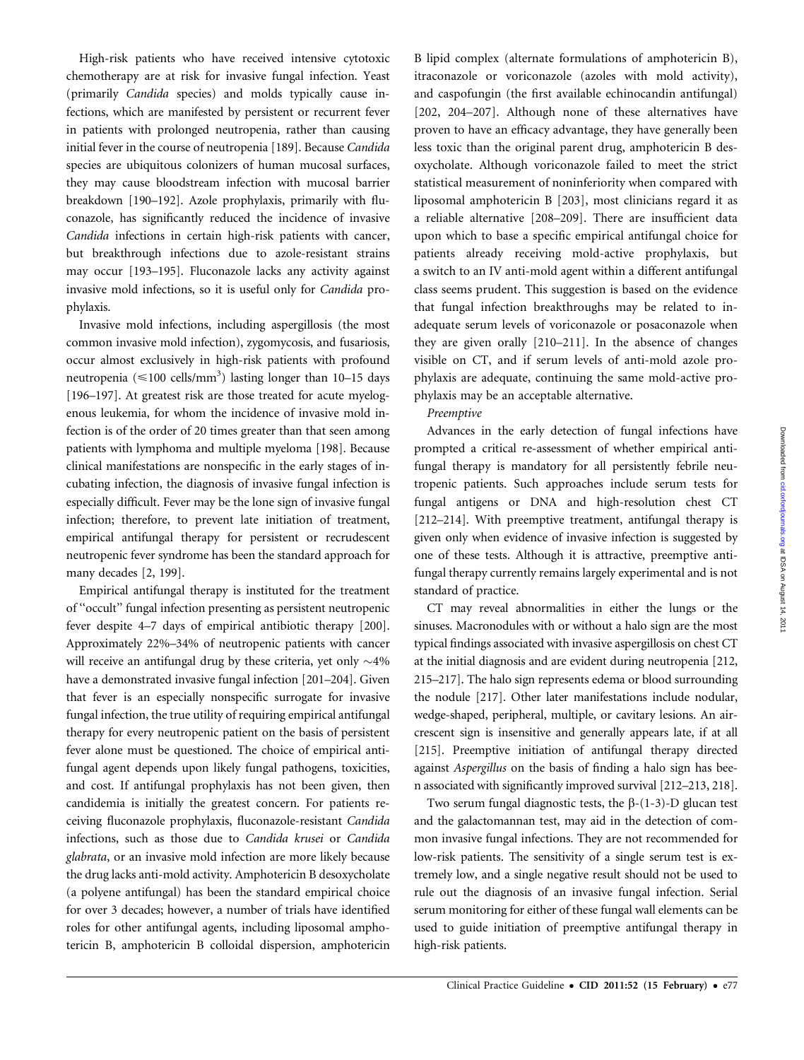High-risk patients who have received intensive cytotoxic chemotherapy are at risk for invasive fungal infection. Yeast (primarily *Candida* species) and molds typically cause infections, which are manifested by persistent or recurrent fever in patients with prolonged neutropenia, rather than causing initial fever in the course of neutropenia [189]. Because *Candida* species are ubiquitous colonizers of human mucosal surfaces, they may cause bloodstream infection with mucosal barrier breakdown [190–192]. Azole prophylaxis, primarily with fluconazole, has significantly reduced the incidence of invasive *Candida* infections in certain high-risk patients with cancer, but breakthrough infections due to azole-resistant strains may occur [193–195]. Fluconazole lacks any activity against invasive mold infections, so it is useful only for *Candida* prophylaxis.

Invasive mold infections, including aspergillosis (the most common invasive mold infection), zygomycosis, and fusariosis, occur almost exclusively in high-risk patients with profound neutropenia ($\leqslant$100 cells/mm$^3$) lasting longer than 10–15 days [196–197]. At greatest risk are those treated for acute myelogenous leukemia, for whom the incidence of invasive mold infection is of the order of 20 times greater than that seen among patients with lymphoma and multiple myeloma [198]. Because clinical manifestations are nonspecific in the early stages of incubating infection, the diagnosis of invasive fungal infection is especially difficult. Fever may be the lone sign of invasive fungal infection; therefore, to prevent late initiation of treatment, empirical antifungal therapy for persistent or recrudescent neutropenic fever syndrome has been the standard approach for many decades [2, 199].

Empirical antifungal therapy is instituted for the treatment of "occult" fungal infection presenting as persistent neutropenic fever despite 4–7 days of empirical antibiotic therapy [200]. Approximately 22%–34% of neutropenic patients with cancer will receive an antifungal drug by these criteria, yet only ~4% have a demonstrated invasive fungal infection [201–204]. Given that fever is an especially nonspecific surrogate for invasive fungal infection, the true utility of requiring empirical antifungal therapy for every neutropenic patient on the basis of persistent fever alone must be questioned. The choice of empirical antifungal agent depends upon likely fungal pathogens, toxicities, and cost. If antifungal prophylaxis has not been given, then candidemia is initially the greatest concern. For patients receiving fluconazole prophylaxis, fluconazole-resistant *Candida* infections, such as those due to *Candida krusei* or *Candida glabrata*, or an invasive mold infection are more likely because the drug lacks anti-mold activity. Amphotericin B desoxycholate (a polyene antifungal) has been the standard empirical choice for over 3 decades; however, a number of trials have identified roles for other antifungal agents, including liposomal amphotericin B, amphotericin B colloidal dispersion, amphotericin B lipid complex (alternate formulations of amphotericin B), itraconazole or voriconazole (azoles with mold activity), and caspofungin (the first available echinocandin antifungal) [202, 204–207]. Although none of these alternatives have proven to have an efficacy advantage, they have generally been less toxic than the original parent drug, amphotericin B desoxycholate. Although voriconazole failed to meet the strict statistical measurement of noninferiority when compared with liposomal amphotericin B [203], most clinicians regard it as a reliable alternative [208–209]. There are insufficient data upon which to base a specific empirical antifungal choice for patients already receiving mold-active prophylaxis, but a switch to an IV anti-mold agent within a different antifungal class seems prudent. This suggestion is based on the evidence that fungal infection breakthroughs may be related to inadequate serum levels of voriconazole or posaconazole when they are given orally [210–211]. In the absence of changes visible on CT, and if serum levels of anti-mold azole prophylaxis are adequate, continuing the same mold-active prophylaxis may be an acceptable alternative.

*Preemptive*

Advances in the early detection of fungal infections have prompted a critical re-assessment of whether empirical antifungal therapy is mandatory for all persistently febrile neutropenic patients. Such approaches include serum tests for fungal antigens or DNA and high-resolution chest CT [212–214]. With preemptive treatment, antifungal therapy is given only when evidence of invasive infection is suggested by one of these tests. Although it is attractive, preemptive antifungal therapy currently remains largely experimental and is not standard of practice.

CT may reveal abnormalities in either the lungs or the sinuses. Macronodules with or without a halo sign are the most typical findings associated with invasive aspergillosis on chest CT at the initial diagnosis and are evident during neutropenia [212, 215–217]. The halo sign represents edema or blood surrounding the nodule [217]. Other later manifestations include nodular, wedge-shaped, peripheral, multiple, or cavitary lesions. An air-crescent sign is insensitive and generally appears late, if at all [215]. Preemptive initiation of antifungal therapy directed against *Aspergillus* on the basis of finding a halo sign has been associated with significantly improved survival [212–213, 218].

Two serum fungal diagnostic tests, the β-(1-3)-D glucan test and the galactomannan test, may aid in the detection of common invasive fungal infections. They are not recommended for low-risk patients. The sensitivity of a single serum test is extremely low, and a single negative result should not be used to rule out the diagnosis of an invasive fungal infection. Serial serum monitoring for either of these fungal wall elements can be used to guide initiation of preemptive antifungal therapy in high-risk patients.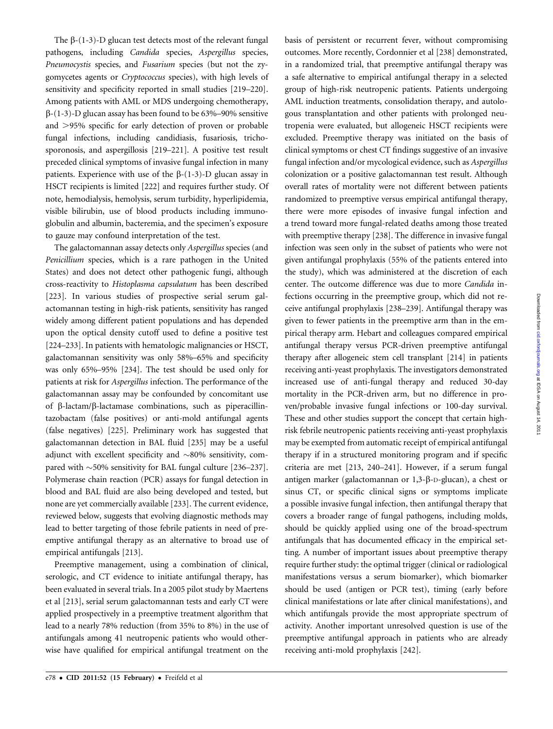The β-(1-3)-D glucan test detects most of the relevant fungal pathogens, including *Candida* species, *Aspergillus* species, *Pneumocystis* species, and *Fusarium* species (but not the zygomycetes agents or *Cryptococcus* species), with high levels of sensitivity and specificity reported in small studies [219–220]. Among patients with AML or MDS undergoing chemotherapy, β-(1-3)-D glucan assay has been found to be 63%–90% sensitive and >95% specific for early detection of proven or probable fungal infections, including candidiasis, fusariosis, trichosporonosis, and aspergillosis [219–221]. A positive test result preceded clinical symptoms of invasive fungal infection in many patients. Experience with use of the β-(1-3)-D glucan assay in HSCT recipients is limited [222] and requires further study. Of note, hemodialysis, hemolysis, serum turbidity, hyperlipidemia, visible bilirubin, use of blood products including immunoglobulin and albumin, bacteremia, and the specimen's exposure to gauze may confound interpretation of the test.

The galactomannan assay detects only *Aspergillus* species (and *Penicillium* species, which is a rare pathogen in the United States) and does not detect other pathogenic fungi, although cross-reactivity to *Histoplasma capsulatum* has been described [223]. In various studies of prospective serial serum galactomannan testing in high-risk patients, sensitivity has ranged widely among different patient populations and has depended upon the optical density cutoff used to define a positive test [224–233]. In patients with hematologic malignancies or HSCT, galactomannan sensitivity was only 58%–65% and specificity was only 65%–95% [234]. The test should be used only for patients at risk for *Aspergillus* infection. The performance of the galactomannan assay may be confounded by concomitant use of β-lactam/β-lactamase combinations, such as piperacillin-tazobactam (false positives) or anti-mold antifungal agents (false negatives) [225]. Preliminary work has suggested that galactomannan detection in BAL fluid [235] may be a useful adjunct with excellent specificity and ~80% sensitivity, compared with ~50% sensitivity for BAL fungal culture [236–237]. Polymerase chain reaction (PCR) assays for fungal detection in blood and BAL fluid are also being developed and tested, but none are yet commercially available [233]. The current evidence, reviewed below, suggests that evolving diagnostic methods may lead to better targeting of those febrile patients in need of preemptive antifungal therapy as an alternative to broad use of empirical antifungals [213].

Preemptive management, using a combination of clinical, serologic, and CT evidence to initiate antifungal therapy, has been evaluated in several trials. In a 2005 pilot study by Maertens et al [213], serial serum galactomannan tests and early CT were applied prospectively in a preemptive treatment algorithm that lead to a nearly 78% reduction (from 35% to 8%) in the use of antifungals among 41 neutropenic patients who would otherwise have qualified for empirical antifungal treatment on the basis of persistent or recurrent fever, without compromising outcomes. More recently, Cordonnier et al [238] demonstrated, in a randomized trial, that preemptive antifungal therapy was a safe alternative to empirical antifungal therapy in a selected group of high-risk neutropenic patients. Patients undergoing AML induction treatments, consolidation therapy, and autologous transplantation and other patients with prolonged neutropenia were evaluated, but allogeneic HSCT recipients were excluded. Preemptive therapy was initiated on the basis of clinical symptoms or chest CT findings suggestive of an invasive fungal infection and/or mycological evidence, such as *Aspergillus* colonization or a positive galactomannan test result. Although overall rates of mortality were not different between patients randomized to preemptive versus empirical antifungal therapy, there were more episodes of invasive fungal infection and a trend toward more fungal-related deaths among those treated with preemptive therapy [238]. The difference in invasive fungal infection was seen only in the subset of patients who were not given antifungal prophylaxis (55% of the patients entered into the study), which was administered at the discretion of each center. The outcome difference was due to more *Candida* infections occurring in the preemptive group, which did not receive antifungal prophylaxis [238–239]. Antifungal therapy was given to fewer patients in the preemptive arm than in the empirical therapy arm. Hebart and colleagues compared empirical antifungal therapy versus PCR-driven preemptive antifungal therapy after allogeneic stem cell transplant [214] in patients receiving anti-yeast prophylaxis. The investigators demonstrated increased use of anti-fungal therapy and reduced 30-day mortality in the PCR-driven arm, but no difference in proven/probable invasive fungal infections or 100-day survival. These and other studies support the concept that certain high-risk febrile neutropenic patients receiving anti-yeast prophylaxis may be exempted from automatic receipt of empirical antifungal therapy if in a structured monitoring program and if specific criteria are met [213, 240–241]. However, if a serum fungal antigen marker (galactomannan or 1,3-β-D-glucan), a chest or sinus CT, or specific clinical signs or symptoms implicate a possible invasive fungal infection, then antifungal therapy that covers a broader range of fungal pathogens, including molds, should be quickly applied using one of the broad-spectrum antifungals that has documented efficacy in the empirical setting. A number of important issues about preemptive therapy require further study: the optimal trigger (clinical or radiological manifestations versus a serum biomarker), which biomarker should be used (antigen or PCR test), timing (early before clinical manifestations or late after clinical manifestations), and which antifungals provide the most appropriate spectrum of activity. Another important unresolved question is use of the preemptive antifungal approach in patients who are already receiving anti-mold prophylaxis [242].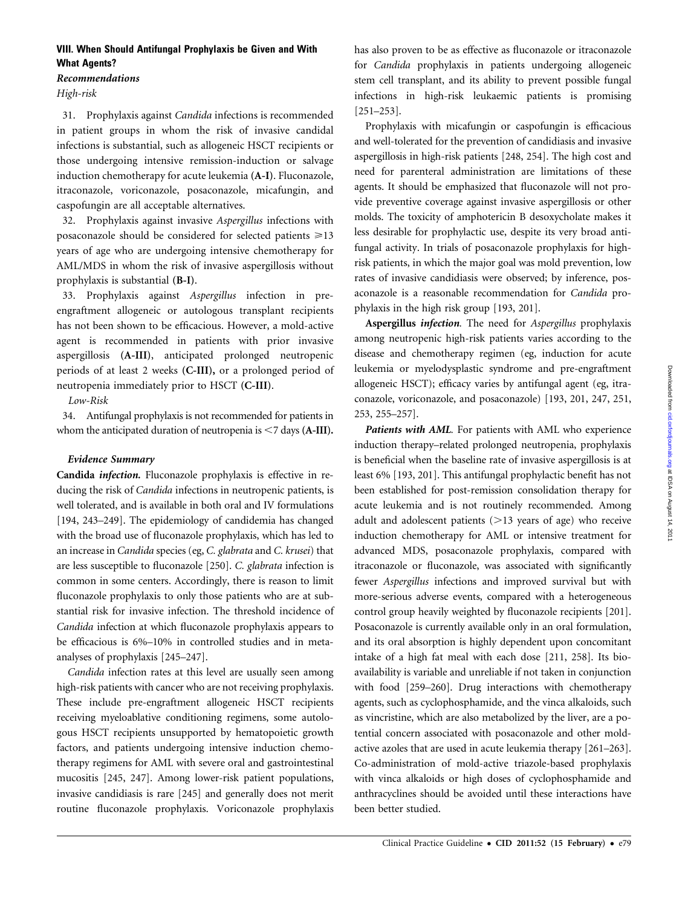### VIII. When Should Antifungal Prophylaxis be Given and With What Agents?

*Recommendations*

*High-risk*

31. Prophylaxis against *Candida* infections is recommended in patient groups in whom the risk of invasive candidal infections is substantial, such as allogeneic HSCT recipients or those undergoing intensive remission-induction or salvage induction chemotherapy for acute leukemia (**A-I**). Fluconazole, itraconazole, voriconazole, posaconazole, micafungin, and caspofungin are all acceptable alternatives.

32. Prophylaxis against invasive *Aspergillus* infections with posaconazole should be considered for selected patients ≥13 years of age who are undergoing intensive chemotherapy for AML/MDS in whom the risk of invasive aspergillosis without prophylaxis is substantial (**B-I**).

33. Prophylaxis against *Aspergillus* infection in pre-engraftment allogeneic or autologous transplant recipients has not been shown to be efficacious. However, a mold-active agent is recommended in patients with prior invasive aspergillosis (**A-III**), anticipated prolonged neutropenic periods of at least 2 weeks (**C-III**), or a prolonged period of neutropenia immediately prior to HSCT (**C-III**).

*Low-Risk*

34. Antifungal prophylaxis is not recommended for patients in whom the anticipated duration of neutropenia is <7 days (**A-III**).

#### *Evidence Summary*

**Candida** ***infection.*** Fluconazole prophylaxis is effective in reducing the risk of *Candida* infections in neutropenic patients, is well tolerated, and is available in both oral and IV formulations [194, 243–249]. The epidemiology of candidemia has changed with the broad use of fluconazole prophylaxis, which has led to an increase in *Candida* species (eg, *C. glabrata* and *C. krusei*) that are less susceptible to fluconazole [250]. *C. glabrata* infection is common in some centers. Accordingly, there is reason to limit fluconazole prophylaxis to only those patients who are at substantial risk for invasive infection. The threshold incidence of *Candida* infection at which fluconazole prophylaxis appears to be efficacious is 6%–10% in controlled studies and in meta-analyses of prophylaxis [245–247].

*Candida* infection rates at this level are usually seen among high-risk patients with cancer who are not receiving prophylaxis. These include pre-engraftment allogeneic HSCT recipients receiving myeloablative conditioning regimens, some autologous HSCT recipients unsupported by hematopoietic growth factors, and patients undergoing intensive induction chemotherapy regimens for AML with severe oral and gastrointestinal mucositis [245, 247]. Among lower-risk patient populations, invasive candidiasis is rare [245] and generally does not merit routine fluconazole prophylaxis. Voriconazole prophylaxis has also proven to be as effective as fluconazole or itraconazole for *Candida* prophylaxis in patients undergoing allogeneic stem cell transplant, and its ability to prevent possible fungal infections in high-risk leukaemic patients is promising [251–253].

Prophylaxis with micafungin or caspofungin is efficacious and well-tolerated for the prevention of candidiasis and invasive aspergillosis in high-risk patients [248, 254]. The high cost and need for parenteral administration are limitations of these agents. It should be emphasized that fluconazole will not provide preventive coverage against invasive aspergillosis or other molds. The toxicity of amphotericin B desoxycholate makes it less desirable for prophylactic use, despite its very broad antifungal activity. In trials of posaconazole prophylaxis for high-risk patients, in which the major goal was mold prevention, low rates of invasive candidiasis were observed; by inference, posaconazole is a reasonable recommendation for *Candida* prophylaxis in the high risk group [193, 201].

**Aspergillus** ***infection.*** The need for *Aspergillus* prophylaxis among neutropenic high-risk patients varies according to the disease and chemotherapy regimen (eg, induction for acute leukemia or myelodysplastic syndrome and pre-engraftment allogeneic HSCT); efficacy varies by antifungal agent (eg, itraconazole, voriconazole, and posaconazole) [193, 201, 247, 251, 253, 255–257].

***Patients with AML.*** For patients with AML who experience induction therapy–related prolonged neutropenia, prophylaxis is beneficial when the baseline rate of invasive aspergillosis is at least 6% [193, 201]. This antifungal prophylactic benefit has not been established for post-remission consolidation therapy for acute leukemia and is not routinely recommended. Among adult and adolescent patients (>13 years of age) who receive induction chemotherapy for AML or intensive treatment for advanced MDS, posaconazole prophylaxis, compared with itraconazole or fluconazole, was associated with significantly fewer *Aspergillus* infections and improved survival but with more-serious adverse events, compared with a heterogeneous control group heavily weighted by fluconazole recipients [201]. Posaconazole is currently available only in an oral formulation, and its oral absorption is highly dependent upon concomitant intake of a high fat meal with each dose [211, 258]. Its bioavailability is variable and unreliable if not taken in conjunction with food [259–260]. Drug interactions with chemotherapy agents, such as cyclophosphamide, and the vinca alkaloids, such as vincristine, which are also metabolized by the liver, are a potential concern associated with posaconazole and other mold-active azoles that are used in acute leukemia therapy [261–263]. Co-administration of mold-active triazole-based prophylaxis with vinca alkaloids or high doses of cyclophosphamide and anthracyclines should be avoided until these interactions have been better studied.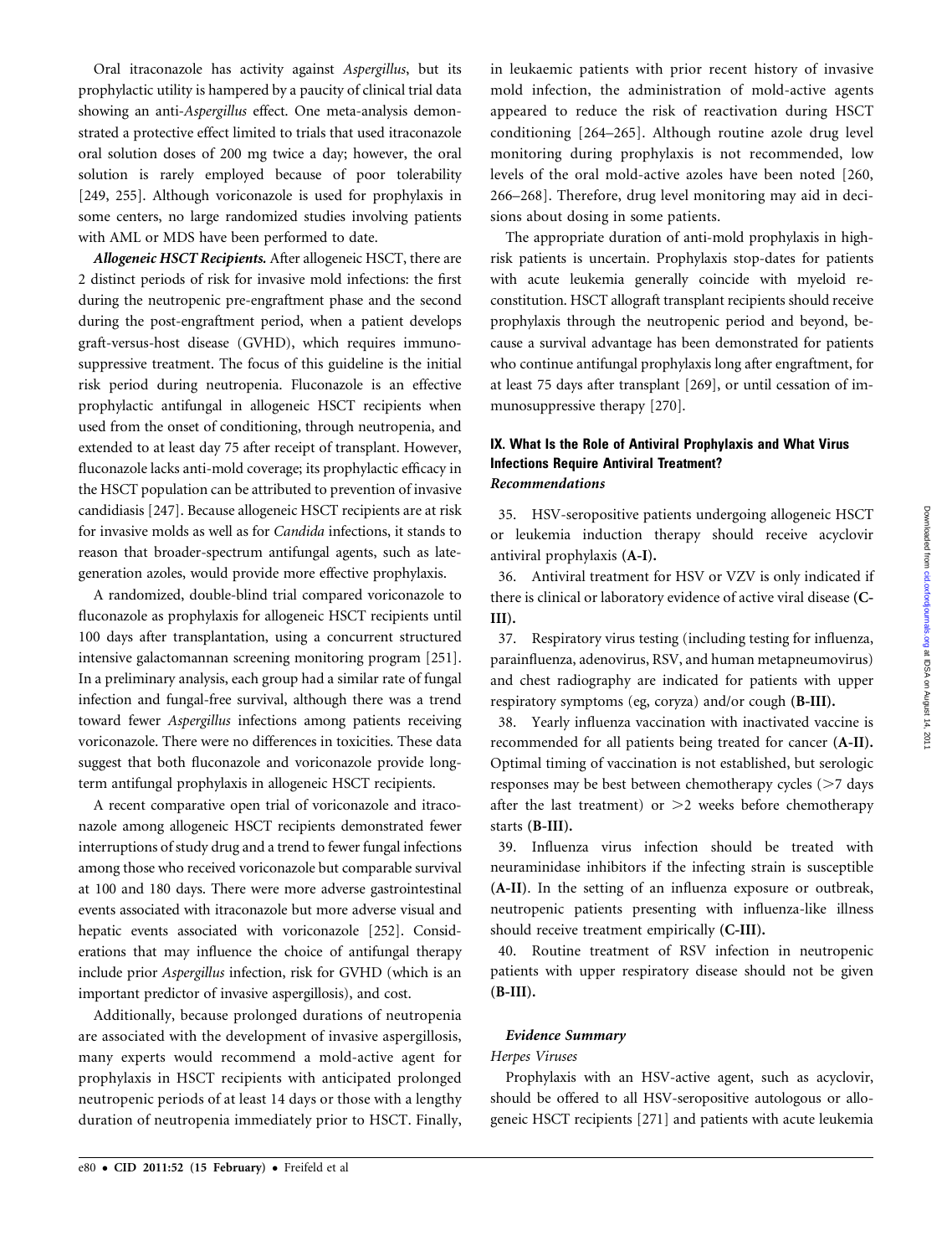Oral itraconazole has activity against *Aspergillus*, but its prophylactic utility is hampered by a paucity of clinical trial data showing an anti-*Aspergillus* effect. One meta-analysis demonstrated a protective effect limited to trials that used itraconazole oral solution doses of 200 mg twice a day; however, the oral solution is rarely employed because of poor tolerability [249, 255]. Although voriconazole is used for prophylaxis in some centers, no large randomized studies involving patients with AML or MDS have been performed to date.

***Allogeneic HSCT Recipients.*** After allogeneic HSCT, there are 2 distinct periods of risk for invasive mold infections: the first during the neutropenic pre-engraftment phase and the second during the post-engraftment period, when a patient develops graft-versus-host disease (GVHD), which requires immunosuppressive treatment. The focus of this guideline is the initial risk period during neutropenia. Fluconazole is an effective prophylactic antifungal in allogeneic HSCT recipients when used from the onset of conditioning, through neutropenia, and extended to at least day 75 after receipt of transplant. However, fluconazole lacks anti-mold coverage; its prophylactic efficacy in the HSCT population can be attributed to prevention of invasive candidiasis [247]. Because allogeneic HSCT recipients are at risk for invasive molds as well as for *Candida* infections, it stands to reason that broader-spectrum antifungal agents, such as late-generation azoles, would provide more effective prophylaxis.

A randomized, double-blind trial compared voriconazole to fluconazole as prophylaxis for allogeneic HSCT recipients until 100 days after transplantation, using a concurrent structured intensive galactomannan screening monitoring program [251]. In a preliminary analysis, each group had a similar rate of fungal infection and fungal-free survival, although there was a trend toward fewer *Aspergillus* infections among patients receiving voriconazole. There were no differences in toxicities. These data suggest that both fluconazole and voriconazole provide long-term antifungal prophylaxis in allogeneic HSCT recipients.

A recent comparative open trial of voriconazole and itraconazole among allogeneic HSCT recipients demonstrated fewer interruptions of study drug and a trend to fewer fungal infections among those who received voriconazole but comparable survival at 100 and 180 days. There were more adverse gastrointestinal events associated with itraconazole but more adverse visual and hepatic events associated with voriconazole [252]. Considerations that may influence the choice of antifungal therapy include prior *Aspergillus* infection, risk for GVHD (which is an important predictor of invasive aspergillosis), and cost.

Additionally, because prolonged durations of neutropenia are associated with the development of invasive aspergillosis, many experts would recommend a mold-active agent for prophylaxis in HSCT recipients with anticipated prolonged neutropenic periods of at least 14 days or those with a lengthy duration of neutropenia immediately prior to HSCT. Finally, in leukaemic patients with prior recent history of invasive mold infection, the administration of mold-active agents appeared to reduce the risk of reactivation during HSCT conditioning [264–265]. Although routine azole drug level monitoring during prophylaxis is not recommended, low levels of the oral mold-active azoles have been noted [260, 266–268]. Therefore, drug level monitoring may aid in decisions about dosing in some patients.

The appropriate duration of anti-mold prophylaxis in high-risk patients is uncertain. Prophylaxis stop-dates for patients with acute leukemia generally coincide with myeloid reconstitution. HSCT allograft transplant recipients should receive prophylaxis through the neutropenic period and beyond, because a survival advantage has been demonstrated for patients who continue antifungal prophylaxis long after engraftment, for at least 75 days after transplant [269], or until cessation of immunosuppressive therapy [270].

## IX. What Is the Role of Antiviral Prophylaxis and What Virus Infections Require Antiviral Treatment?

### *Recommendations*

35. HSV-seropositive patients undergoing allogeneic HSCT or leukemia induction therapy should receive acyclovir antiviral prophylaxis **(A-I)**.

36. Antiviral treatment for HSV or VZV is only indicated if there is clinical or laboratory evidence of active viral disease **(C-III)**.

37. Respiratory virus testing (including testing for influenza, parainfluenza, adenovirus, RSV, and human metapneumovirus) and chest radiography are indicated for patients with upper respiratory symptoms (eg, coryza) and/or cough **(B-III)**.

38. Yearly influenza vaccination with inactivated vaccine is recommended for all patients being treated for cancer **(A-II)**. Optimal timing of vaccination is not established, but serologic responses may be best between chemotherapy cycles (>7 days after the last treatment) or >2 weeks before chemotherapy starts **(B-III)**.

39. Influenza virus infection should be treated with neuraminidase inhibitors if the infecting strain is susceptible **(A-II)**. In the setting of an influenza exposure or outbreak, neutropenic patients presenting with influenza-like illness should receive treatment empirically **(C-III)**.

40. Routine treatment of RSV infection in neutropenic patients with upper respiratory disease should not be given **(B-III)**.

### *Evidence Summary*

*Herpes Viruses*

Prophylaxis with an HSV-active agent, such as acyclovir, should be offered to all HSV-seropositive autologous or allogeneic HSCT recipients [271] and patients with acute leukemia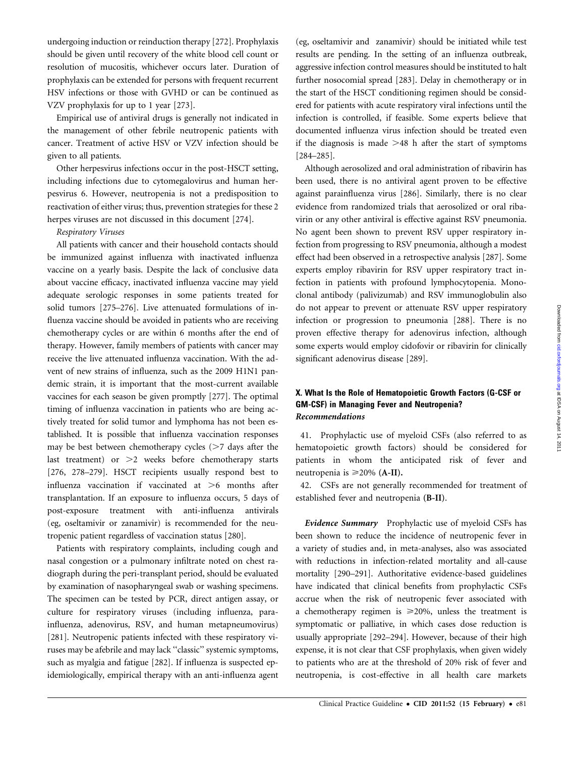undergoing induction or reinduction therapy [272]. Prophylaxis should be given until recovery of the white blood cell count or resolution of mucositis, whichever occurs later. Duration of prophylaxis can be extended for persons with frequent recurrent HSV infections or those with GVHD or can be continued as VZV prophylaxis for up to 1 year [273].

Empirical use of antiviral drugs is generally not indicated in the management of other febrile neutropenic patients with cancer. Treatment of active HSV or VZV infection should be given to all patients.

Other herpesvirus infections occur in the post-HSCT setting, including infections due to cytomegalovirus and human herpesvirus 6. However, neutropenia is not a predisposition to reactivation of either virus; thus, prevention strategies for these 2 herpes viruses are not discussed in this document [274].

*Respiratory Viruses*

All patients with cancer and their household contacts should be immunized against influenza with inactivated influenza vaccine on a yearly basis. Despite the lack of conclusive data about vaccine efficacy, inactivated influenza vaccine may yield adequate serologic responses in some patients treated for solid tumors [275–276]. Live attenuated formulations of influenza vaccine should be avoided in patients who are receiving chemotherapy cycles or are within 6 months after the end of therapy. However, family members of patients with cancer may receive the live attenuated influenza vaccination. With the advent of new strains of influenza, such as the 2009 H1N1 pandemic strain, it is important that the most-current available vaccines for each season be given promptly [277]. The optimal timing of influenza vaccination in patients who are being actively treated for solid tumor and lymphoma has not been established. It is possible that influenza vaccination responses may be best between chemotherapy cycles (>7 days after the last treatment) or >2 weeks before chemotherapy starts [276, 278–279]. HSCT recipients usually respond best to influenza vaccination if vaccinated at >6 months after transplantation. If an exposure to influenza occurs, 5 days of post-exposure treatment with anti-influenza antivirals (eg, oseltamivir or zanamivir) is recommended for the neutropenic patient regardless of vaccination status [280].

Patients with respiratory complaints, including cough and nasal congestion or a pulmonary infiltrate noted on chest radiograph during the peri-transplant period, should be evaluated by examination of nasopharyngeal swab or washing specimens. The specimen can be tested by PCR, direct antigen assay, or culture for respiratory viruses (including influenza, parainfluenza, adenovirus, RSV, and human metapneumovirus) [281]. Neutropenic patients infected with these respiratory viruses may be afebrile and may lack "classic" systemic symptoms, such as myalgia and fatigue [282]. If influenza is suspected epidemiologically, empirical therapy with an anti-influenza agent (eg, oseltamivir and zanamivir) should be initiated while test results are pending. In the setting of an influenza outbreak, aggressive infection control measures should be instituted to halt further nosocomial spread [283]. Delay in chemotherapy or in the start of the HSCT conditioning regimen should be considered for patients with acute respiratory viral infections until the infection is controlled, if feasible. Some experts believe that documented influenza virus infection should be treated even if the diagnosis is made >48 h after the start of symptoms [284–285].

Although aerosolized and oral administration of ribavirin has been used, there is no antiviral agent proven to be effective against parainfluenza virus [286]. Similarly, there is no clear evidence from randomized trials that aerosolized or oral ribavirin or any other antiviral is effective against RSV pneumonia. No agent been shown to prevent RSV upper respiratory infection from progressing to RSV pneumonia, although a modest effect had been observed in a retrospective analysis [287]. Some experts employ ribavirin for RSV upper respiratory tract infection in patients with profound lymphocytopenia. Monoclonal antibody (palivizumab) and RSV immunoglobulin also do not appear to prevent or attenuate RSV upper respiratory infection or progression to pneumonia [288]. There is no proven effective therapy for adenovirus infection, although some experts would employ cidofovir or ribavirin for clinically significant adenovirus disease [289].

## X. What Is the Role of Hematopoietic Growth Factors (G-CSF or GM-CSF) in Managing Fever and Neutropenia?

### *Recommendations*

41. Prophylactic use of myeloid CSFs (also referred to as hematopoietic growth factors) should be considered for patients in whom the anticipated risk of fever and neutropenia is ≥20% **(A-II).**

42. CSFs are not generally recommended for treatment of established fever and neutropenia **(B-II).**

***Evidence Summary*** Prophylactic use of myeloid CSFs has been shown to reduce the incidence of neutropenic fever in a variety of studies and, in meta-analyses, also was associated with reductions in infection-related mortality and all-cause mortality [290–291]. Authoritative evidence-based guidelines have indicated that clinical benefits from prophylactic CSFs accrue when the risk of neutropenic fever associated with a chemotherapy regimen is ≥20%, unless the treatment is symptomatic or palliative, in which cases dose reduction is usually appropriate [292–294]. However, because of their high expense, it is not clear that CSF prophylaxis, when given widely to patients who are at the threshold of 20% risk of fever and neutropenia, is cost-effective in all health care markets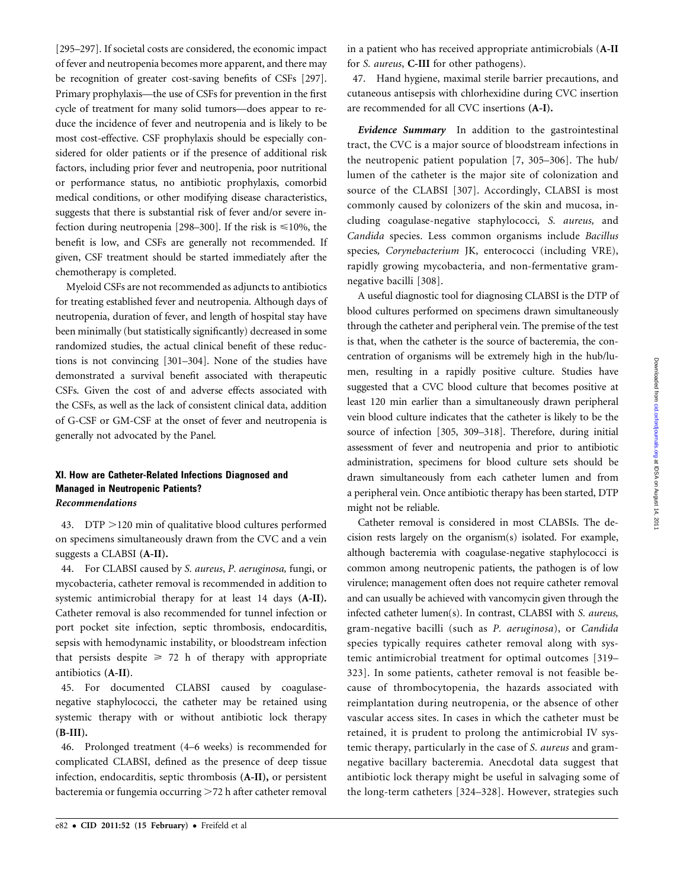[295–297]. If societal costs are considered, the economic impact of fever and neutropenia becomes more apparent, and there may be recognition of greater cost-saving benefits of CSFs [297]. Primary prophylaxis—the use of CSFs for prevention in the first cycle of treatment for many solid tumors—does appear to reduce the incidence of fever and neutropenia and is likely to be most cost-effective. CSF prophylaxis should be especially considered for older patients or if the presence of additional risk factors, including prior fever and neutropenia, poor nutritional or performance status, no antibiotic prophylaxis, comorbid medical conditions, or other modifying disease characteristics, suggests that there is substantial risk of fever and/or severe infection during neutropenia [298–300]. If the risk is ≤10%, the benefit is low, and CSFs are generally not recommended. If given, CSF treatment should be started immediately after the chemotherapy is completed.

Myeloid CSFs are not recommended as adjuncts to antibiotics for treating established fever and neutropenia. Although days of neutropenia, duration of fever, and length of hospital stay have been minimally (but statistically significantly) decreased in some randomized studies, the actual clinical benefit of these reductions is not convincing [301–304]. None of the studies have demonstrated a survival benefit associated with therapeutic CSFs. Given the cost of and adverse effects associated with the CSFs, as well as the lack of consistent clinical data, addition of G-CSF or GM-CSF at the onset of fever and neutropenia is generally not advocated by the Panel.

## XI. How are Catheter-Related Infections Diagnosed and Managed in Neutropenic Patients?

### *Recommendations*

43. DTP >120 min of qualitative blood cultures performed on specimens simultaneously drawn from the CVC and a vein suggests a CLABSI **(A-II).**

44. For CLABSI caused by *S. aureus*, *P. aeruginosa,* fungi, or mycobacteria, catheter removal is recommended in addition to systemic antimicrobial therapy for at least 14 days **(A-II).** Catheter removal is also recommended for tunnel infection or port pocket site infection, septic thrombosis, endocarditis, sepsis with hemodynamic instability, or bloodstream infection that persists despite ≥ 72 h of therapy with appropriate antibiotics **(A-II)**.

45. For documented CLABSI caused by coagulase-negative staphylococci, the catheter may be retained using systemic therapy with or without antibiotic lock therapy **(B-III).**

46. Prolonged treatment (4–6 weeks) is recommended for complicated CLABSI, defined as the presence of deep tissue infection, endocarditis, septic thrombosis **(A-II),** or persistent bacteremia or fungemia occurring >72 h after catheter removal in a patient who has received appropriate antimicrobials **(A-II** for *S. aureus*, **C-III** for other pathogens).

47. Hand hygiene, maximal sterile barrier precautions, and cutaneous antisepsis with chlorhexidine during CVC insertion are recommended for all CVC insertions **(A-I).**

***Evidence Summary*** In addition to the gastrointestinal tract, the CVC is a major source of bloodstream infections in the neutropenic patient population [7, 305–306]. The hub/lumen of the catheter is the major site of colonization and source of the CLABSI [307]. Accordingly, CLABSI is most commonly caused by colonizers of the skin and mucosa, including coagulase-negative staphylococci, *S. aureus,* and *Candida* species. Less common organisms include *Bacillus* species, *Corynebacterium* JK, enterococci (including VRE), rapidly growing mycobacteria, and non-fermentative gram-negative bacilli [308].

A useful diagnostic tool for diagnosing CLABSI is the DTP of blood cultures performed on specimens drawn simultaneously through the catheter and peripheral vein. The premise of the test is that, when the catheter is the source of bacteremia, the concentration of organisms will be extremely high in the hub/lumen, resulting in a rapidly positive culture. Studies have suggested that a CVC blood culture that becomes positive at least 120 min earlier than a simultaneously drawn peripheral vein blood culture indicates that the catheter is likely to be the source of infection [305, 309–318]. Therefore, during initial assessment of fever and neutropenia and prior to antibiotic administration, specimens for blood culture sets should be drawn simultaneously from each catheter lumen and from a peripheral vein. Once antibiotic therapy has been started, DTP might not be reliable.

Catheter removal is considered in most CLABSIs. The decision rests largely on the organism(s) isolated. For example, although bacteremia with coagulase-negative staphylococci is common among neutropenic patients, the pathogen is of low virulence; management often does not require catheter removal and can usually be achieved with vancomycin given through the infected catheter lumen(s). In contrast, CLABSI with *S. aureus,* gram-negative bacilli (such as *P. aeruginosa*), or *Candida* species typically requires catheter removal along with systemic antimicrobial treatment for optimal outcomes [319–323]. In some patients, catheter removal is not feasible because of thrombocytopenia, the hazards associated with reimplantation during neutropenia, or the absence of other vascular access sites. In cases in which the catheter must be retained, it is prudent to prolong the antimicrobial IV systemic therapy, particularly in the case of *S. aureus* and gram-negative bacillary bacteremia. Anecdotal data suggest that antibiotic lock therapy might be useful in salvaging some of the long-term catheters [324–328]. However, strategies such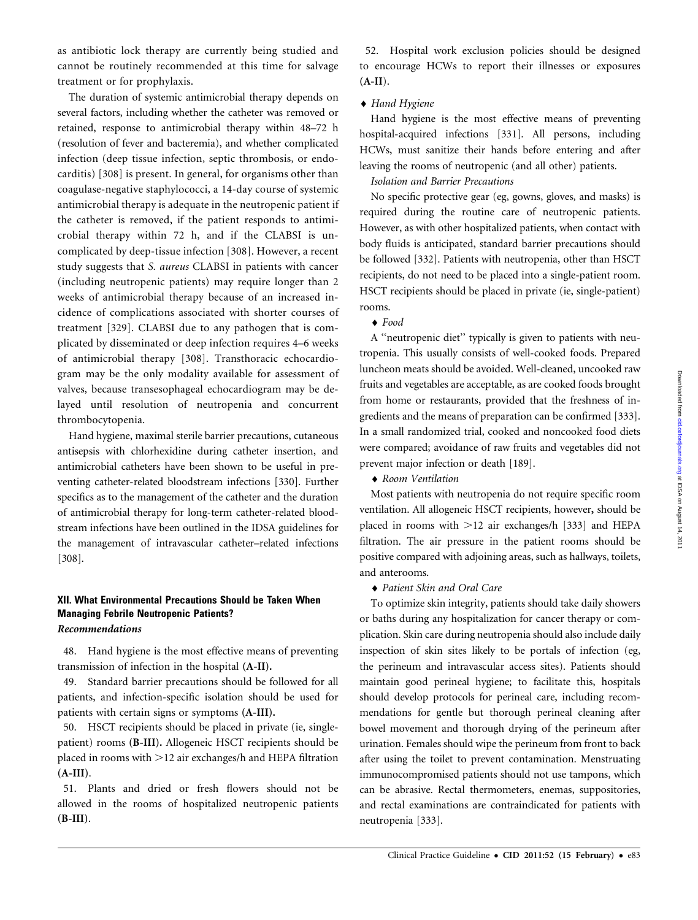as antibiotic lock therapy are currently being studied and cannot be routinely recommended at this time for salvage treatment or for prophylaxis.

The duration of systemic antimicrobial therapy depends on several factors, including whether the catheter was removed or retained, response to antimicrobial therapy within 48–72 h (resolution of fever and bacteremia), and whether complicated infection (deep tissue infection, septic thrombosis, or endocarditis) [308] is present. In general, for organisms other than coagulase-negative staphylococci, a 14-day course of systemic antimicrobial therapy is adequate in the neutropenic patient if the catheter is removed, if the patient responds to antimicrobial therapy within 72 h, and if the CLABSI is uncomplicated by deep-tissue infection [308]. However, a recent study suggests that *S. aureus* CLABSI in patients with cancer (including neutropenic patients) may require longer than 2 weeks of antimicrobial therapy because of an increased incidence of complications associated with shorter courses of treatment [329]. CLABSI due to any pathogen that is complicated by disseminated or deep infection requires 4–6 weeks of antimicrobial therapy [308]. Transthoracic echocardiogram may be the only modality available for assessment of valves, because transesophageal echocardiogram may be delayed until resolution of neutropenia and concurrent thrombocytopenia.

Hand hygiene, maximal sterile barrier precautions, cutaneous antisepsis with chlorhexidine during catheter insertion, and antimicrobial catheters have been shown to be useful in preventing catheter-related bloodstream infections [330]. Further specifics as to the management of the catheter and the duration of antimicrobial therapy for long-term catheter-related bloodstream infections have been outlined in the IDSA guidelines for the management of intravascular catheter–related infections [308].

## XII. What Environmental Precautions Should be Taken When Managing Febrile Neutropenic Patients?

### *Recommendations*

48. Hand hygiene is the most effective means of preventing transmission of infection in the hospital (**A-II**).

49. Standard barrier precautions should be followed for all patients, and infection-specific isolation should be used for patients with certain signs or symptoms (**A-III**).

50. HSCT recipients should be placed in private (ie, single-patient) rooms (**B-III**). Allogeneic HSCT recipients should be placed in rooms with >12 air exchanges/h and HEPA filtration (**A-III**).

51. Plants and dried or fresh flowers should not be allowed in the rooms of hospitalized neutropenic patients (**B-III**).

52. Hospital work exclusion policies should be designed to encourage HCWs to report their illnesses or exposures (**A-II**).

♦ *Hand Hygiene*

Hand hygiene is the most effective means of preventing hospital-acquired infections [331]. All persons, including HCWs, must sanitize their hands before entering and after leaving the rooms of neutropenic (and all other) patients.

*Isolation and Barrier Precautions*

No specific protective gear (eg, gowns, gloves, and masks) is required during the routine care of neutropenic patients. However, as with other hospitalized patients, when contact with body fluids is anticipated, standard barrier precautions should be followed [332]. Patients with neutropenia, other than HSCT recipients, do not need to be placed into a single-patient room. HSCT recipients should be placed in private (ie, single-patient) rooms.

♦ *Food*

A "neutropenic diet" typically is given to patients with neutropenia. This usually consists of well-cooked foods. Prepared luncheon meats should be avoided. Well-cleaned, uncooked raw fruits and vegetables are acceptable, as are cooked foods brought from home or restaurants, provided that the freshness of ingredients and the means of preparation can be confirmed [333]. In a small randomized trial, cooked and noncooked food diets were compared; avoidance of raw fruits and vegetables did not prevent major infection or death [189].

♦ *Room Ventilation*

Most patients with neutropenia do not require specific room ventilation. All allogeneic HSCT recipients, however, should be placed in rooms with >12 air exchanges/h [333] and HEPA filtration. The air pressure in the patient rooms should be positive compared with adjoining areas, such as hallways, toilets, and anterooms.

♦ *Patient Skin and Oral Care*

To optimize skin integrity, patients should take daily showers or baths during any hospitalization for cancer therapy or complication. Skin care during neutropenia should also include daily inspection of skin sites likely to be portals of infection (eg, the perineum and intravascular access sites). Patients should maintain good perineal hygiene; to facilitate this, hospitals should develop protocols for perineal care, including recommendations for gentle but thorough perineal cleaning after bowel movement and thorough drying of the perineum after urination. Females should wipe the perineum from front to back after using the toilet to prevent contamination. Menstruating immunocompromised patients should not use tampons, which can be abrasive. Rectal thermometers, enemas, suppositories, and rectal examinations are contraindicated for patients with neutropenia [333].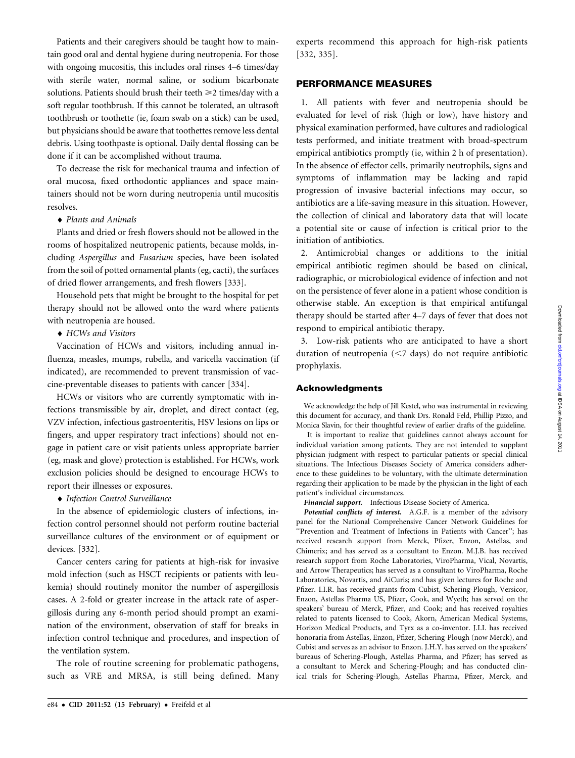Patients and their caregivers should be taught how to maintain good oral and dental hygiene during neutropenia. For those with ongoing mucositis, this includes oral rinses 4–6 times/day with sterile water, normal saline, or sodium bicarbonate solutions. Patients should brush their teeth $\geqslant$2 times/day with a soft regular toothbrush. If this cannot be tolerated, an ultrasoft toothbrush or toothette (ie, foam swab on a stick) can be used, but physicians should be aware that toothettes remove less dental debris. Using toothpaste is optional. Daily dental flossing can be done if it can be accomplished without trauma.

To decrease the risk for mechanical trauma and infection of oral mucosa, fixed orthodontic appliances and space maintainers should not be worn during neutropenia until mucositis resolves.

♦ *Plants and Animals*

Plants and dried or fresh flowers should not be allowed in the rooms of hospitalized neutropenic patients, because molds, including *Aspergillus* and *Fusarium* species, have been isolated from the soil of potted ornamental plants (eg, cacti), the surfaces of dried flower arrangements, and fresh flowers [333].

Household pets that might be brought to the hospital for pet therapy should not be allowed onto the ward where patients with neutropenia are housed.

♦ *HCWs and Visitors*

Vaccination of HCWs and visitors, including annual influenza, measles, mumps, rubella, and varicella vaccination (if indicated), are recommended to prevent transmission of vaccine-preventable diseases to patients with cancer [334].

HCWs or visitors who are currently symptomatic with infections transmissible by air, droplet, and direct contact (eg, VZV infection, infectious gastroenteritis, HSV lesions on lips or fingers, and upper respiratory tract infections) should not engage in patient care or visit patients unless appropriate barrier (eg, mask and glove) protection is established. For HCWs, work exclusion policies should be designed to encourage HCWs to report their illnesses or exposures.

♦ *Infection Control Surveillance*

In the absence of epidemiologic clusters of infections, infection control personnel should not perform routine bacterial surveillance cultures of the environment or of equipment or devices. [332].

Cancer centers caring for patients at high-risk for invasive mold infection (such as HSCT recipients or patients with leukemia) should routinely monitor the number of aspergillosis cases. A 2-fold or greater increase in the attack rate of aspergillosis during any 6-month period should prompt an examination of the environment, observation of staff for breaks in infection control technique and procedures, and inspection of the ventilation system.

The role of routine screening for problematic pathogens, such as VRE and MRSA, is still being defined. Many experts recommend this approach for high-risk patients [332, 335].

## PERFORMANCE MEASURES

1. All patients with fever and neutropenia should be evaluated for level of risk (high or low), have history and physical examination performed, have cultures and radiological tests performed, and initiate treatment with broad-spectrum empirical antibiotics promptly (ie, within 2 h of presentation). In the absence of effector cells, primarily neutrophils, signs and symptoms of inflammation may be lacking and rapid progression of invasive bacterial infections may occur, so antibiotics are a life-saving measure in this situation. However, the collection of clinical and laboratory data that will locate a potential site or cause of infection is critical prior to the initiation of antibiotics.

2. Antimicrobial changes or additions to the initial empirical antibiotic regimen should be based on clinical, radiographic, or microbiological evidence of infection and not on the persistence of fever alone in a patient whose condition is otherwise stable. An exception is that empirical antifungal therapy should be started after 4–7 days of fever that does not respond to empirical antibiotic therapy.

3. Low-risk patients who are anticipated to have a short duration of neutropenia (<7 days) do not require antibiotic prophylaxis.

### Acknowledgments

We acknowledge the help of Jill Kestel, who was instrumental in reviewing this document for accuracy, and thank Drs. Ronald Feld, Phillip Pizzo, and Monica Slavin, for their thoughtful review of earlier drafts of the guideline.

It is important to realize that guidelines cannot always account for individual variation among patients. They are not intended to supplant physician judgment with respect to particular patients or special clinical situations. The Infectious Diseases Society of America considers adherence to these guidelines to be voluntary, with the ultimate determination regarding their application to be made by the physician in the light of each patient's individual circumstances.

***Financial support.*** Infectious Disease Society of America.

***Potential conflicts of interest.*** A.G.F. is a member of the advisory panel for the National Comprehensive Cancer Network Guidelines for "Prevention and Treatment of Infections in Patients with Cancer"; has received research support from Merck, Pfizer, Enzon, Astellas, and Chimerix; and has served as a consultant to Enzon. M.J.B. has received research support from Roche Laboratories, ViroPharma, Vical, Novartis, and Arrow Therapeutics; has served as a consultant to ViroPharma, Roche Laboratories, Novartis, and AiCuris; and has given lectures for Roche and Pfizer. I.I.R. has received grants from Cubist, Schering-Plough, Versicor, Enzon, Astellas Pharma US, Pfizer, Cook, and Wyeth; has served on the speakers' bureau of Merck, Pfizer, and Cook; and has received royalties related to patents licensed to Cook, Akorn, American Medical Systems, Horizon Medical Products, and Tyrx as a co-inventor. J.I.I. has received honoraria from Astellas, Enzon, Pfizer, Schering-Plough (now Merck), and Cubist and serves as an advisor to Enzon. J.H.Y. has served on the speakers' bureaus of Schering-Plough, Astellas Pharma, and Pfizer; has served as a consultant to Merck and Schering-Plough; and has conducted clinical trials for Schering-Plough, Astellas Pharma, Pfizer, Merck, and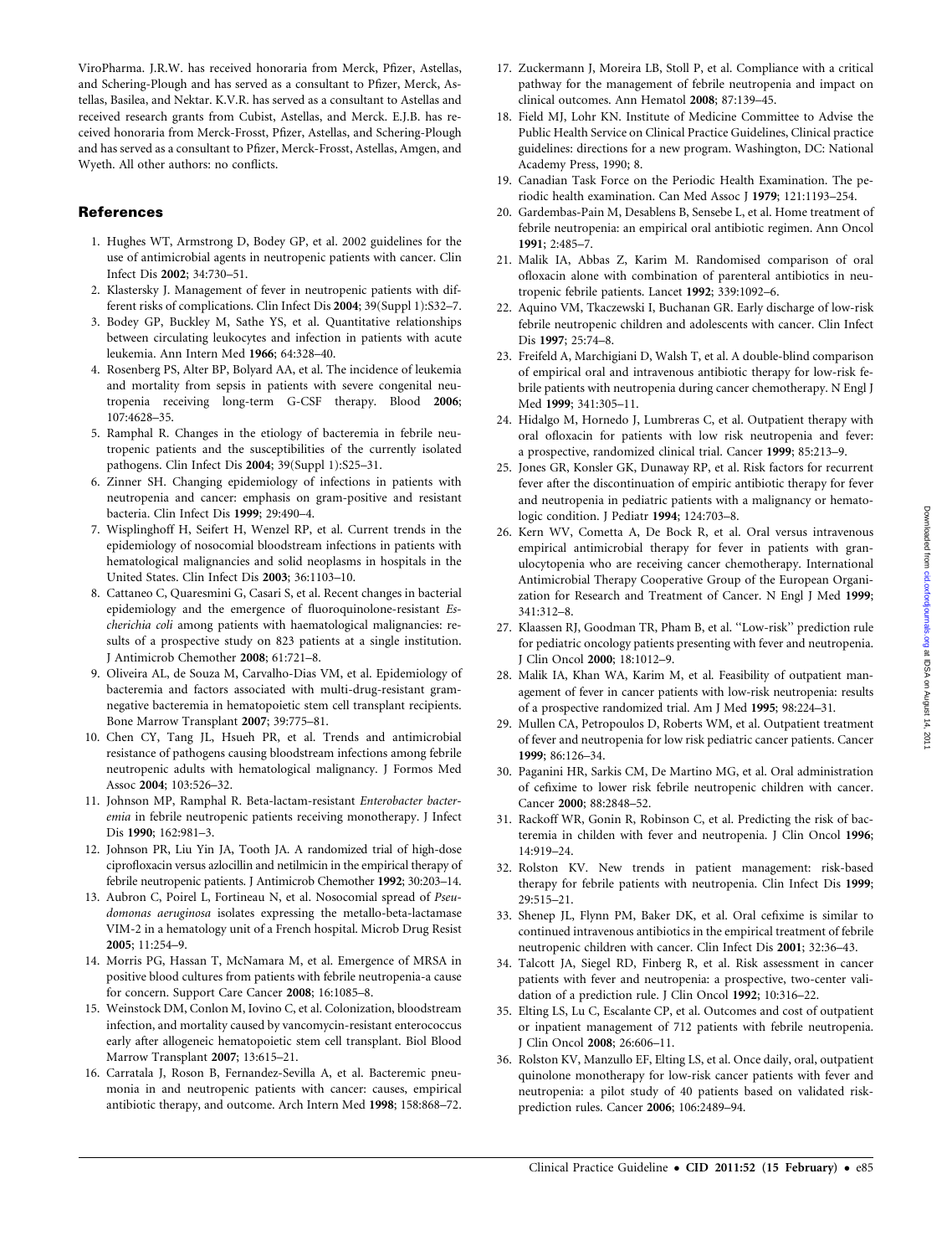ViroPharma. J.R.W. has received honoraria from Merck, Pfizer, Astellas, and Schering-Plough and has served as a consultant to Pfizer, Merck, Astellas, Basilea, and Nektar. K.V.R. has served as a consultant to Astellas and received research grants from Cubist, Astellas, and Merck. E.J.B. has received honoraria from Merck-Frosst, Pfizer, Astellas, and Schering-Plough and has served as a consultant to Pfizer, Merck-Frosst, Astellas, Amgen, and Wyeth. All other authors: no conflicts.

## References

1. Hughes WT, Armstrong D, Bodey GP, et al. 2002 guidelines for the use of antimicrobial agents in neutropenic patients with cancer. Clin Infect Dis **2002**; 34:730–51.
2. Klastersky J. Management of fever in neutropenic patients with different risks of complications. Clin Infect Dis **2004**; 39(Suppl 1):S32–7.
3. Bodey GP, Buckley M, Sathe YS, et al. Quantitative relationships between circulating leukocytes and infection in patients with acute leukemia. Ann Intern Med **1966**; 64:328–40.
4. Rosenberg PS, Alter BP, Bolyard AA, et al. The incidence of leukemia and mortality from sepsis in patients with severe congenital neutropenia receiving long-term G-CSF therapy. Blood **2006**; 107:4628–35.
5. Ramphal R. Changes in the etiology of bacteremia in febrile neutropenic patients and the susceptibilities of the currently isolated pathogens. Clin Infect Dis **2004**; 39(Suppl 1):S25–31.
6. Zinner SH. Changing epidemiology of infections in patients with neutropenia and cancer: emphasis on gram-positive and resistant bacteria. Clin Infect Dis **1999**; 29:490–4.
7. Wisplinghoff H, Seifert H, Wenzel RP, et al. Current trends in the epidemiology of nosocomial bloodstream infections in patients with hematological malignancies and solid neoplasms in hospitals in the United States. Clin Infect Dis **2003**; 36:1103–10.
8. Cattaneo C, Quaresmini G, Casari S, et al. Recent changes in bacterial epidemiology and the emergence of fluoroquinolone-resistant *Escherichia coli* among patients with haematological malignancies: results of a prospective study on 823 patients at a single institution. J Antimicrob Chemother **2008**; 61:721–8.
9. Oliveira AL, de Souza M, Carvalho-Dias VM, et al. Epidemiology of bacteremia and factors associated with multi-drug-resistant gram-negative bacteremia in hematopoietic stem cell transplant recipients. Bone Marrow Transplant **2007**; 39:775–81.
10. Chen CY, Tang JL, Hsueh PR, et al. Trends and antimicrobial resistance of pathogens causing bloodstream infections among febrile neutropenic adults with hematological malignancy. J Formos Med Assoc **2004**; 103:526–32.
11. Johnson MP, Ramphal R. Beta-lactam-resistant *Enterobacter bacteremia* in febrile neutropenic patients receiving monotherapy. J Infect Dis **1990**; 162:981–3.
12. Johnson PR, Liu Yin JA, Tooth JA. A randomized trial of high-dose ciprofloxacin versus azlocillin and netilmicin in the empirical therapy of febrile neutropenic patients. J Antimicrob Chemother **1992**; 30:203–14.
13. Aubron C, Poirel L, Fortineau N, et al. Nosocomial spread of *Pseudomonas aeruginosa* isolates expressing the metallo-beta-lactamase VIM-2 in a hematology unit of a French hospital. Microb Drug Resist **2005**; 11:254–9.
14. Morris PG, Hassan T, McNamara M, et al. Emergence of MRSA in positive blood cultures from patients with febrile neutropenia-a cause for concern. Support Care Cancer **2008**; 16:1085–8.
15. Weinstock DM, Conlon M, Iovino C, et al. Colonization, bloodstream infection, and mortality caused by vancomycin-resistant enterococcus early after allogeneic hematopoietic stem cell transplant. Biol Blood Marrow Transplant **2007**; 13:615–21.
16. Carratala J, Roson B, Fernandez-Sevilla A, et al. Bacteremic pneumonia in and neutropenic patients with cancer: causes, empirical antibiotic therapy, and outcome. Arch Intern Med **1998**; 158:868–72.
17. Zuckermann J, Moreira LB, Stoll P, et al. Compliance with a critical pathway for the management of febrile neutropenia and impact on clinical outcomes. Ann Hematol **2008**; 87:139–45.
18. Field MJ, Lohr KN. Institute of Medicine Committee to Advise the Public Health Service on Clinical Practice Guidelines, Clinical practice guidelines: directions for a new program. Washington, DC: National Academy Press, 1990; 8.
19. Canadian Task Force on the Periodic Health Examination. The periodic health examination. Can Med Assoc J **1979**; 121:1193–254.
20. Gardembas-Pain M, Desablens B, Sensebe L, et al. Home treatment of febrile neutropenia: an empirical oral antibiotic regimen. Ann Oncol **1991**; 2:485–7.
21. Malik IA, Abbas Z, Karim M. Randomised comparison of oral ofloxacin alone with combination of parenteral antibiotics in neutropenic febrile patients. Lancet **1992**; 339:1092–6.
22. Aquino VM, Tkaczewski I, Buchanan GR. Early discharge of low-risk febrile neutropenic children and adolescents with cancer. Clin Infect Dis **1997**; 25:74–8.
23. Freifeld A, Marchigiani D, Walsh T, et al. A double-blind comparison of empirical oral and intravenous antibiotic therapy for low-risk febrile patients with neutropenia during cancer chemotherapy. N Engl J Med **1999**; 341:305–11.
24. Hidalgo M, Hornedo J, Lumbreras C, et al. Outpatient therapy with oral ofloxacin for patients with low risk neutropenia and fever: a prospective, randomized clinical trial. Cancer **1999**; 85:213–9.
25. Jones GR, Konsler GK, Dunaway RP, et al. Risk factors for recurrent fever after the discontinuation of empiric antibiotic therapy for fever and neutropenia in pediatric patients with a malignancy or hematologic condition. J Pediatr **1994**; 124:703–8.
26. Kern WV, Cometta A, De Bock R, et al. Oral versus intravenous empirical antimicrobial therapy for fever in patients with granulocytopenia who are receiving cancer chemotherapy. International Antimicrobial Therapy Cooperative Group of the European Organization for Research and Treatment of Cancer. N Engl J Med **1999**; 341:312–8.
27. Klaassen RJ, Goodman TR, Pham B, et al. "Low-risk" prediction rule for pediatric oncology patients presenting with fever and neutropenia. J Clin Oncol **2000**; 18:1012–9.
28. Malik IA, Khan WA, Karim M, et al. Feasibility of outpatient management of fever in cancer patients with low-risk neutropenia: results of a prospective randomized trial. Am J Med **1995**; 98:224–31.
29. Mullen CA, Petropoulos D, Roberts WM, et al. Outpatient treatment of fever and neutropenia for low risk pediatric cancer patients. Cancer **1999**; 86:126–34.
30. Paganini HR, Sarkis CM, De Martino MG, et al. Oral administration of cefixime to lower risk febrile neutropenic children with cancer. Cancer **2000**; 88:2848–52.
31. Rackoff WR, Gonin R, Robinson C, et al. Predicting the risk of bacteremia in childen with fever and neutropenia. J Clin Oncol **1996**; 14:919–24.
32. Rolston KV. New trends in patient management: risk-based therapy for febrile patients with neutropenia. Clin Infect Dis **1999**; 29:515–21.
33. Shenep JL, Flynn PM, Baker DK, et al. Oral cefixime is similar to continued intravenous antibiotics in the empirical treatment of febrile neutropenic children with cancer. Clin Infect Dis **2001**; 32:36–43.
34. Talcott JA, Siegel RD, Finberg R, et al. Risk assessment in cancer patients with fever and neutropenia: a prospective, two-center validation of a prediction rule. J Clin Oncol **1992**; 10:316–22.
35. Elting LS, Lu C, Escalante CP, et al. Outcomes and cost of outpatient or inpatient management of 712 patients with febrile neutropenia. J Clin Oncol **2008**; 26:606–11.
36. Rolston KV, Manzullo EF, Elting LS, et al. Once daily, oral, outpatient quinolone monotherapy for low-risk cancer patients with fever and neutropenia: a pilot study of 40 patients based on validated risk-prediction rules. Cancer **2006**; 106:2489–94.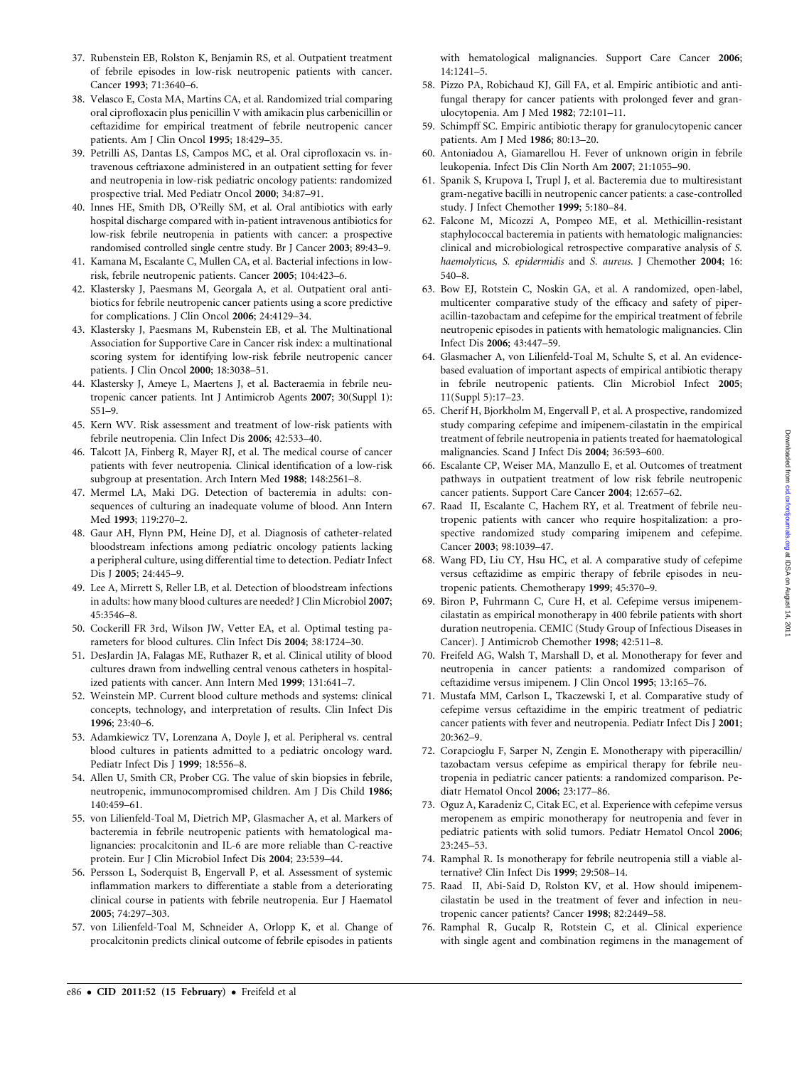37. Rubenstein EB, Rolston K, Benjamin RS, et al. Outpatient treatment of febrile episodes in low-risk neutropenic patients with cancer. Cancer **1993**; 71:3640–6.
38. Velasco E, Costa MA, Martins CA, et al. Randomized trial comparing oral ciprofloxacin plus penicillin V with amikacin plus carbenicillin or ceftazidime for empirical treatment of febrile neutropenic cancer patients. Am J Clin Oncol **1995**; 18:429–35.
39. Petrilli AS, Dantas LS, Campos MC, et al. Oral ciprofloxacin vs. intravenous ceftriaxone administered in an outpatient setting for fever and neutropenia in low-risk pediatric oncology patients: randomized prospective trial. Med Pediatr Oncol **2000**; 34:87–91.
40. Innes HE, Smith DB, O'Reilly SM, et al. Oral antibiotics with early hospital discharge compared with in-patient intravenous antibiotics for low-risk febrile neutropenia in patients with cancer: a prospective randomised controlled single centre study. Br J Cancer **2003**; 89:43–9.
41. Kamana M, Escalante C, Mullen CA, et al. Bacterial infections in low-risk, febrile neutropenic patients. Cancer **2005**; 104:423–6.
42. Klastersky J, Paesmans M, Georgala A, et al. Outpatient oral antibiotics for febrile neutropenic cancer patients using a score predictive for complications. J Clin Oncol **2006**; 24:4129–34.
43. Klastersky J, Paesmans M, Rubenstein EB, et al. The Multinational Association for Supportive Care in Cancer risk index: a multinational scoring system for identifying low-risk febrile neutropenic cancer patients. J Clin Oncol **2000**; 18:3038–51.
44. Klastersky J, Ameye L, Maertens J, et al. Bacteraemia in febrile neutropenic cancer patients. Int J Antimicrob Agents **2007**; 30(Suppl 1): S51–9.
45. Kern WV. Risk assessment and treatment of low-risk patients with febrile neutropenia. Clin Infect Dis **2006**; 42:533–40.
46. Talcott JA, Finberg R, Mayer RJ, et al. The medical course of cancer patients with fever and neutropenia. Clinical identification of a low-risk subgroup at presentation. Arch Intern Med **1988**; 148:2561–8.
47. Mermel LA, Maki DG. Detection of bacteremia in adults: consequences of culturing an inadequate volume of blood. Ann Intern Med **1993**; 119:270–2.
48. Gaur AH, Flynn PM, Heine DJ, et al. Diagnosis of catheter-related bloodstream infections among pediatric oncology patients lacking a peripheral culture, using differential time to detection. Pediatr Infect Dis J **2005**; 24:445–9.
49. Lee A, Mirrett S, Reller LB, et al. Detection of bloodstream infections in adults: how many blood cultures are needed? J Clin Microbiol **2007**; 45:3546–8.
50. Cockerill FR 3rd, Wilson JW, Vetter EA, et al. Optimal testing parameters for blood cultures. Clin Infect Dis **2004**; 38:1724–30.
51. DesJardin JA, Falagas ME, Ruthazer R, et al. Clinical utility of blood cultures drawn from indwelling central venous catheters in hospitalized patients with cancer. Ann Intern Med **1999**; 131:641–7.
52. Weinstein MP. Current blood culture methods and systems: clinical concepts, technology, and interpretation of results. Clin Infect Dis **1996**; 23:40–6.
53. Adamkiewicz TV, Lorenzana A, Doyle J, et al. Peripheral vs. central blood cultures in patients admitted to a pediatric oncology ward. Pediatr Infect Dis J **1999**; 18:556–8.
54. Allen U, Smith CR, Prober CG. The value of skin biopsies in febrile, neutropenic, immunocompromised children. Am J Dis Child **1986**; 140:459–61.
55. von Lilienfeld-Toal M, Dietrich MP, Glasmacher A, et al. Markers of bacteremia in febrile neutropenic patients with hematological malignancies: procalcitonin and IL-6 are more reliable than C-reactive protein. Eur J Clin Microbiol Infect Dis **2004**; 23:539–44.
56. Persson L, Soderquist B, Engervall P, et al. Assessment of systemic inflammation markers to differentiate a stable from a deteriorating clinical course in patients with febrile neutropenia. Eur J Haematol **2005**; 74:297–303.
57. von Lilienfeld-Toal M, Schneider A, Orlopp K, et al. Change of procalcitonin predicts clinical outcome of febrile episodes in patients with hematological malignancies. Support Care Cancer **2006**; 14:1241–5.
58. Pizzo PA, Robichaud KJ, Gill FA, et al. Empiric antibiotic and antifungal therapy for cancer patients with prolonged fever and granulocytopenia. Am J Med **1982**; 72:101–11.
59. Schimpff SC. Empiric antibiotic therapy for granulocytopenic cancer patients. Am J Med **1986**; 80:13–20.
60. Antoniadou A, Giamarellou H. Fever of unknown origin in febrile leukopenia. Infect Dis Clin North Am **2007**; 21:1055–90.
61. Spanik S, Krupova I, Trupl J, et al. Bacteremia due to multiresistant gram-negative bacilli in neutropenic cancer patients: a case-controlled study. J Infect Chemother **1999**; 5:180–84.
62. Falcone M, Micozzi A, Pompeo ME, et al. Methicillin-resistant staphylococcal bacteremia in patients with hematologic malignancies: clinical and microbiological retrospective comparative analysis of *S. haemolyticus, S. epidermidis* and *S. aureus*. J Chemother **2004**; 16: 540–8.
63. Bow EJ, Rotstein C, Noskin GA, et al. A randomized, open-label, multicenter comparative study of the efficacy and safety of piperacillin-tazobactam and cefepime for the empirical treatment of febrile neutropenic episodes in patients with hematologic malignancies. Clin Infect Dis **2006**; 43:447–59.
64. Glasmacher A, von Lilienfeld-Toal M, Schulte S, et al. An evidence-based evaluation of important aspects of empirical antibiotic therapy in febrile neutropenic patients. Clin Microbiol Infect **2005**; 11(Suppl 5):17–23.
65. Cherif H, Bjorkholm M, Engervall P, et al. A prospective, randomized study comparing cefepime and imipenem-cilastatin in the empirical treatment of febrile neutropenia in patients treated for haematological malignancies. Scand J Infect Dis **2004**; 36:593–600.
66. Escalante CP, Weiser MA, Manzullo E, et al. Outcomes of treatment pathways in outpatient treatment of low risk febrile neutropenic cancer patients. Support Care Cancer **2004**; 12:657–62.
67. Raad II, Escalante C, Hachem RY, et al. Treatment of febrile neutropenic patients with cancer who require hospitalization: a prospective randomized study comparing imipenem and cefepime. Cancer **2003**; 98:1039–47.
68. Wang FD, Liu CY, Hsu HC, et al. A comparative study of cefepime versus ceftazidime as empiric therapy of febrile episodes in neutropenic patients. Chemotherapy **1999**; 45:370–9.
69. Biron P, Fuhrmann C, Cure H, et al. Cefepime versus imipenem-cilastatin as empirical monotherapy in 400 febrile patients with short duration neutropenia. CEMIC (Study Group of Infectious Diseases in Cancer). J Antimicrob Chemother **1998**; 42:511–8.
70. Freifeld AG, Walsh T, Marshall D, et al. Monotherapy for fever and neutropenia in cancer patients: a randomized comparison of ceftazidime versus imipenem. J Clin Oncol **1995**; 13:165–76.
71. Mustafa MM, Carlson L, Tkaczewski I, et al. Comparative study of cefepime versus ceftazidime in the empiric treatment of pediatric cancer patients with fever and neutropenia. Pediatr Infect Dis J **2001**; 20:362–9.
72. Corapcioglu F, Sarper N, Zengin E. Monotherapy with piperacillin/tazobactam versus cefepime as empirical therapy for febrile neutropenia in pediatric cancer patients: a randomized comparison. Pediatr Hematol Oncol **2006**; 23:177–86.
73. Oguz A, Karadeniz C, Citak EC, et al. Experience with cefepime versus meropenem as empiric monotherapy for neutropenia and fever in pediatric patients with solid tumors. Pediatr Hematol Oncol **2006**; 23:245–53.
74. Ramphal R. Is monotherapy for febrile neutropenia still a viable alternative? Clin Infect Dis **1999**; 29:508–14.
75. Raad II, Abi-Said D, Rolston KV, et al. How should imipenem-cilastatin be used in the treatment of fever and infection in neutropenic cancer patients? Cancer **1998**; 82:2449–58.
76. Ramphal R, Gucalp R, Rotstein C, et al. Clinical experience with single agent and combination regimens in the management of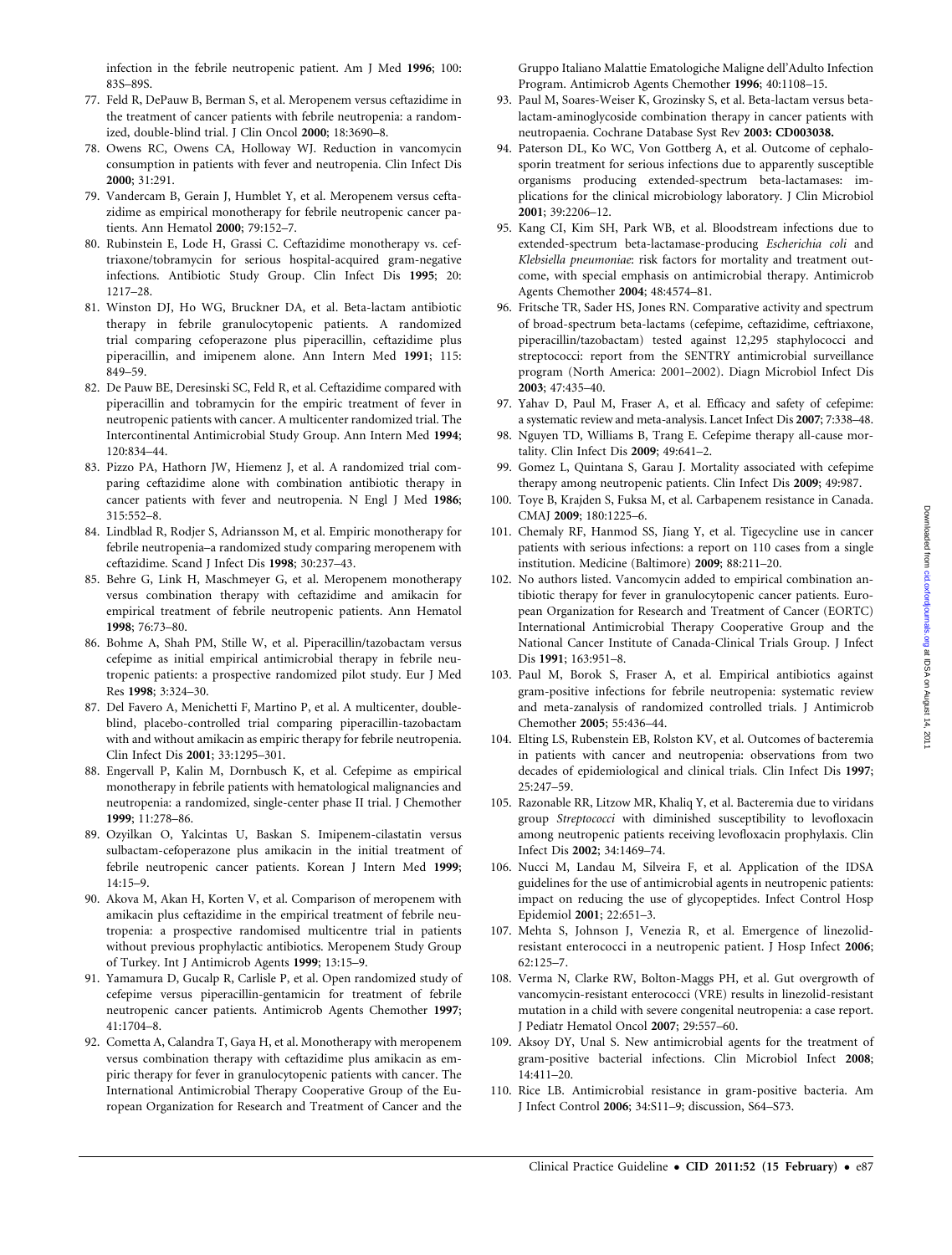infection in the febrile neutropenic patient. Am J Med **1996**; 100: 83S–89S.

77. Feld R, DePauw B, Berman S, et al. Meropenem versus ceftazidime in the treatment of cancer patients with febrile neutropenia: a randomized, double-blind trial. J Clin Oncol **2000**; 18:3690–8.
78. Owens RC, Owens CA, Holloway WJ. Reduction in vancomycin consumption in patients with fever and neutropenia. Clin Infect Dis **2000**; 31:291.
79. Vandercam B, Gerain J, Humblet Y, et al. Meropenem versus ceftazidime as empirical monotherapy for febrile neutropenic cancer patients. Ann Hematol **2000**; 79:152–7.
80. Rubinstein E, Lode H, Grassi C. Ceftazidime monotherapy vs. ceftriaxone/tobramycin for serious hospital-acquired gram-negative infections. Antibiotic Study Group. Clin Infect Dis **1995**; 20: 1217–28.
81. Winston DJ, Ho WG, Bruckner DA, et al. Beta-lactam antibiotic therapy in febrile granulocytopenic patients. A randomized trial comparing cefoperazone plus piperacillin, ceftazidime plus piperacillin, and imipenem alone. Ann Intern Med **1991**; 115: 849–59.
82. De Pauw BE, Deresinski SC, Feld R, et al. Ceftazidime compared with piperacillin and tobramycin for the empiric treatment of fever in neutropenic patients with cancer. A multicenter randomized trial. The Intercontinental Antimicrobial Study Group. Ann Intern Med **1994**; 120:834–44.
83. Pizzo PA, Hathorn JW, Hiemenz J, et al. A randomized trial comparing ceftazidime alone with combination antibiotic therapy in cancer patients with fever and neutropenia. N Engl J Med **1986**; 315:552–8.
84. Lindblad R, Rodjer S, Adriansson M, et al. Empiric monotherapy for febrile neutropenia–a randomized study comparing meropenem with ceftazidime. Scand J Infect Dis **1998**; 30:237–43.
85. Behre G, Link H, Maschmeyer G, et al. Meropenem monotherapy versus combination therapy with ceftazidime and amikacin for empirical treatment of febrile neutropenic patients. Ann Hematol **1998**; 76:73–80.
86. Bohme A, Shah PM, Stille W, et al. Piperacillin/tazobactam versus cefepime as initial empirical antimicrobial therapy in febrile neutropenic patients: a prospective randomized pilot study. Eur J Med Res **1998**; 3:324–30.
87. Del Favero A, Menichetti F, Martino P, et al. A multicenter, double-blind, placebo-controlled trial comparing piperacillin-tazobactam with and without amikacin as empiric therapy for febrile neutropenia. Clin Infect Dis **2001**; 33:1295–301.
88. Engervall P, Kalin M, Dornbusch K, et al. Cefepime as empirical monotherapy in febrile patients with hematological malignancies and neutropenia: a randomized, single-center phase II trial. J Chemother **1999**; 11:278–86.
89. Ozyilkan O, Yalcintas U, Baskan S. Imipenem-cilastatin versus sulbactam-cefoperazone plus amikacin in the initial treatment of febrile neutropenic cancer patients. Korean J Intern Med **1999**; 14:15–9.
90. Akova M, Akan H, Korten V, et al. Comparison of meropenem with amikacin plus ceftazidime in the empirical treatment of febrile neutropenia: a prospective randomised multicentre trial in patients without previous prophylactic antibiotics. Meropenem Study Group of Turkey. Int J Antimicrob Agents **1999**; 13:15–9.
91. Yamamura D, Gucalp R, Carlisle P, et al. Open randomized study of cefepime versus piperacillin-gentamicin for treatment of febrile neutropenic cancer patients. Antimicrob Agents Chemother **1997**; 41:1704–8.
92. Cometta A, Calandra T, Gaya H, et al. Monotherapy with meropenem versus combination therapy with ceftazidime plus amikacin as empiric therapy for fever in granulocytopenic patients with cancer. The International Antimicrobial Therapy Cooperative Group of the European Organization for Research and Treatment of Cancer and the Gruppo Italiano Malattie Ematologiche Maligne dell'Adulto Infection Program. Antimicrob Agents Chemother **1996**; 40:1108–15.
93. Paul M, Soares-Weiser K, Grozinsky S, et al. Beta-lactam versus beta-lactam-aminoglycoside combination therapy in cancer patients with neutropaenia. Cochrane Database Syst Rev **2003: CD003038.**
94. Paterson DL, Ko WC, Von Gottberg A, et al. Outcome of cephalosporin treatment for serious infections due to apparently susceptible organisms producing extended-spectrum beta-lactamases: implications for the clinical microbiology laboratory. J Clin Microbiol **2001**; 39:2206–12.
95. Kang CI, Kim SH, Park WB, et al. Bloodstream infections due to extended-spectrum beta-lactamase-producing *Escherichia coli* and *Klebsiella pneumoniae*: risk factors for mortality and treatment outcome, with special emphasis on antimicrobial therapy. Antimicrob Agents Chemother **2004**; 48:4574–81.
96. Fritsche TR, Sader HS, Jones RN. Comparative activity and spectrum of broad-spectrum beta-lactams (cefepime, ceftazidime, ceftriaxone, piperacillin/tazobactam) tested against 12,295 staphylococci and streptococci: report from the SENTRY antimicrobial surveillance program (North America: 2001–2002). Diagn Microbiol Infect Dis **2003**; 47:435–40.
97. Yahav D, Paul M, Fraser A, et al. Efficacy and safety of cefepime: a systematic review and meta-analysis. Lancet Infect Dis **2007**; 7:338–48.
98. Nguyen TD, Williams B, Trang E. Cefepime therapy all-cause mortality. Clin Infect Dis **2009**; 49:641–2.
99. Gomez L, Quintana S, Garau J. Mortality associated with cefepime therapy among neutropenic patients. Clin Infect Dis **2009**; 49:987.
100. Toye B, Krajden S, Fuksa M, et al. Carbapenem resistance in Canada. CMAJ **2009**; 180:1225–6.
101. Chemaly RF, Hanmod SS, Jiang Y, et al. Tigecycline use in cancer patients with serious infections: a report on 110 cases from a single institution. Medicine (Baltimore) **2009**; 88:211–20.
102. No authors listed. Vancomycin added to empirical combination antibiotic therapy for fever in granulocytopenic cancer patients. European Organization for Research and Treatment of Cancer (EORTC) International Antimicrobial Therapy Cooperative Group and the National Cancer Institute of Canada-Clinical Trials Group. J Infect Dis **1991**; 163:951–8.
103. Paul M, Borok S, Fraser A, et al. Empirical antibiotics against gram-positive infections for febrile neutropenia: systematic review and meta-zanalysis of randomized controlled trials. J Antimicrob Chemother **2005**; 55:436–44.
104. Elting LS, Rubenstein EB, Rolston KV, et al. Outcomes of bacteremia in patients with cancer and neutropenia: observations from two decades of epidemiological and clinical trials. Clin Infect Dis **1997**; 25:247–59.
105. Razonable RR, Litzow MR, Khaliq Y, et al. Bacteremia due to viridans group *Streptococci* with diminished susceptibility to levofloxacin among neutropenic patients receiving levofloxacin prophylaxis. Clin Infect Dis **2002**; 34:1469–74.
106. Nucci M, Landau M, Silveira F, et al. Application of the IDSA guidelines for the use of antimicrobial agents in neutropenic patients: impact on reducing the use of glycopeptides. Infect Control Hosp Epidemiol **2001**; 22:651–3.
107. Mehta S, Johnson J, Venezia R, et al. Emergence of linezolid-resistant enterococci in a neutropenic patient. J Hosp Infect **2006**; 62:125–7.
108. Verma N, Clarke RW, Bolton-Maggs PH, et al. Gut overgrowth of vancomycin-resistant enterococci (VRE) results in linezolid-resistant mutation in a child with severe congenital neutropenia: a case report. J Pediatr Hematol Oncol **2007**; 29:557–60.
109. Aksoy DY, Unal S. New antimicrobial agents for the treatment of gram-positive bacterial infections. Clin Microbiol Infect **2008**; 14:411–20.
110. Rice LB. Antimicrobial resistance in gram-positive bacteria. Am J Infect Control **2006**; 34:S11–9; discussion, S64–S73.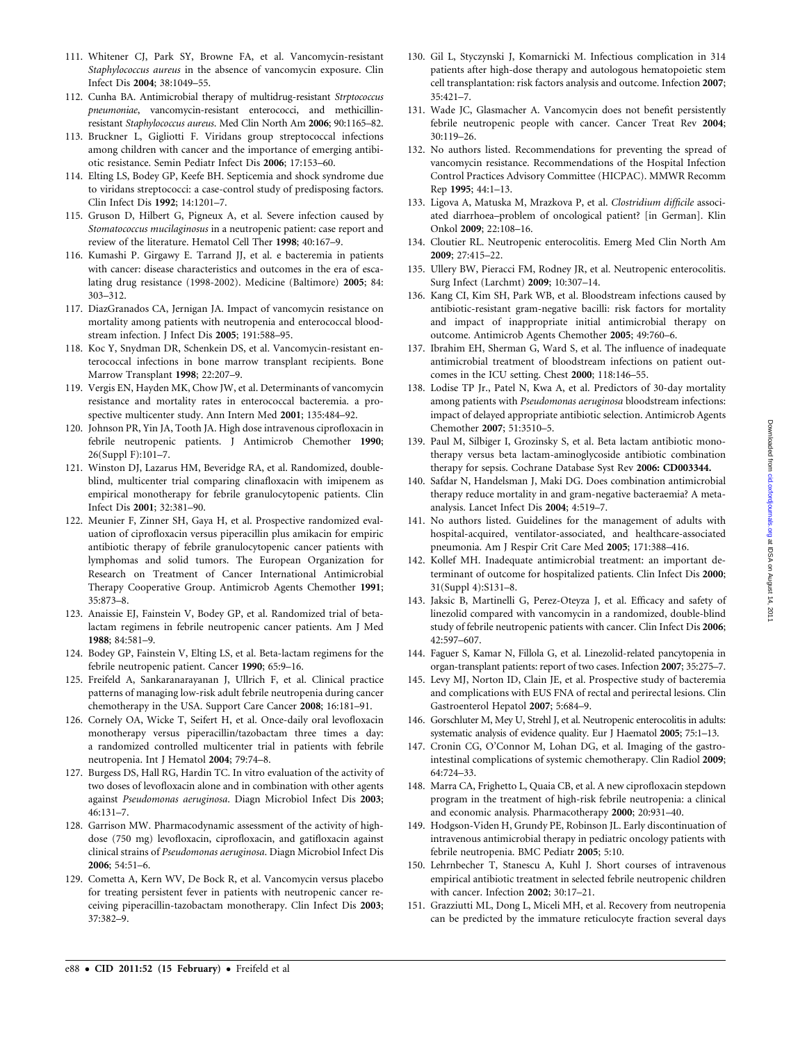111. Whitener CJ, Park SY, Browne FA, et al. Vancomycin-resistant *Staphylococcus aureus* in the absence of vancomycin exposure. Clin Infect Dis **2004**; 38:1049–55.
112. Cunha BA. Antimicrobial therapy of multidrug-resistant *Strptococcus pneumoniae*, vancomycin-resistant enterococci, and methicillin-resistant *Staphylococcus aureus*. Med Clin North Am **2006**; 90:1165–82.
113. Bruckner L, Gigliotti F. Viridans group streptococcal infections among children with cancer and the importance of emerging antibiotic resistance. Semin Pediatr Infect Dis **2006**; 17:153–60.
114. Elting LS, Bodey GP, Keefe BH. Septicemia and shock syndrome due to viridans streptococci: a case-control study of predisposing factors. Clin Infect Dis **1992**; 14:1201–7.
115. Gruson D, Hilbert G, Pigneux A, et al. Severe infection caused by *Stomatococcus mucilaginosus* in a neutropenic patient: case report and review of the literature. Hematol Cell Ther **1998**; 40:167–9.
116. Kumashi P. Girgawy E. Tarrand JJ, et al. e bacteremia in patients with cancer: disease characteristics and outcomes in the era of escalating drug resistance (1998-2002). Medicine (Baltimore) **2005**; 84: 303–312.
117. DiazGranados CA, Jernigan JA. Impact of vancomycin resistance on mortality among patients with neutropenia and enterococcal bloodstream infection. J Infect Dis **2005**; 191:588–95.
118. Koc Y, Snydman DR, Schenkein DS, et al. Vancomycin-resistant enterococcal infections in bone marrow transplant recipients. Bone Marrow Transplant **1998**; 22:207–9.
119. Vergis EN, Hayden MK, Chow JW, et al. Determinants of vancomycin resistance and mortality rates in enterococcal bacteremia. a prospective multicenter study. Ann Intern Med **2001**; 135:484–92.
120. Johnson PR, Yin JA, Tooth JA. High dose intravenous ciprofloxacin in febrile neutropenic patients. J Antimicrob Chemother **1990**; 26(Suppl F):101–7.
121. Winston DJ, Lazarus HM, Beveridge RA, et al. Randomized, double-blind, multicenter trial comparing clinafloxacin with imipenem as empirical monotherapy for febrile granulocytopenic patients. Clin Infect Dis **2001**; 32:381–90.
122. Meunier F, Zinner SH, Gaya H, et al. Prospective randomized evaluation of ciprofloxacin versus piperacillin plus amikacin for empiric antibiotic therapy of febrile granulocytopenic cancer patients with lymphomas and solid tumors. The European Organization for Research on Treatment of Cancer International Antimicrobial Therapy Cooperative Group. Antimicrob Agents Chemother **1991**; 35:873–8.
123. Anaissie EJ, Fainstein V, Bodey GP, et al. Randomized trial of beta-lactam regimens in febrile neutropenic cancer patients. Am J Med **1988**; 84:581–9.
124. Bodey GP, Fainstein V, Elting LS, et al. Beta-lactam regimens for the febrile neutropenic patient. Cancer **1990**; 65:9–16.
125. Freifeld A, Sankaranarayanan J, Ullrich F, et al. Clinical practice patterns of managing low-risk adult febrile neutropenia during cancer chemotherapy in the USA. Support Care Cancer **2008**; 16:181–91.
126. Cornely OA, Wicke T, Seifert H, et al. Once-daily oral levofloxacin monotherapy versus piperacillin/tazobactam three times a day: a randomized controlled multicenter trial in patients with febrile neutropenia. Int J Hematol **2004**; 79:74–8.
127. Burgess DS, Hall RG, Hardin TC. In vitro evaluation of the activity of two doses of levofloxacin alone and in combination with other agents against *Pseudomonas aeruginosa*. Diagn Microbiol Infect Dis **2003**; 46:131–7.
128. Garrison MW. Pharmacodynamic assessment of the activity of high-dose (750 mg) levofloxacin, ciprofloxacin, and gatifloxacin against clinical strains of *Pseudomonas aeruginosa*. Diagn Microbiol Infect Dis **2006**; 54:51–6.
129. Cometta A, Kern WV, De Bock R, et al. Vancomycin versus placebo for treating persistent fever in patients with neutropenic cancer receiving piperacillin-tazobactam monotherapy. Clin Infect Dis **2003**; 37:382–9.
130. Gil L, Styczynski J, Komarnicki M. Infectious complication in 314 patients after high-dose therapy and autologous hematopoietic stem cell transplantation: risk factors analysis and outcome. Infection **2007**; 35:421–7.
131. Wade JC, Glasmacher A. Vancomycin does not benefit persistently febrile neutropenic people with cancer. Cancer Treat Rev **2004**; 30:119–26.
132. No authors listed. Recommendations for preventing the spread of vancomycin resistance. Recommendations of the Hospital Infection Control Practices Advisory Committee (HICPAC). MMWR Recomm Rep **1995**; 44:1–13.
133. Ligova A, Matuska M, Mrazkova P, et al. *Clostridium difficile* associated diarrhoea–problem of oncological patient? [in German]. Klin Onkol **2009**; 22:108–16.
134. Cloutier RL. Neutropenic enterocolitis. Emerg Med Clin North Am **2009**; 27:415–22.
135. Ullery BW, Pieracci FM, Rodney JR, et al. Neutropenic enterocolitis. Surg Infect (Larchmt) **2009**; 10:307–14.
136. Kang CI, Kim SH, Park WB, et al. Bloodstream infections caused by antibiotic-resistant gram-negative bacilli: risk factors for mortality and impact of inappropriate initial antimicrobial therapy on outcome. Antimicrob Agents Chemother **2005**; 49:760–6.
137. Ibrahim EH, Sherman G, Ward S, et al. The influence of inadequate antimicrobial treatment of bloodstream infections on patient outcomes in the ICU setting. Chest **2000**; 118:146–55.
138. Lodise TP Jr., Patel N, Kwa A, et al. Predictors of 30-day mortality among patients with *Pseudomonas aeruginosa* bloodstream infections: impact of delayed appropriate antibiotic selection. Antimicrob Agents Chemother **2007**; 51:3510–5.
139. Paul M, Silbiger I, Grozinsky S, et al. Beta lactam antibiotic monotherapy versus beta lactam-aminoglycoside antibiotic combination therapy for sepsis. Cochrane Database Syst Rev **2006: CD003344.**
140. Safdar N, Handelsman J, Maki DG. Does combination antimicrobial therapy reduce mortality in and gram-negative bacteraemia? A meta-analysis. Lancet Infect Dis **2004**; 4:519–7.
141. No authors listed. Guidelines for the management of adults with hospital-acquired, ventilator-associated, and healthcare-associated pneumonia. Am J Respir Crit Care Med **2005**; 171:388–416.
142. Kollef MH. Inadequate antimicrobial treatment: an important determinant of outcome for hospitalized patients. Clin Infect Dis **2000**; 31(Suppl 4):S131–8.
143. Jaksic B, Martinelli G, Perez-Oteyza J, et al. Efficacy and safety of linezolid compared with vancomycin in a randomized, double-blind study of febrile neutropenic patients with cancer. Clin Infect Dis **2006**; 42:597–607.
144. Faguer S, Kamar N, Fillola G, et al. Linezolid-related pancytopenia in organ-transplant patients: report of two cases. Infection **2007**; 35:275–7.
145. Levy MJ, Norton ID, Clain JE, et al. Prospective study of bacteremia and complications with EUS FNA of rectal and perirectal lesions. Clin Gastroenterol Hepatol **2007**; 5:684–9.
146. Gorschluter M, Mey U, Strehl J, et al. Neutropenic enterocolitis in adults: systematic analysis of evidence quality. Eur J Haematol **2005**; 75:1–13.
147. Cronin CG, O'Connor M, Lohan DG, et al. Imaging of the gastrointestinal complications of systemic chemotherapy. Clin Radiol **2009**; 64:724–33.
148. Marra CA, Frighetto L, Quaia CB, et al. A new ciprofloxacin stepdown program in the treatment of high-risk febrile neutropenia: a clinical and economic analysis. Pharmacotherapy **2000**; 20:931–40.
149. Hodgson-Viden H, Grundy PE, Robinson JL. Early discontinuation of intravenous antimicrobial therapy in pediatric oncology patients with febrile neutropenia. BMC Pediatr **2005**; 5:10.
150. Lehrnbecher T, Stanescu A, Kuhl J. Short courses of intravenous empirical antibiotic treatment in selected febrile neutropenic children with cancer. Infection **2002**; 30:17–21.
151. Grazziutti ML, Dong L, Miceli MH, et al. Recovery from neutropenia can be predicted by the immature reticulocyte fraction several days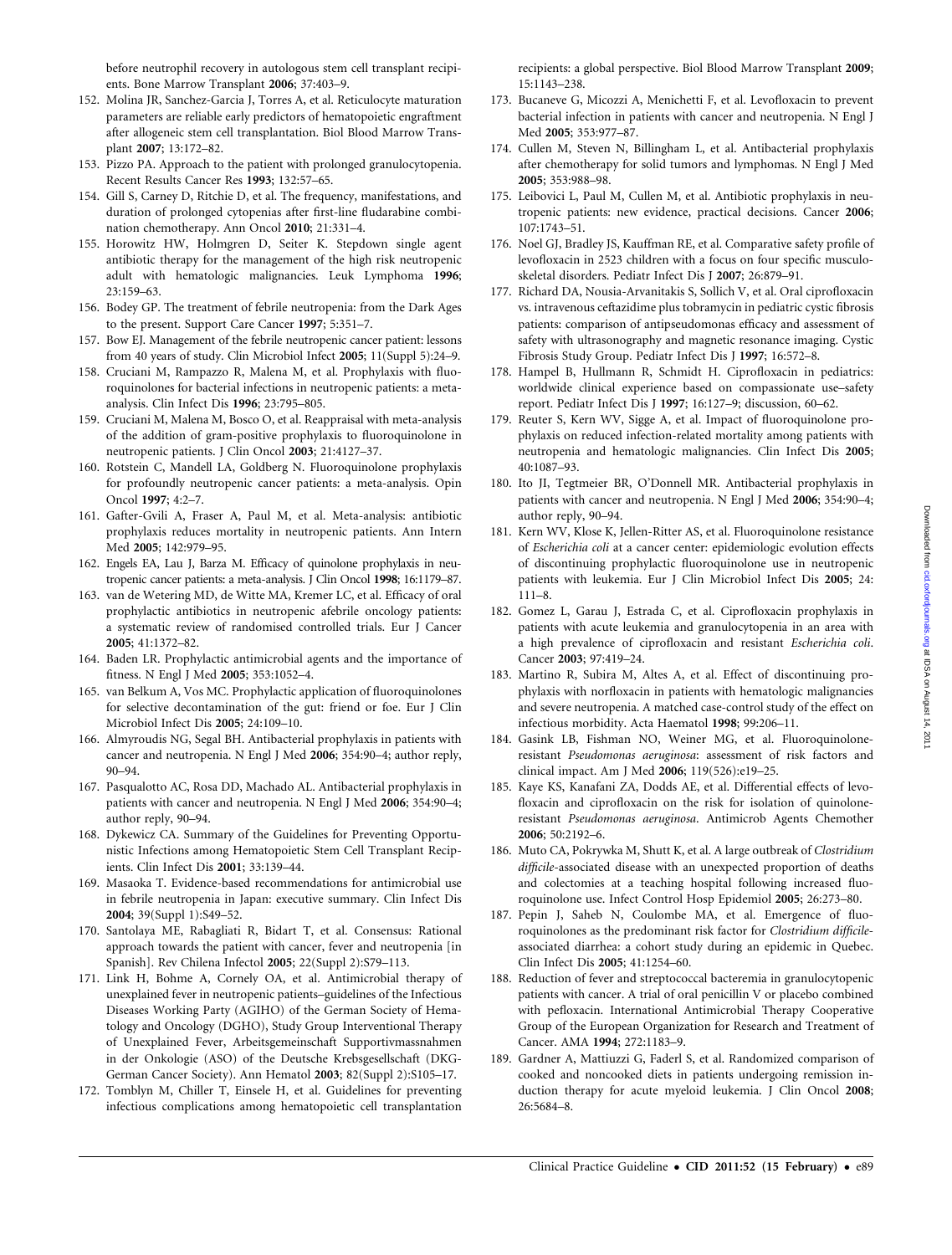before neutrophil recovery in autologous stem cell transplant recipients. Bone Marrow Transplant **2006**; 37:403–9.

152. Molina JR, Sanchez-Garcia J, Torres A, et al. Reticulocyte maturation parameters are reliable early predictors of hematopoietic engraftment after allogeneic stem cell transplantation. Biol Blood Marrow Transplant **2007**; 13:172–82.
153. Pizzo PA. Approach to the patient with prolonged granulocytopenia. Recent Results Cancer Res **1993**; 132:57–65.
154. Gill S, Carney D, Ritchie D, et al. The frequency, manifestations, and duration of prolonged cytopenias after first-line fludarabine combination chemotherapy. Ann Oncol **2010**; 21:331–4.
155. Horowitz HW, Holmgren D, Seiter K. Stepdown single agent antibiotic therapy for the management of the high risk neutropenic adult with hematologic malignancies. Leuk Lymphoma **1996**; 23:159–63.
156. Bodey GP. The treatment of febrile neutropenia: from the Dark Ages to the present. Support Care Cancer **1997**; 5:351–7.
157. Bow EJ. Management of the febrile neutropenic cancer patient: lessons from 40 years of study. Clin Microbiol Infect **2005**; 11(Suppl 5):24–9.
158. Cruciani M, Rampazzo R, Malena M, et al. Prophylaxis with fluoroquinolones for bacterial infections in neutropenic patients: a meta-analysis. Clin Infect Dis **1996**; 23:795–805.
159. Cruciani M, Malena M, Bosco O, et al. Reappraisal with meta-analysis of the addition of gram-positive prophylaxis to fluoroquinolone in neutropenic patients. J Clin Oncol **2003**; 21:4127–37.
160. Rotstein C, Mandell LA, Goldberg N. Fluoroquinolone prophylaxis for profoundly neutropenic cancer patients: a meta-analysis. Opin Oncol **1997**; 4:2–7.
161. Gafter-Gvili A, Fraser A, Paul M, et al. Meta-analysis: antibiotic prophylaxis reduces mortality in neutropenic patients. Ann Intern Med **2005**; 142:979–95.
162. Engels EA, Lau J, Barza M. Efficacy of quinolone prophylaxis in neutropenic cancer patients: a meta-analysis. J Clin Oncol **1998**; 16:1179–87.
163. van de Wetering MD, de Witte MA, Kremer LC, et al. Efficacy of oral prophylactic antibiotics in neutropenic afebrile oncology patients: a systematic review of randomised controlled trials. Eur J Cancer **2005**; 41:1372–82.
164. Baden LR. Prophylactic antimicrobial agents and the importance of fitness. N Engl J Med **2005**; 353:1052–4.
165. van Belkum A, Vos MC. Prophylactic application of fluoroquinolones for selective decontamination of the gut: friend or foe. Eur J Clin Microbiol Infect Dis **2005**; 24:109–10.
166. Almyroudis NG, Segal BH. Antibacterial prophylaxis in patients with cancer and neutropenia. N Engl J Med **2006**; 354:90–4; author reply, 90–94.
167. Pasqualotto AC, Rosa DD, Machado AL. Antibacterial prophylaxis in patients with cancer and neutropenia. N Engl J Med **2006**; 354:90–4; author reply, 90–94.
168. Dykewicz CA. Summary of the Guidelines for Preventing Opportunistic Infections among Hematopoietic Stem Cell Transplant Recipients. Clin Infect Dis **2001**; 33:139–44.
169. Masaoka T. Evidence-based recommendations for antimicrobial use in febrile neutropenia in Japan: executive summary. Clin Infect Dis **2004**; 39(Suppl 1):S49–52.
170. Santolaya ME, Rabagliati R, Bidart T, et al. Consensus: Rational approach towards the patient with cancer, fever and neutropenia [in Spanish]. Rev Chilena Infectol **2005**; 22(Suppl 2):S79–113.
171. Link H, Bohme A, Cornely OA, et al. Antimicrobial therapy of unexplained fever in neutropenic patients–guidelines of the Infectious Diseases Working Party (AGIHO) of the German Society of Hematology and Oncology (DGHO), Study Group Interventional Therapy of Unexplained Fever, Arbeitsgemeinschaft Supportivmassnahmen in der Onkologie (ASO) of the Deutsche Krebsgesellschaft (DKG-German Cancer Society). Ann Hematol **2003**; 82(Suppl 2):S105–17.
172. Tomblyn M, Chiller T, Einsele H, et al. Guidelines for preventing infectious complications among hematopoietic cell transplantation recipients: a global perspective. Biol Blood Marrow Transplant **2009**; 15:1143–238.
173. Bucaneve G, Micozzi A, Menichetti F, et al. Levofloxacin to prevent bacterial infection in patients with cancer and neutropenia. N Engl J Med **2005**; 353:977–87.
174. Cullen M, Steven N, Billingham L, et al. Antibacterial prophylaxis after chemotherapy for solid tumors and lymphomas. N Engl J Med **2005**; 353:988–98.
175. Leibovici L, Paul M, Cullen M, et al. Antibiotic prophylaxis in neutropenic patients: new evidence, practical decisions. Cancer **2006**; 107:1743–51.
176. Noel GJ, Bradley JS, Kauffman RE, et al. Comparative safety profile of levofloxacin in 2523 children with a focus on four specific musculoskeletal disorders. Pediatr Infect Dis J **2007**; 26:879–91.
177. Richard DA, Nousia-Arvanitakis S, Sollich V, et al. Oral ciprofloxacin vs. intravenous ceftazidime plus tobramycin in pediatric cystic fibrosis patients: comparison of antipseudomonas efficacy and assessment of safety with ultrasonography and magnetic resonance imaging. Cystic Fibrosis Study Group. Pediatr Infect Dis J **1997**; 16:572–8.
178. Hampel B, Hullmann R, Schmidt H. Ciprofloxacin in pediatrics: worldwide clinical experience based on compassionate use–safety report. Pediatr Infect Dis J **1997**; 16:127–9; discussion, 60–62.
179. Reuter S, Kern WV, Sigge A, et al. Impact of fluoroquinolone prophylaxis on reduced infection-related mortality among patients with neutropenia and hematologic malignancies. Clin Infect Dis **2005**; 40:1087–93.
180. Ito JI, Tegtmeier BR, O'Donnell MR. Antibacterial prophylaxis in patients with cancer and neutropenia. N Engl J Med **2006**; 354:90–4; author reply, 90–94.
181. Kern WV, Klose K, Jellen-Ritter AS, et al. Fluoroquinolone resistance of *Escherichia coli* at a cancer center: epidemiologic evolution effects of discontinuing prophylactic fluoroquinolone use in neutropenic patients with leukemia. Eur J Clin Microbiol Infect Dis **2005**; 24: 111–8.
182. Gomez L, Garau J, Estrada C, et al. Ciprofloxacin prophylaxis in patients with acute leukemia and granulocytopenia in an area with a high prevalence of ciprofloxacin and resistant *Escherichia coli*. Cancer **2003**; 97:419–24.
183. Martino R, Subira M, Altes A, et al. Effect of discontinuing prophylaxis with norfloxacin in patients with hematologic malignancies and severe neutropenia. A matched case-control study of the effect on infectious morbidity. Acta Haematol **1998**; 99:206–11.
184. Gasink LB, Fishman NO, Weiner MG, et al. Fluoroquinolone-resistant *Pseudomonas aeruginosa*: assessment of risk factors and clinical impact. Am J Med **2006**; 119(526):e19–25.
185. Kaye KS, Kanafani ZA, Dodds AE, et al. Differential effects of levofloxacin and ciprofloxacin on the risk for isolation of quinolone-resistant *Pseudomonas aeruginosa*. Antimicrob Agents Chemother **2006**; 50:2192–6.
186. Muto CA, Pokrywka M, Shutt K, et al. A large outbreak of *Clostridium difficile*-associated disease with an unexpected proportion of deaths and colectomies at a teaching hospital following increased fluoroquinolone use. Infect Control Hosp Epidemiol **2005**; 26:273–80.
187. Pepin J, Saheb N, Coulombe MA, et al. Emergence of fluoroquinolones as the predominant risk factor for *Clostridium difficile*-associated diarrhea: a cohort study during an epidemic in Quebec. Clin Infect Dis **2005**; 41:1254–60.
188. Reduction of fever and streptococcal bacteremia in granulocytopenic patients with cancer. A trial of oral penicillin V or placebo combined with pefloxacin. International Antimicrobial Therapy Cooperative Group of the European Organization for Research and Treatment of Cancer. AMA **1994**; 272:1183–9.
189. Gardner A, Mattiuzzi G, Faderl S, et al. Randomized comparison of cooked and noncooked diets in patients undergoing remission induction therapy for acute myeloid leukemia. J Clin Oncol **2008**; 26:5684–8.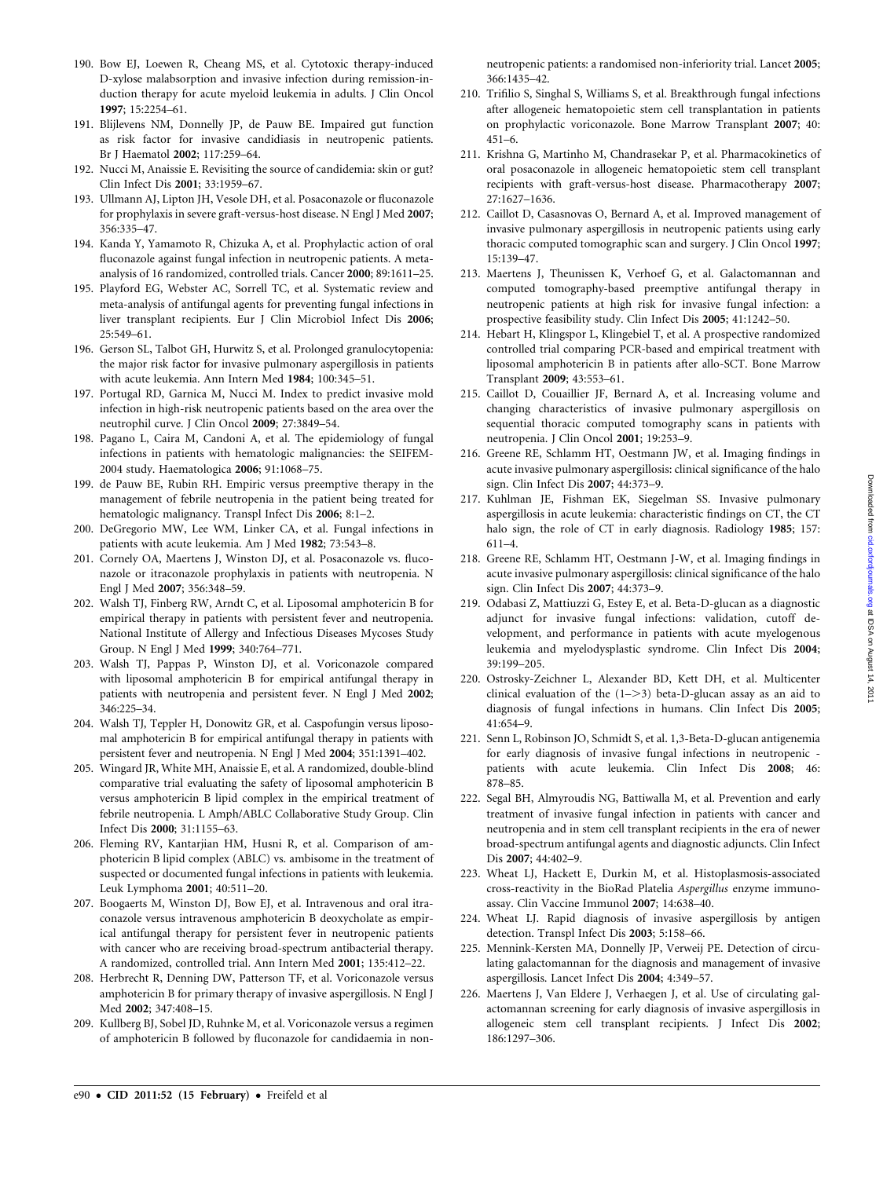190. Bow EJ, Loewen R, Cheang MS, et al. Cytotoxic therapy-induced D-xylose malabsorption and invasive infection during remission-induction therapy for acute myeloid leukemia in adults. J Clin Oncol **1997**; 15:2254–61.

191. Blijlevens NM, Donnelly JP, de Pauw BE. Impaired gut function as risk factor for invasive candidiasis in neutropenic patients. Br J Haematol **2002**; 117:259–64.

192. Nucci M, Anaissie E. Revisiting the source of candidemia: skin or gut? Clin Infect Dis **2001**; 33:1959–67.

193. Ullmann AJ, Lipton JH, Vesole DH, et al. Posaconazole or fluconazole for prophylaxis in severe graft-versus-host disease. N Engl J Med **2007**; 356:335–47.

194. Kanda Y, Yamamoto R, Chizuka A, et al. Prophylactic action of oral fluconazole against fungal infection in neutropenic patients. A meta-analysis of 16 randomized, controlled trials. Cancer **2000**; 89:1611–25.

195. Playford EG, Webster AC, Sorrell TC, et al. Systematic review and meta-analysis of antifungal agents for preventing fungal infections in liver transplant recipients. Eur J Clin Microbiol Infect Dis **2006**; 25:549–61.

196. Gerson SL, Talbot GH, Hurwitz S, et al. Prolonged granulocytopenia: the major risk factor for invasive pulmonary aspergillosis in patients with acute leukemia. Ann Intern Med **1984**; 100:345–51.

197. Portugal RD, Garnica M, Nucci M. Index to predict invasive mold infection in high-risk neutropenic patients based on the area over the neutrophil curve. J Clin Oncol **2009**; 27:3849–54.

198. Pagano L, Caira M, Candoni A, et al. The epidemiology of fungal infections in patients with hematologic malignancies: the SEIFEM-2004 study. Haematologica **2006**; 91:1068–75.

199. de Pauw BE, Rubin RH. Empiric versus preemptive therapy in the management of febrile neutropenia in the patient being treated for hematologic malignancy. Transpl Infect Dis **2006**; 8:1–2.

200. DeGregorio MW, Lee WM, Linker CA, et al. Fungal infections in patients with acute leukemia. Am J Med **1982**; 73:543–8.

201. Cornely OA, Maertens J, Winston DJ, et al. Posaconazole vs. fluconazole or itraconazole prophylaxis in patients with neutropenia. N Engl J Med **2007**; 356:348–59.

202. Walsh TJ, Finberg RW, Arndt C, et al. Liposomal amphotericin B for empirical therapy in patients with persistent fever and neutropenia. National Institute of Allergy and Infectious Diseases Mycoses Study Group. N Engl J Med **1999**; 340:764–771.

203. Walsh TJ, Pappas P, Winston DJ, et al. Voriconazole compared with liposomal amphotericin B for empirical antifungal therapy in patients with neutropenia and persistent fever. N Engl J Med **2002**; 346:225–34.

204. Walsh TJ, Teppler H, Donowitz GR, et al. Caspofungin versus liposomal amphotericin B for empirical antifungal therapy in patients with persistent fever and neutropenia. N Engl J Med **2004**; 351:1391–402.

205. Wingard JR, White MH, Anaissie E, et al. A randomized, double-blind comparative trial evaluating the safety of liposomal amphotericin B versus amphotericin B lipid complex in the empirical treatment of febrile neutropenia. L Amph/ABLC Collaborative Study Group. Clin Infect Dis **2000**; 31:1155–63.

206. Fleming RV, Kantarjian HM, Husni R, et al. Comparison of amphotericin B lipid complex (ABLC) vs. ambisome in the treatment of suspected or documented fungal infections in patients with leukemia. Leuk Lymphoma **2001**; 40:511–20.

207. Boogaerts M, Winston DJ, Bow EJ, et al. Intravenous and oral itraconazole versus intravenous amphotericin B deoxycholate as empirical antifungal therapy for persistent fever in neutropenic patients with cancer who are receiving broad-spectrum antibacterial therapy. A randomized, controlled trial. Ann Intern Med **2001**; 135:412–22.

208. Herbrecht R, Denning DW, Patterson TF, et al. Voriconazole versus amphotericin B for primary therapy of invasive aspergillosis. N Engl J Med **2002**; 347:408–15.

209. Kullberg BJ, Sobel JD, Ruhnke M, et al. Voriconazole versus a regimen of amphotericin B followed by fluconazole for candidaemia in non-neutropenic patients: a randomised non-inferiority trial. Lancet **2005**; 366:1435–42.

210. Trifilio S, Singhal S, Williams S, et al. Breakthrough fungal infections after allogeneic hematopoietic stem cell transplantation in patients on prophylactic voriconazole. Bone Marrow Transplant **2007**; 40: 451–6.

211. Krishna G, Martinho M, Chandrasekar P, et al. Pharmacokinetics of oral posaconazole in allogeneic hematopoietic stem cell transplant recipients with graft-versus-host disease. Pharmacotherapy **2007**; 27:1627–1636.

212. Caillot D, Casasnovas O, Bernard A, et al. Improved management of invasive pulmonary aspergillosis in neutropenic patients using early thoracic computed tomographic scan and surgery. J Clin Oncol **1997**; 15:139–47.

213. Maertens J, Theunissen K, Verhoef G, et al. Galactomannan and computed tomography-based preemptive antifungal therapy in neutropenic patients at high risk for invasive fungal infection: a prospective feasibility study. Clin Infect Dis **2005**; 41:1242–50.

214. Hebart H, Klingspor L, Klingebiel T, et al. A prospective randomized controlled trial comparing PCR-based and empirical treatment with liposomal amphotericin B in patients after allo-SCT. Bone Marrow Transplant **2009**; 43:553–61.

215. Caillot D, Couaillier JF, Bernard A, et al. Increasing volume and changing characteristics of invasive pulmonary aspergillosis on sequential thoracic computed tomography scans in patients with neutropenia. J Clin Oncol **2001**; 19:253–9.

216. Greene RE, Schlamm HT, Oestmann JW, et al. Imaging findings in acute invasive pulmonary aspergillosis: clinical significance of the halo sign. Clin Infect Dis **2007**; 44:373–9.

217. Kuhlman JE, Fishman EK, Siegelman SS. Invasive pulmonary aspergillosis in acute leukemia: characteristic findings on CT, the CT halo sign, the role of CT in early diagnosis. Radiology **1985**; 157: 611–4.

218. Greene RE, Schlamm HT, Oestmann J-W, et al. Imaging findings in acute invasive pulmonary aspergillosis: clinical significance of the halo sign. Clin Infect Dis **2007**; 44:373–9.

219. Odabasi Z, Mattiuzzi G, Estey E, et al. Beta-D-glucan as a diagnostic adjunct for invasive fungal infections: validation, cutoff development, and performance in patients with acute myelogenous leukemia and myelodysplastic syndrome. Clin Infect Dis **2004**; 39:199–205.

220. Ostrosky-Zeichner L, Alexander BD, Kett DH, et al. Multicenter clinical evaluation of the (1–>3) beta-D-glucan assay as an aid to diagnosis of fungal infections in humans. Clin Infect Dis **2005**; 41:654–9.

221. Senn L, Robinson JO, Schmidt S, et al. 1,3-Beta-D-glucan antigenemia for early diagnosis of invasive fungal infections in neutropenic - patients with acute leukemia. Clin Infect Dis **2008**; 46: 878–85.

222. Segal BH, Almyroudis NG, Battiwalla M, et al. Prevention and early treatment of invasive fungal infection in patients with cancer and neutropenia and in stem cell transplant recipients in the era of newer broad-spectrum antifungal agents and diagnostic adjuncts. Clin Infect Dis **2007**; 44:402–9.

223. Wheat LJ, Hackett E, Durkin M, et al. Histoplasmosis-associated cross-reactivity in the BioRad Platelia *Aspergillus* enzyme immunoassay. Clin Vaccine Immunol **2007**; 14:638–40.

224. Wheat LJ. Rapid diagnosis of invasive aspergillosis by antigen detection. Transpl Infect Dis **2003**; 5:158–66.

225. Mennink-Kersten MA, Donnelly JP, Verweij PE. Detection of circulating galactomannan for the diagnosis and management of invasive aspergillosis. Lancet Infect Dis **2004**; 4:349–57.

226. Maertens J, Van Eldere J, Verhaegen J, et al. Use of circulating galactomannan screening for early diagnosis of invasive aspergillosis in allogeneic stem cell transplant recipients. J Infect Dis **2002**; 186:1297–306.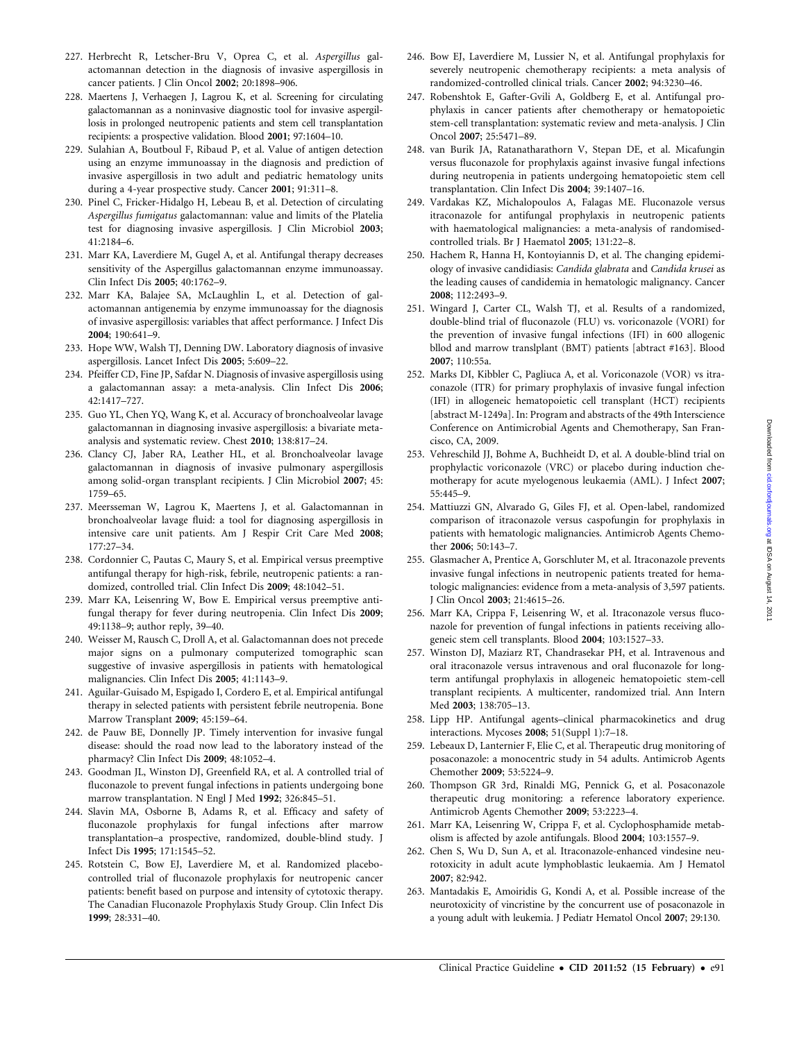227. Herbrecht R, Letscher-Bru V, Oprea C, et al. *Aspergillus* galactomannan detection in the diagnosis of invasive aspergillosis in cancer patients. J Clin Oncol **2002**; 20:1898–906.

228. Maertens J, Verhaegen J, Lagrou K, et al. Screening for circulating galactomannan as a noninvasive diagnostic tool for invasive aspergillosis in prolonged neutropenic patients and stem cell transplantation recipients: a prospective validation. Blood **2001**; 97:1604–10.

229. Sulahian A, Boutboul F, Ribaud P, et al. Value of antigen detection using an enzyme immunoassay in the diagnosis and prediction of invasive aspergillosis in two adult and pediatric hematology units during a 4-year prospective study. Cancer **2001**; 91:311–8.

230. Pinel C, Fricker-Hidalgo H, Lebeau B, et al. Detection of circulating *Aspergillus fumigatus* galactomannan: value and limits of the Platelia test for diagnosing invasive aspergillosis. J Clin Microbiol **2003**; 41:2184–6.

231. Marr KA, Laverdiere M, Gugel A, et al. Antifungal therapy decreases sensitivity of the Aspergillus galactomannan enzyme immunoassay. Clin Infect Dis **2005**; 40:1762–9.

232. Marr KA, Balajee SA, McLaughlin L, et al. Detection of galactomannan antigenemia by enzyme immunoassay for the diagnosis of invasive aspergillosis: variables that affect performance. J Infect Dis **2004**; 190:641–9.

233. Hope WW, Walsh TJ, Denning DW. Laboratory diagnosis of invasive aspergillosis. Lancet Infect Dis **2005**; 5:609–22.

234. Pfeiffer CD, Fine JP, Safdar N. Diagnosis of invasive aspergillosis using a galactomannan assay: a meta-analysis. Clin Infect Dis **2006**; 42:1417–727.

235. Guo YL, Chen YQ, Wang K, et al. Accuracy of bronchoalveolar lavage galactomannan in diagnosing invasive aspergillosis: a bivariate metaanalysis and systematic review. Chest **2010**; 138:817–24.

236. Clancy CJ, Jaber RA, Leather HL, et al. Bronchoalveolar lavage galactomannan in diagnosis of invasive pulmonary aspergillosis among solid-organ transplant recipients. J Clin Microbiol **2007**; 45: 1759–65.

237. Meersseman W, Lagrou K, Maertens J, et al. Galactomannan in bronchoalveolar lavage fluid: a tool for diagnosing aspergillosis in intensive care unit patients. Am J Respir Crit Care Med **2008**; 177:27–34.

238. Cordonnier C, Pautas C, Maury S, et al. Empirical versus preemptive antifungal therapy for high-risk, febrile, neutropenic patients: a randomized, controlled trial. Clin Infect Dis **2009**; 48:1042–51.

239. Marr KA, Leisenring W, Bow E. Empirical versus preemptive antifungal therapy for fever during neutropenia. Clin Infect Dis **2009**; 49:1138–9; author reply, 39–40.

240. Weisser M, Rausch C, Droll A, et al. Galactomannan does not precede major signs on a pulmonary computerized tomographic scan suggestive of invasive aspergillosis in patients with hematological malignancies. Clin Infect Dis **2005**; 41:1143–9.

241. Aguilar-Guisado M, Espigado I, Cordero E, et al. Empirical antifungal therapy in selected patients with persistent febrile neutropenia. Bone Marrow Transplant **2009**; 45:159–64.

242. de Pauw BE, Donnelly JP. Timely intervention for invasive fungal disease: should the road now lead to the laboratory instead of the pharmacy? Clin Infect Dis **2009**; 48:1052–4.

243. Goodman JL, Winston DJ, Greenfield RA, et al. A controlled trial of fluconazole to prevent fungal infections in patients undergoing bone marrow transplantation. N Engl J Med **1992**; 326:845–51.

244. Slavin MA, Osborne B, Adams R, et al. Efficacy and safety of fluconazole prophylaxis for fungal infections after marrow transplantation–a prospective, randomized, double-blind study. J Infect Dis **1995**; 171:1545–52.

245. Rotstein C, Bow EJ, Laverdiere M, et al. Randomized placebo-controlled trial of fluconazole prophylaxis for neutropenic cancer patients: benefit based on purpose and intensity of cytotoxic therapy. The Canadian Fluconazole Prophylaxis Study Group. Clin Infect Dis **1999**; 28:331–40.

246. Bow EJ, Laverdiere M, Lussier N, et al. Antifungal prophylaxis for severely neutropenic chemotherapy recipients: a meta analysis of randomized-controlled clinical trials. Cancer **2002**; 94:3230–46.

247. Robenshtok E, Gafter-Gvili A, Goldberg E, et al. Antifungal prophylaxis in cancer patients after chemotherapy or hematopoietic stem-cell transplantation: systematic review and meta-analysis. J Clin Oncol **2007**; 25:5471–89.

248. van Burik JA, Ratanatharathorn V, Stepan DE, et al. Micafungin versus fluconazole for prophylaxis against invasive fungal infections during neutropenia in patients undergoing hematopoietic stem cell transplantation. Clin Infect Dis **2004**; 39:1407–16.

249. Vardakas KZ, Michalopoulos A, Falagas ME. Fluconazole versus itraconazole for antifungal prophylaxis in neutropenic patients with haematological malignancies: a meta-analysis of randomised-controlled trials. Br J Haematol **2005**; 131:22–8.

250. Hachem R, Hanna H, Kontoyiannis D, et al. The changing epidemiology of invasive candidiasis: *Candida glabrata* and *Candida krusei* as the leading causes of candidemia in hematologic malignancy. Cancer **2008**; 112:2493–9.

251. Wingard J, Carter CL, Walsh TJ, et al. Results of a randomized, double-blind trial of fluconazole (FLU) vs. voriconazole (VORI) for the prevention of invasive fungal infections (IFI) in 600 allogenic bllod and marrow translplant (BMT) patients [abtract #163]. Blood **2007**; 110:55a.

252. Marks DI, Kibbler C, Pagliuca A, et al. Voriconazole (VOR) vs itraconazole (ITR) for primary prophylaxis of invasive fungal infection (IFI) in allogeneic hematopoietic cell transplant (HCT) recipients [abstract M-1249a]. In: Program and abstracts of the 49th Interscience Conference on Antimicrobial Agents and Chemotherapy, San Francisco, CA, 2009.

253. Vehreschild JJ, Bohme A, Buchheidt D, et al. A double-blind trial on prophylactic voriconazole (VRC) or placebo during induction chemotherapy for acute myelogenous leukaemia (AML). J Infect **2007**; 55:445–9.

254. Mattiuzzi GN, Alvarado G, Giles FJ, et al. Open-label, randomized comparison of itraconazole versus caspofungin for prophylaxis in patients with hematologic malignancies. Antimicrob Agents Chemother **2006**; 50:143–7.

255. Glasmacher A, Prentice A, Gorschluter M, et al. Itraconazole prevents invasive fungal infections in neutropenic patients treated for hematologic malignancies: evidence from a meta-analysis of 3,597 patients. J Clin Oncol **2003**; 21:4615–26.

256. Marr KA, Crippa F, Leisenring W, et al. Itraconazole versus fluconazole for prevention of fungal infections in patients receiving allogeneic stem cell transplants. Blood **2004**; 103:1527–33.

257. Winston DJ, Maziarz RT, Chandrasekar PH, et al. Intravenous and oral itraconazole versus intravenous and oral fluconazole for long-term antifungal prophylaxis in allogeneic hematopoietic stem-cell transplant recipients. A multicenter, randomized trial. Ann Intern Med **2003**; 138:705–13.

258. Lipp HP. Antifungal agents–clinical pharmacokinetics and drug interactions. Mycoses **2008**; 51(Suppl 1):7–18.

259. Lebeaux D, Lanternier F, Elie C, et al. Therapeutic drug monitoring of posaconazole: a monocentric study in 54 adults. Antimicrob Agents Chemother **2009**; 53:5224–9.

260. Thompson GR 3rd, Rinaldi MG, Pennick G, et al. Posaconazole therapeutic drug monitoring: a reference laboratory experience. Antimicrob Agents Chemother **2009**; 53:2223–4.

261. Marr KA, Leisenring W, Crippa F, et al. Cyclophosphamide metabolism is affected by azole antifungals. Blood **2004**; 103:1557–9.

262. Chen S, Wu D, Sun A, et al. Itraconazole-enhanced vindesine neurotoxicity in adult acute lymphoblastic leukaemia. Am J Hematol **2007**; 82:942.

263. Mantadakis E, Amoiridis G, Kondi A, et al. Possible increase of the neurotoxicity of vincristine by the concurrent use of posaconazole in a young adult with leukemia. J Pediatr Hematol Oncol **2007**; 29:130.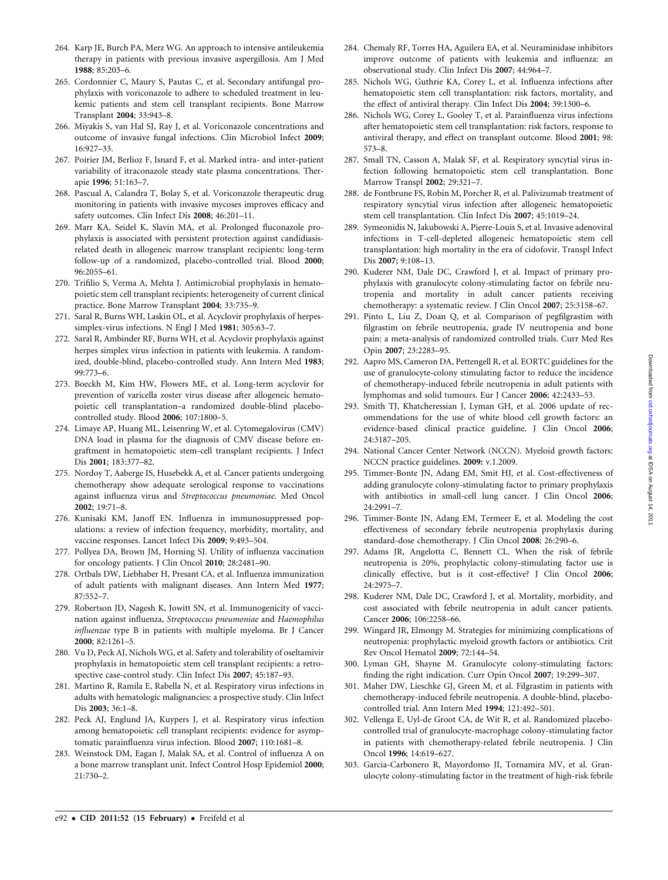264. Karp JE, Burch PA, Merz WG. An approach to intensive antileukemia therapy in patients with previous invasive aspergillosis. Am J Med **1988**; 85:203–6.
265. Cordonnier C, Maury S, Pautas C, et al. Secondary antifungal prophylaxis with voriconazole to adhere to scheduled treatment in leukemic patients and stem cell transplant recipients. Bone Marrow Transplant **2004**; 33:943–8.
266. Miyakis S, van Hal SJ, Ray J, et al. Voriconazole concentrations and outcome of invasive fungal infections. Clin Microbiol Infect **2009**; 16:927–33.
267. Poirier JM, Berlioz F, Isnard F, et al. Marked intra- and inter-patient variability of itraconazole steady state plasma concentrations. Therapie **1996**; 51:163–7.
268. Pascual A, Calandra T, Bolay S, et al. Voriconazole therapeutic drug monitoring in patients with invasive mycoses improves efficacy and safety outcomes. Clin Infect Dis **2008**; 46:201–11.
269. Marr KA, Seidel K, Slavin MA, et al. Prolonged fluconazole prophylaxis is associated with persistent protection against candidiasis-related death in allogeneic marrow transplant recipients: long-term follow-up of a randomized, placebo-controlled trial. Blood **2000**; 96:2055–61.
270. Trifilio S, Verma A, Mehta J. Antimicrobial prophylaxis in hematopoietic stem cell transplant recipients: heterogeneity of current clinical practice. Bone Marrow Transplant **2004**; 33:735–9.
271. Saral R, Burns WH, Laskin OL, et al. Acyclovir prophylaxis of herpes-simplex-virus infections. N Engl J Med **1981**; 305:63–7.
272. Saral R, Ambinder RF, Burns WH, et al. Acyclovir prophylaxis against herpes simplex virus infection in patients with leukemia. A randomized, double-blind, placebo-controlled study. Ann Intern Med **1983**; 99:773–6.
273. Boeckh M, Kim HW, Flowers ME, et al. Long-term acyclovir for prevention of varicella zoster virus disease after allogeneic hematopoietic cell transplantation–a randomized double-blind placebo-controlled study. Blood **2006**; 107:1800–5.
274. Limaye AP, Huang ML, Leisenring W, et al. Cytomegalovirus (CMV) DNA load in plasma for the diagnosis of CMV disease before engraftment in hematopoietic stem-cell transplant recipients. J Infect Dis **2001**; 183:377–82.
275. Nordoy T, Aaberge IS, Husebekk A, et al. Cancer patients undergoing chemotherapy show adequate serological response to vaccinations against influenza virus and *Streptococcus pneumoniae*. Med Oncol **2002**; 19:71–8.
276. Kunisaki KM, Janoff EN. Influenza in immunosuppressed populations: a review of infection frequency, morbidity, mortality, and vaccine responses. Lancet Infect Dis **2009**; 9:493–504.
277. Pollyea DA, Brown JM, Horning SJ. Utility of influenza vaccination for oncology patients. J Clin Oncol **2010**; 28:2481–90.
278. Ortbals DW, Liebhaber H, Presant CA, et al. Influenza immunization of adult patients with malignant diseases. Ann Intern Med **1977**; 87:552–7.
279. Robertson JD, Nagesh K, Jowitt SN, et al. Immunogenicity of vaccination against influenza, *Streptococcus pneumoniae* and *Haemophilus influenzae* type B in patients with multiple myeloma. Br J Cancer **2000**; 82:1261–5.
280. Vu D, Peck AJ, Nichols WG, et al. Safety and tolerability of oseltamivir prophylaxis in hematopoietic stem cell transplant recipients: a retrospective case-control study. Clin Infect Dis **2007**; 45:187–93.
281. Martino R, Ramila E, Rabella N, et al. Respiratory virus infections in adults with hematologic malignancies: a prospective study. Clin Infect Dis **2003**; 36:1–8.
282. Peck AJ, Englund JA, Kuypers J, et al. Respiratory virus infection among hematopoietic cell transplant recipients: evidence for asymptomatic parainfluenza virus infection. Blood **2007**; 110:1681–8.
283. Weinstock DM, Eagan J, Malak SA, et al. Control of influenza A on a bone marrow transplant unit. Infect Control Hosp Epidemiol **2000**; 21:730–2.
284. Chemaly RF, Torres HA, Aguilera EA, et al. Neuraminidase inhibitors improve outcome of patients with leukemia and influenza: an observational study. Clin Infect Dis **2007**; 44:964–7.
285. Nichols WG, Guthrie KA, Corey L, et al. Influenza infections after hematopoietic stem cell transplantation: risk factors, mortality, and the effect of antiviral therapy. Clin Infect Dis **2004**; 39:1300–6.
286. Nichols WG, Corey L, Gooley T, et al. Parainfluenza virus infections after hematopoietic stem cell transplantation: risk factors, response to antiviral therapy, and effect on transplant outcome. Blood **2001**; 98: 573–8.
287. Small TN, Casson A, Malak SF, et al. Respiratory syncytial virus infection following hematopoietic stem cell transplantation. Bone Marrow Transpl **2002**; 29:321–7.
288. de Fontbrune FS, Robin M, Porcher R, et al. Palivizumab treatment of respiratory syncytial virus infection after allogeneic hematopoietic stem cell transplantation. Clin Infect Dis **2007**; 45:1019–24.
289. Symeonidis N, Jakubowski A, Pierre-Louis S, et al. Invasive adenoviral infections in T-cell-depleted allogeneic hematopoietic stem cell transplantation: high mortality in the era of cidofovir. Transpl Infect Dis **2007**; 9:108–13.
290. Kuderer NM, Dale DC, Crawford J, et al. Impact of primary prophylaxis with granulocyte colony-stimulating factor on febrile neutropenia and mortality in adult cancer patients receiving chemotherapy: a systematic review. J Clin Oncol **2007**; 25:3158–67.
291. Pinto L, Liu Z, Doan Q, et al. Comparison of pegfilgrastim with filgrastim on febrile neutropenia, grade IV neutropenia and bone pain: a meta-analysis of randomized controlled trials. Curr Med Res Opin **2007**; 23:2283–95.
292. Aapro MS, Cameron DA, Pettengell R, et al. EORTC guidelines for the use of granulocyte-colony stimulating factor to reduce the incidence of chemotherapy-induced febrile neutropenia in adult patients with lymphomas and solid tumours. Eur J Cancer **2006**; 42:2433–53.
293. Smith TJ, Khatcheressian J, Lyman GH, et al. 2006 update of recommendations for the use of white blood cell growth factors: an evidence-based clinical practice guideline. J Clin Oncol **2006**; 24:3187–205.
294. National Cancer Center Network (NCCN). Myeloid growth factors: NCCN practice guidelines. **2009:** v.1.2009.
295. Timmer-Bonte JN, Adang EM, Smit HJ, et al. Cost-effectiveness of adding granulocyte colony-stimulating factor to primary prophylaxis with antibiotics in small-cell lung cancer. J Clin Oncol **2006**; 24:2991–7.
296. Timmer-Bonte JN, Adang EM, Termeer E, et al. Modeling the cost effectiveness of secondary febrile neutropenia prophylaxis during standard-dose chemotherapy. J Clin Oncol **2008**; 26:290–6.
297. Adams JR, Angelotta C, Bennett CL. When the risk of febrile neutropenia is 20%, prophylactic colony-stimulating factor use is clinically effective, but is it cost-effective? J Clin Oncol **2006**; 24:2975–7.
298. Kuderer NM, Dale DC, Crawford J, et al. Mortality, morbidity, and cost associated with febrile neutropenia in adult cancer patients. Cancer **2006**; 106:2258–66.
299. Wingard JR, Elmongy M. Strategies for minimizing complications of neutropenia: prophylactic myeloid growth factors or antibiotics. Crit Rev Oncol Hematol **2009**; 72:144–54.
300. Lyman GH, Shayne M. Granulocyte colony-stimulating factors: finding the right indication. Curr Opin Oncol **2007**; 19:299–307.
301. Maher DW, Lieschke GJ, Green M, et al. Filgrastim in patients with chemotherapy-induced febrile neutropenia. A double-blind, placebo-controlled trial. Ann Intern Med **1994**; 121:492–501.
302. Vellenga E, Uyl-de Groot CA, de Wit R, et al. Randomized placebo-controlled trial of granulocyte-macrophage colony-stimulating factor in patients with chemotherapy-related febrile neutropenia. J Clin Oncol **1996**; 14:619–627.
303. Garcia-Carbonero R, Mayordomo JI, Tornamira MV, et al. Granulocyte colony-stimulating factor in the treatment of high-risk febrile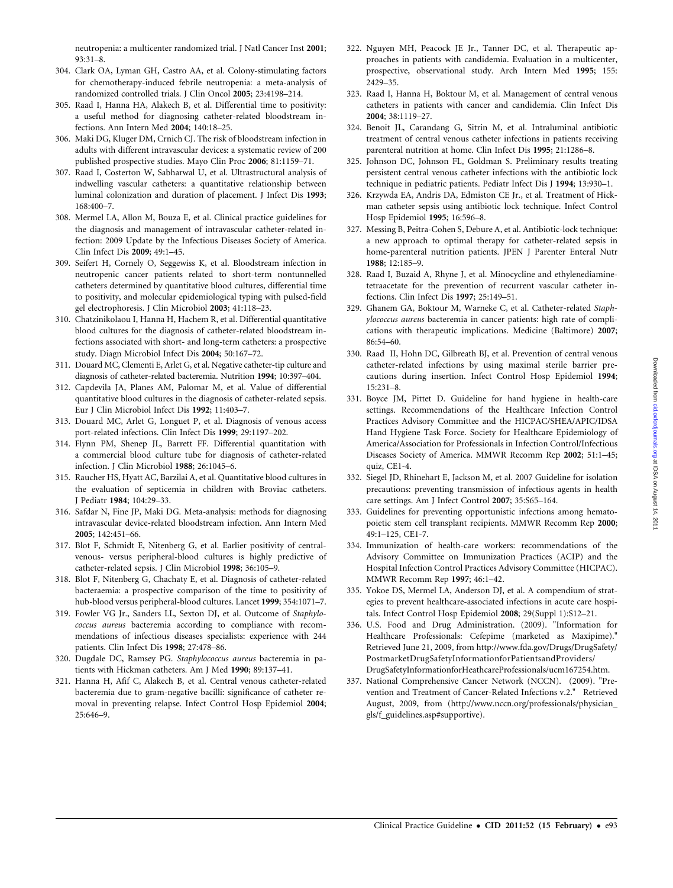neutropenia: a multicenter randomized trial. J Natl Cancer Inst **2001**; 93:31–8.

304. Clark OA, Lyman GH, Castro AA, et al. Colony-stimulating factors for chemotherapy-induced febrile neutropenia: a meta-analysis of randomized controlled trials. J Clin Oncol **2005**; 23:4198–214.
305. Raad I, Hanna HA, Alakech B, et al. Differential time to positivity: a useful method for diagnosing catheter-related bloodstream infections. Ann Intern Med **2004**; 140:18–25.
306. Maki DG, Kluger DM, Crnich CJ. The risk of bloodstream infection in adults with different intravascular devices: a systematic review of 200 published prospective studies. Mayo Clin Proc **2006**; 81:1159–71.
307. Raad I, Costerton W, Sabharwal U, et al. Ultrastructural analysis of indwelling vascular catheters: a quantitative relationship between luminal colonization and duration of placement. J Infect Dis **1993**; 168:400–7.
308. Mermel LA, Allon M, Bouza E, et al. Clinical practice guidelines for the diagnosis and management of intravascular catheter-related infection: 2009 Update by the Infectious Diseases Society of America. Clin Infect Dis **2009**; 49:1–45.
309. Seifert H, Cornely O, Seggewiss K, et al. Bloodstream infection in neutropenic cancer patients related to short-term nontunnelled catheters determined by quantitative blood cultures, differential time to positivity, and molecular epidemiological typing with pulsed-field gel electrophoresis. J Clin Microbiol **2003**; 41:118–23.
310. Chatzinikolaou I, Hanna H, Hachem R, et al. Differential quantitative blood cultures for the diagnosis of catheter-related bloodstream infections associated with short- and long-term catheters: a prospective study. Diagn Microbiol Infect Dis **2004**; 50:167–72.
311. Douard MC, Clementi E, Arlet G, et al. Negative catheter-tip culture and diagnosis of catheter-related bacteremia. Nutrition **1994**; 10:397–404.
312. Capdevila JA, Planes AM, Palomar M, et al. Value of differential quantitative blood cultures in the diagnosis of catheter-related sepsis. Eur J Clin Microbiol Infect Dis **1992**; 11:403–7.
313. Douard MC, Arlet G, Longuet P, et al. Diagnosis of venous access port-related infections. Clin Infect Dis **1999**; 29:1197–202.
314. Flynn PM, Shenep JL, Barrett FF. Differential quantitation with a commercial blood culture tube for diagnosis of catheter-related infection. J Clin Microbiol **1988**; 26:1045–6.
315. Raucher HS, Hyatt AC, Barzilai A, et al. Quantitative blood cultures in the evaluation of septicemia in children with Broviac catheters. J Pediatr **1984**; 104:29–33.
316. Safdar N, Fine JP, Maki DG. Meta-analysis: methods for diagnosing intravascular device-related bloodstream infection. Ann Intern Med **2005**; 142:451–66.
317. Blot F, Schmidt E, Nitenberg G, et al. Earlier positivity of central-venous- versus peripheral-blood cultures is highly predictive of catheter-related sepsis. J Clin Microbiol **1998**; 36:105–9.
318. Blot F, Nitenberg G, Chachaty E, et al. Diagnosis of catheter-related bacteraemia: a prospective comparison of the time to positivity of hub-blood versus peripheral-blood cultures. Lancet **1999**; 354:1071–7.
319. Fowler VG Jr., Sanders LL, Sexton DJ, et al. Outcome of *Staphylococcus aureus* bacteremia according to compliance with recommendations of infectious diseases specialists: experience with 244 patients. Clin Infect Dis **1998**; 27:478–86.
320. Dugdale DC, Ramsey PG. *Staphylococcus aureus* bacteremia in patients with Hickman catheters. Am J Med **1990**; 89:137–41.
321. Hanna H, Afif C, Alakech B, et al. Central venous catheter-related bacteremia due to gram-negative bacilli: significance of catheter removal in preventing relapse. Infect Control Hosp Epidemiol **2004**; 25:646–9.
322. Nguyen MH, Peacock JE Jr., Tanner DC, et al. Therapeutic approaches in patients with candidemia. Evaluation in a multicenter, prospective, observational study. Arch Intern Med **1995**; 155: 2429–35.
323. Raad I, Hanna H, Boktour M, et al. Management of central venous catheters in patients with cancer and candidemia. Clin Infect Dis **2004**; 38:1119–27.
324. Benoit JL, Carandang G, Sitrin M, et al. Intraluminal antibiotic treatment of central venous catheter infections in patients receiving parenteral nutrition at home. Clin Infect Dis **1995**; 21:1286–8.
325. Johnson DC, Johnson FL, Goldman S. Preliminary results treating persistent central venous catheter infections with the antibiotic lock technique in pediatric patients. Pediatr Infect Dis J **1994**; 13:930–1.
326. Krzywda EA, Andris DA, Edmiston CE Jr., et al. Treatment of Hickman catheter sepsis using antibiotic lock technique. Infect Control Hosp Epidemiol **1995**; 16:596–8.
327. Messing B, Peitra-Cohen S, Debure A, et al. Antibiotic-lock technique: a new approach to optimal therapy for catheter-related sepsis in home-parenteral nutrition patients. JPEN J Parenter Enteral Nutr **1988**; 12:185–9.
328. Raad I, Buzaid A, Rhyne J, et al. Minocycline and ethylenediaminetetraacetate for the prevention of recurrent vascular catheter infections. Clin Infect Dis **1997**; 25:149–51.
329. Ghanem GA, Boktour M, Warneke C, et al. Catheter-related *Staphylococcus aureus* bacteremia in cancer patients: high rate of complications with therapeutic implications. Medicine (Baltimore) **2007**; 86:54–60.
330. Raad II, Hohn DC, Gilbreath BJ, et al. Prevention of central venous catheter-related infections by using maximal sterile barrier precautions during insertion. Infect Control Hosp Epidemiol **1994**; 15:231–8.
331. Boyce JM, Pittet D. Guideline for hand hygiene in health-care settings. Recommendations of the Healthcare Infection Control Practices Advisory Committee and the HICPAC/SHEA/APIC/IDSA Hand Hygiene Task Force. Society for Healthcare Epidemiology of America/Association for Professionals in Infection Control/Infectious Diseases Society of America. MMWR Recomm Rep **2002**; 51:1–45; quiz, CE1-4.
332. Siegel JD, Rhinehart E, Jackson M, et al. 2007 Guideline for isolation precautions: preventing transmission of infectious agents in health care settings. Am J Infect Control **2007**; 35:S65–164.
333. Guidelines for preventing opportunistic infections among hematopoietic stem cell transplant recipients. MMWR Recomm Rep **2000**; 49:1–125, CE1-7.
334. Immunization of health-care workers: recommendations of the Advisory Committee on Immunization Practices (ACIP) and the Hospital Infection Control Practices Advisory Committee (HICPAC). MMWR Recomm Rep **1997**; 46:1–42.
335. Yokoe DS, Mermel LA, Anderson DJ, et al. A compendium of strategies to prevent healthcare-associated infections in acute care hospitals. Infect Control Hosp Epidemiol **2008**; 29(Suppl 1):S12–21.
336. U.S. Food and Drug Administration. (2009). "Information for Healthcare Professionals: Cefepime (marketed as Maxipime)." Retrieved June 21, 2009, from http://www.fda.gov/Drugs/DrugSafety/PostmarketDrugSafetyInformationforPatientsandProviders/DrugSafetyInformationforHeathcareProfessionals/ucm167254.htm.
337. National Comprehensive Cancer Network (NCCN). (2009). "Prevention and Treatment of Cancer-Related Infections v.2." Retrieved August, 2009, from (http://www.nccn.org/professionals/physician_gls/f_guidelines.asp#supportive).